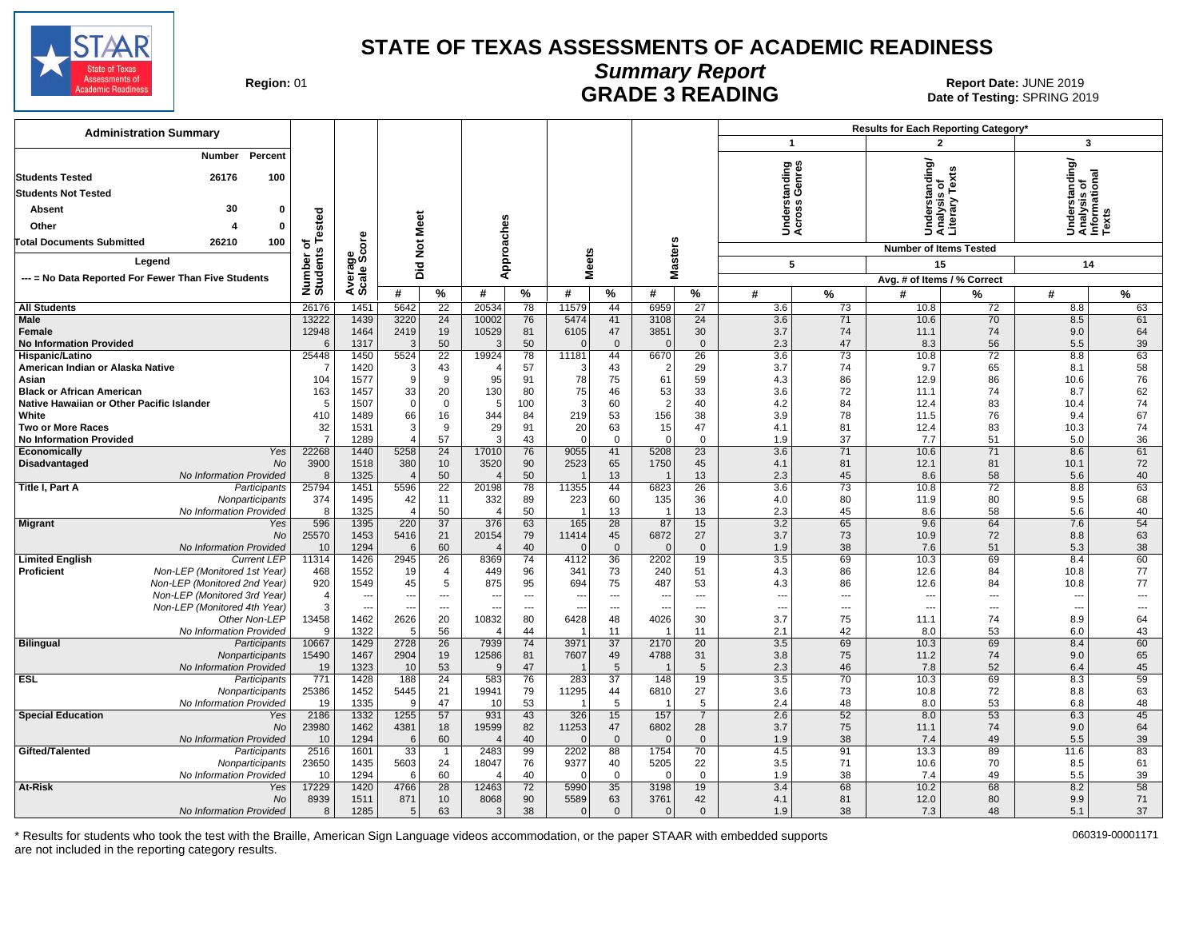# STATE OF TEXAS ASSESSMENTS OF ACADEMIC READINESS

## Summary Report

## GRADE 3 READING

**Region:** 01

**Report Date:** JUNE 2019

**Date of Testing:** SPRING 2019

### Administration Summary

| | Number | Percent |
|---|---|---|
| Students Tested | 26176 | 100 |
| Students Not Tested | | |
| Absent | 30 | 0 |
| Other | 4 | 0 |
| Total Documents Submitted | 26210 | 100 |

Legend

--- = No Data Reported For Fewer Than Five Students

| | | Number of Students Tested | Average Scale Score | Did Not Meet # | Did Not Meet % | Approaches # | Approaches % | Meets # | Meets % | Masters # | Masters % | 1 Understanding Across Genres (5 items) # | 1 % | 2 Understanding/ Analysis of Literary Texts (15 items) # | 2 % | 3 Understanding/ Analysis of Informational Texts (14 items) # | 3 % |
|---|---|---|---|---|---|---|---|---|---|---|---|---|---|---|---|---|---|
| All Students | | 26176 | 1451 | 5642 | 22 | 20534 | 78 | 11579 | 44 | 6959 | 27 | 3.6 | 73 | 10.8 | 72 | 8.8 | 63 |
| Male | | 13222 | 1439 | 3220 | 24 | 10002 | 76 | 5474 | 41 | 3108 | 24 | 3.6 | 71 | 10.6 | 70 | 8.5 | 61 |
| Female | | 12948 | 1464 | 2419 | 19 | 10529 | 81 | 6105 | 47 | 3851 | 30 | 3.7 | 74 | 11.1 | 74 | 9.0 | 64 |
| No Information Provided | | 6 | 1317 | 3 | 50 | 3 | 50 | 0 | 0 | 0 | 0 | 2.3 | 47 | 8.3 | 56 | 5.5 | 39 |
| Hispanic/Latino | | 25448 | 1450 | 5524 | 22 | 19924 | 78 | 11181 | 44 | 6670 | 26 | 3.6 | 73 | 10.8 | 72 | 8.8 | 63 |
| American Indian or Alaska Native | | 7 | 1420 | 3 | 43 | 4 | 57 | 3 | 43 | 2 | 29 | 3.7 | 74 | 9.7 | 65 | 8.1 | 58 |
| Asian | | 104 | 1577 | 9 | 9 | 95 | 91 | 78 | 75 | 61 | 59 | 4.3 | 86 | 12.9 | 86 | 10.6 | 76 |
| Black or African American | | 163 | 1457 | 33 | 20 | 130 | 80 | 75 | 46 | 53 | 33 | 3.6 | 72 | 11.1 | 74 | 8.7 | 62 |
| Native Hawaiian or Other Pacific Islander | | 5 | 1507 | 0 | 0 | 5 | 100 | 3 | 60 | 2 | 40 | 4.2 | 84 | 12.4 | 83 | 10.4 | 74 |
| White | | 410 | 1489 | 66 | 16 | 344 | 84 | 219 | 53 | 156 | 38 | 3.9 | 78 | 11.5 | 76 | 9.4 | 67 |
| Two or More Races | | 32 | 1531 | 3 | 9 | 29 | 91 | 20 | 63 | 15 | 47 | 4.1 | 81 | 12.4 | 83 | 10.3 | 74 |
| No Information Provided | | 7 | 1289 | 4 | 57 | 3 | 43 | 0 | 0 | 0 | 0 | 1.9 | 37 | 7.7 | 51 | 5.0 | 36 |
| Economically Disadvantaged | Yes | 22268 | 1440 | 5258 | 24 | 17010 | 76 | 9055 | 41 | 5208 | 23 | 3.6 | 71 | 10.6 | 71 | 8.6 | 61 |
| | No | 3900 | 1518 | 380 | 10 | 3520 | 90 | 2523 | 65 | 1750 | 45 | 4.1 | 81 | 12.1 | 81 | 10.1 | 72 |
| | No Information Provided | 8 | 1325 | 4 | 50 | 4 | 50 | 1 | 13 | 1 | 13 | 2.3 | 45 | 8.6 | 58 | 5.6 | 40 |
| Title I, Part A | Participants | 25794 | 1451 | 5596 | 22 | 20198 | 78 | 11355 | 44 | 6823 | 26 | 3.6 | 73 | 10.8 | 72 | 8.8 | 63 |
| | Nonparticipants | 374 | 1495 | 42 | 11 | 332 | 89 | 223 | 60 | 135 | 36 | 4.0 | 80 | 11.9 | 80 | 9.5 | 68 |
| | No Information Provided | 8 | 1325 | 4 | 50 | 4 | 50 | 1 | 13 | 1 | 13 | 2.3 | 45 | 8.6 | 58 | 5.6 | 40 |
| Migrant | Yes | 596 | 1395 | 220 | 37 | 376 | 63 | 165 | 28 | 87 | 15 | 3.2 | 65 | 9.6 | 64 | 7.6 | 54 |
| | No | 25570 | 1453 | 5416 | 21 | 20154 | 79 | 11414 | 45 | 6872 | 27 | 3.7 | 73 | 10.9 | 72 | 8.8 | 63 |
| | No Information Provided | 10 | 1294 | 6 | 60 | 4 | 40 | 0 | 0 | 0 | 0 | 1.9 | 38 | 7.6 | 51 | 5.3 | 38 |
| Limited English Proficient | Current LEP | 11314 | 1426 | 2945 | 26 | 8369 | 74 | 4112 | 36 | 2202 | 19 | 3.5 | 69 | 10.3 | 69 | 8.4 | 60 |
| | Non-LEP (Monitored 1st Year) | 468 | 1552 | 19 | 4 | 449 | 96 | 341 | 73 | 240 | 51 | 4.3 | 86 | 12.6 | 84 | 10.8 | 77 |
| | Non-LEP (Monitored 2nd Year) | 920 | 1549 | 45 | 5 | 875 | 95 | 694 | 75 | 487 | 53 | 4.3 | 86 | 12.6 | 84 | 10.8 | 77 |
| | Non-LEP (Monitored 3rd Year) | 4 | --- | --- | --- | --- | --- | --- | --- | --- | --- | --- | --- | --- | --- | --- | --- |
| | Non-LEP (Monitored 4th Year) | 3 | --- | --- | --- | --- | --- | --- | --- | --- | --- | --- | --- | --- | --- | --- | --- |
| | Other Non-LEP | 13458 | 1462 | 2626 | 20 | 10832 | 80 | 6428 | 48 | 4026 | 30 | 3.7 | 75 | 11.1 | 74 | 8.9 | 64 |
| | No Information Provided | 9 | 1322 | 5 | 56 | 4 | 44 | 1 | 11 | 1 | 11 | 2.1 | 42 | 8.0 | 53 | 6.0 | 43 |
| Bilingual | Participants | 10667 | 1429 | 2728 | 26 | 7939 | 74 | 3971 | 37 | 2170 | 20 | 3.5 | 69 | 10.3 | 69 | 8.4 | 60 |
| | Nonparticipants | 15490 | 1467 | 2904 | 19 | 12586 | 81 | 7607 | 49 | 4788 | 31 | 3.8 | 75 | 11.2 | 74 | 9.0 | 65 |
| | No Information Provided | 19 | 1323 | 10 | 53 | 9 | 47 | 1 | 5 | 1 | 5 | 2.3 | 46 | 7.8 | 52 | 6.4 | 45 |
| ESL | Participants | 771 | 1428 | 188 | 24 | 583 | 76 | 283 | 37 | 148 | 19 | 3.5 | 70 | 10.3 | 69 | 8.3 | 59 |
| | Nonparticipants | 25386 | 1452 | 5445 | 21 | 19941 | 79 | 11295 | 44 | 6810 | 27 | 3.6 | 73 | 10.8 | 72 | 8.8 | 63 |
| | No Information Provided | 19 | 1335 | 9 | 47 | 10 | 53 | 1 | 5 | 1 | 5 | 2.4 | 48 | 8.0 | 53 | 6.8 | 48 |
| Special Education | Yes | 2186 | 1332 | 1255 | 57 | 931 | 43 | 326 | 15 | 157 | 7 | 2.6 | 52 | 8.0 | 53 | 6.3 | 45 |
| | No | 23980 | 1462 | 4381 | 18 | 19599 | 82 | 11253 | 47 | 6802 | 28 | 3.7 | 75 | 11.1 | 74 | 9.0 | 64 |
| | No Information Provided | 10 | 1294 | 6 | 60 | 4 | 40 | 0 | 0 | 0 | 0 | 1.9 | 38 | 7.4 | 49 | 5.5 | 39 |
| Gifted/Talented | Participants | 2516 | 1601 | 33 | 1 | 2483 | 99 | 2202 | 88 | 1754 | 70 | 4.5 | 91 | 13.3 | 89 | 11.6 | 83 |
| | Nonparticipants | 23650 | 1435 | 5603 | 24 | 18047 | 76 | 9377 | 40 | 5205 | 22 | 3.5 | 71 | 10.6 | 70 | 8.5 | 61 |
| | No Information Provided | 10 | 1294 | 6 | 60 | 4 | 40 | 0 | 0 | 0 | 0 | 1.9 | 38 | 7.4 | 49 | 5.5 | 39 |
| At-Risk | Yes | 17229 | 1420 | 4766 | 28 | 12463 | 72 | 5990 | 35 | 3198 | 19 | 3.4 | 68 | 10.2 | 68 | 8.2 | 58 |
| | No | 8939 | 1511 | 871 | 10 | 8068 | 90 | 5589 | 63 | 3761 | 42 | 4.1 | 81 | 12.0 | 80 | 9.9 | 71 |
| | No Information Provided | 8 | 1285 | 5 | 63 | 3 | 38 | 0 | 0 | 0 | 0 | 1.9 | 38 | 7.3 | 48 | 5.1 | 37 |

Results for Each Reporting Category* — Number of Items Tested: 1 = 5, 2 = 15, 3 = 14; Avg. # of Items / % Correct.

\* Results for students who took the test with the Braille, American Sign Language videos accommodation, or the paper STAAR with embedded supports are not included in the reporting category results.

060319-00001171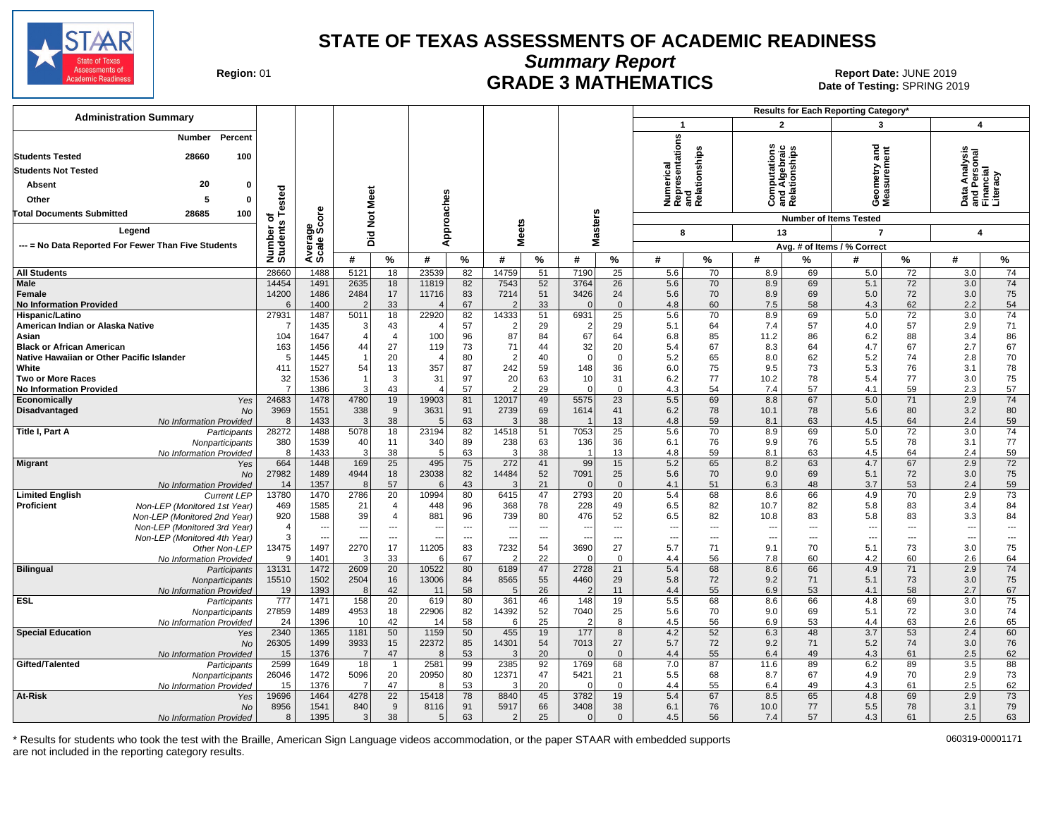# STATE OF TEXAS ASSESSMENTS OF ACADEMIC READINESS

## Summary Report

## GRADE 3 MATHEMATICS

**Region:** 01

**Report Date:** JUNE 2019
**Date of Testing:** SPRING 2019

### Administration Summary

| | Number | Percent |
|---|---|---|
| Students Tested | 28660 | 100 |
| Students Not Tested | | |
| Absent | 20 | 0 |
| Other | 5 | 0 |
| Total Documents Submitted | 28685 | 100 |

Legend

--- = No Data Reported For Fewer Than Five Students

Results for Each Reporting Category*: 1 = Numerical Representations and Relationships (Number of Items Tested: 8); 2 = Computations and Algebraic Relationships (13); 3 = Geometry and Measurement (7); 4 = Data Analysis and Personal Financial Literacy (4). Avg. # of Items / % Correct.

| Group | | Number of Students Tested | Average Scale Score | Did Not Meet # | Did Not Meet % | Approaches # | Approaches % | Meets # | Meets % | Masters # | Masters % | Cat 1 # | Cat 1 % | Cat 2 # | Cat 2 % | Cat 3 # | Cat 3 % | Cat 4 # | Cat 4 % |
|---|---|---|---|---|---|---|---|---|---|---|---|---|---|---|---|---|---|---|---|
| All Students | | 28660 | 1488 | 5121 | 18 | 23539 | 82 | 14759 | 51 | 7190 | 25 | 5.6 | 70 | 8.9 | 69 | 5.0 | 72 | 3.0 | 74 |
| Male | | 14454 | 1491 | 2635 | 18 | 11819 | 82 | 7543 | 52 | 3764 | 26 | 5.6 | 70 | 8.9 | 69 | 5.1 | 72 | 3.0 | 74 |
| Female | | 14200 | 1486 | 2484 | 17 | 11716 | 83 | 7214 | 51 | 3426 | 24 | 5.6 | 70 | 8.9 | 69 | 5.0 | 72 | 3.0 | 75 |
| No Information Provided | | 6 | 1400 | 2 | 33 | 4 | 67 | 2 | 33 | 0 | 0 | 4.8 | 60 | 7.5 | 58 | 4.3 | 62 | 2.2 | 54 |
| Hispanic/Latino | | 27931 | 1487 | 5011 | 18 | 22920 | 82 | 14333 | 51 | 6931 | 25 | 5.6 | 70 | 8.9 | 69 | 5.0 | 72 | 3.0 | 74 |
| American Indian or Alaska Native | | 7 | 1435 | 3 | 43 | 4 | 57 | 2 | 29 | 2 | 29 | 5.1 | 64 | 7.4 | 57 | 4.0 | 57 | 2.9 | 71 |
| Asian | | 104 | 1647 | 4 | 4 | 100 | 96 | 87 | 84 | 67 | 64 | 6.8 | 85 | 11.2 | 86 | 6.2 | 88 | 3.4 | 86 |
| Black or African American | | 163 | 1456 | 44 | 27 | 119 | 73 | 71 | 44 | 32 | 20 | 5.4 | 67 | 8.3 | 64 | 4.7 | 67 | 2.7 | 67 |
| Native Hawaiian or Other Pacific Islander | | 5 | 1445 | 1 | 20 | 4 | 80 | 2 | 40 | 0 | 0 | 5.2 | 65 | 8.0 | 62 | 5.2 | 74 | 2.8 | 70 |
| White | | 411 | 1527 | 54 | 13 | 357 | 87 | 242 | 59 | 148 | 36 | 6.0 | 75 | 9.5 | 73 | 5.3 | 76 | 3.1 | 78 |
| Two or More Races | | 32 | 1536 | 1 | 3 | 31 | 97 | 20 | 63 | 10 | 31 | 6.2 | 77 | 10.2 | 78 | 5.4 | 77 | 3.0 | 75 |
| No Information Provided | | 7 | 1386 | 3 | 43 | 4 | 57 | 2 | 29 | 0 | 0 | 4.3 | 54 | 7.4 | 57 | 4.1 | 59 | 2.3 | 57 |
| Economically Disadvantaged | Yes | 24683 | 1478 | 4780 | 19 | 19903 | 81 | 12017 | 49 | 5575 | 23 | 5.5 | 69 | 8.8 | 67 | 5.0 | 71 | 2.9 | 74 |
| | No | 3969 | 1551 | 338 | 9 | 3631 | 91 | 2739 | 69 | 1614 | 41 | 6.2 | 78 | 10.1 | 78 | 5.6 | 80 | 3.2 | 80 |
| | No Information Provided | 8 | 1433 | 3 | 38 | 5 | 63 | 3 | 38 | 1 | 13 | 4.8 | 59 | 8.1 | 63 | 4.5 | 64 | 2.4 | 59 |
| Title I, Part A | Participants | 28272 | 1488 | 5078 | 18 | 23194 | 82 | 14518 | 51 | 7053 | 25 | 5.6 | 70 | 8.9 | 69 | 5.0 | 72 | 3.0 | 74 |
| | Nonparticipants | 380 | 1539 | 40 | 11 | 340 | 89 | 238 | 63 | 136 | 36 | 6.1 | 76 | 9.9 | 76 | 5.5 | 78 | 3.1 | 77 |
| | No Information Provided | 8 | 1433 | 3 | 38 | 5 | 63 | 3 | 38 | 1 | 13 | 4.8 | 59 | 8.1 | 63 | 4.5 | 64 | 2.4 | 59 |
| Migrant | Yes | 664 | 1448 | 169 | 25 | 495 | 75 | 272 | 41 | 99 | 15 | 5.2 | 65 | 8.2 | 63 | 4.7 | 67 | 2.9 | 72 |
| | No | 27982 | 1489 | 4944 | 18 | 23038 | 82 | 14484 | 52 | 7091 | 25 | 5.6 | 70 | 9.0 | 69 | 5.1 | 72 | 3.0 | 75 |
| | No Information Provided | 14 | 1357 | 8 | 57 | 6 | 43 | 3 | 21 | 0 | 0 | 4.1 | 51 | 6.3 | 48 | 3.7 | 53 | 2.4 | 59 |
| Limited English Proficient | Current LEP | 13780 | 1470 | 2786 | 20 | 10994 | 80 | 6415 | 47 | 2793 | 20 | 5.4 | 68 | 8.6 | 66 | 4.9 | 70 | 2.9 | 73 |
| | Non-LEP (Monitored 1st Year) | 469 | 1585 | 21 | 4 | 448 | 96 | 368 | 78 | 228 | 49 | 6.5 | 82 | 10.7 | 82 | 5.8 | 83 | 3.4 | 84 |
| | Non-LEP (Monitored 2nd Year) | 920 | 1588 | 39 | 4 | 881 | 96 | 739 | 80 | 476 | 52 | 6.5 | 82 | 10.8 | 83 | 5.8 | 83 | 3.3 | 84 |
| | Non-LEP (Monitored 3rd Year) | 4 | --- | --- | --- | --- | --- | --- | --- | --- | --- | --- | --- | --- | --- | --- | --- | --- | --- |
| | Non-LEP (Monitored 4th Year) | 3 | --- | --- | --- | --- | --- | --- | --- | --- | --- | --- | --- | --- | --- | --- | --- | --- | --- |
| | Other Non-LEP | 13475 | 1497 | 2270 | 17 | 11205 | 83 | 7232 | 54 | 3690 | 27 | 5.7 | 71 | 9.1 | 70 | 5.1 | 73 | 3.0 | 75 |
| | No Information Provided | 9 | 1401 | 3 | 33 | 6 | 67 | 2 | 22 | 0 | 0 | 4.4 | 56 | 7.8 | 60 | 4.2 | 60 | 2.6 | 64 |
| Bilingual | Participants | 13131 | 1472 | 2609 | 20 | 10522 | 80 | 6189 | 47 | 2728 | 21 | 5.4 | 68 | 8.6 | 66 | 4.9 | 71 | 2.9 | 74 |
| | Nonparticipants | 15510 | 1502 | 2504 | 16 | 13006 | 84 | 8565 | 55 | 4460 | 29 | 5.8 | 72 | 9.2 | 71 | 5.1 | 73 | 3.0 | 75 |
| | No Information Provided | 19 | 1393 | 8 | 42 | 11 | 58 | 5 | 26 | 2 | 11 | 4.4 | 55 | 6.9 | 53 | 4.1 | 58 | 2.7 | 67 |
| ESL | Participants | 777 | 1471 | 158 | 20 | 619 | 80 | 361 | 46 | 148 | 19 | 5.5 | 68 | 8.6 | 66 | 4.8 | 69 | 3.0 | 75 |
| | Nonparticipants | 27859 | 1489 | 4953 | 18 | 22906 | 82 | 14392 | 52 | 7040 | 25 | 5.6 | 70 | 9.0 | 69 | 5.1 | 72 | 3.0 | 74 |
| | No Information Provided | 24 | 1396 | 10 | 42 | 14 | 58 | 6 | 25 | 2 | 8 | 4.5 | 56 | 6.9 | 53 | 4.4 | 63 | 2.6 | 65 |
| Special Education | Yes | 2340 | 1365 | 1181 | 50 | 1159 | 50 | 455 | 19 | 177 | 8 | 4.2 | 52 | 6.3 | 48 | 3.7 | 53 | 2.4 | 60 |
| | No | 26305 | 1499 | 3933 | 15 | 22372 | 85 | 14301 | 54 | 7013 | 27 | 5.7 | 72 | 9.2 | 71 | 5.2 | 74 | 3.0 | 76 |
| | No Information Provided | 15 | 1376 | 7 | 47 | 8 | 53 | 3 | 20 | 0 | 0 | 4.4 | 55 | 6.4 | 49 | 4.3 | 61 | 2.5 | 62 |
| Gifted/Talented | Participants | 2599 | 1649 | 18 | 1 | 2581 | 99 | 2385 | 92 | 1769 | 68 | 7.0 | 87 | 11.6 | 89 | 6.2 | 89 | 3.5 | 88 |
| | Nonparticipants | 26046 | 1472 | 5096 | 20 | 20950 | 80 | 12371 | 47 | 5421 | 21 | 5.5 | 68 | 8.7 | 67 | 4.9 | 70 | 2.9 | 73 |
| | No Information Provided | 15 | 1376 | 7 | 47 | 8 | 53 | 3 | 20 | 0 | 0 | 4.4 | 55 | 6.4 | 49 | 4.3 | 61 | 2.5 | 62 |
| At-Risk | Yes | 19696 | 1464 | 4278 | 22 | 15418 | 78 | 8840 | 45 | 3782 | 19 | 5.4 | 67 | 8.5 | 65 | 4.8 | 69 | 2.9 | 73 |
| | No | 8956 | 1541 | 840 | 9 | 8116 | 91 | 5917 | 66 | 3408 | 38 | 6.1 | 76 | 10.0 | 77 | 5.5 | 78 | 3.1 | 79 |
| | No Information Provided | 8 | 1395 | 3 | 38 | 5 | 63 | 2 | 25 | 0 | 0 | 4.5 | 56 | 7.4 | 57 | 4.3 | 61 | 2.5 | 63 |

\* Results for students who took the test with the Braille, American Sign Language videos accommodation, or the paper STAAR with embedded supports are not included in the reporting category results.

060319-00001171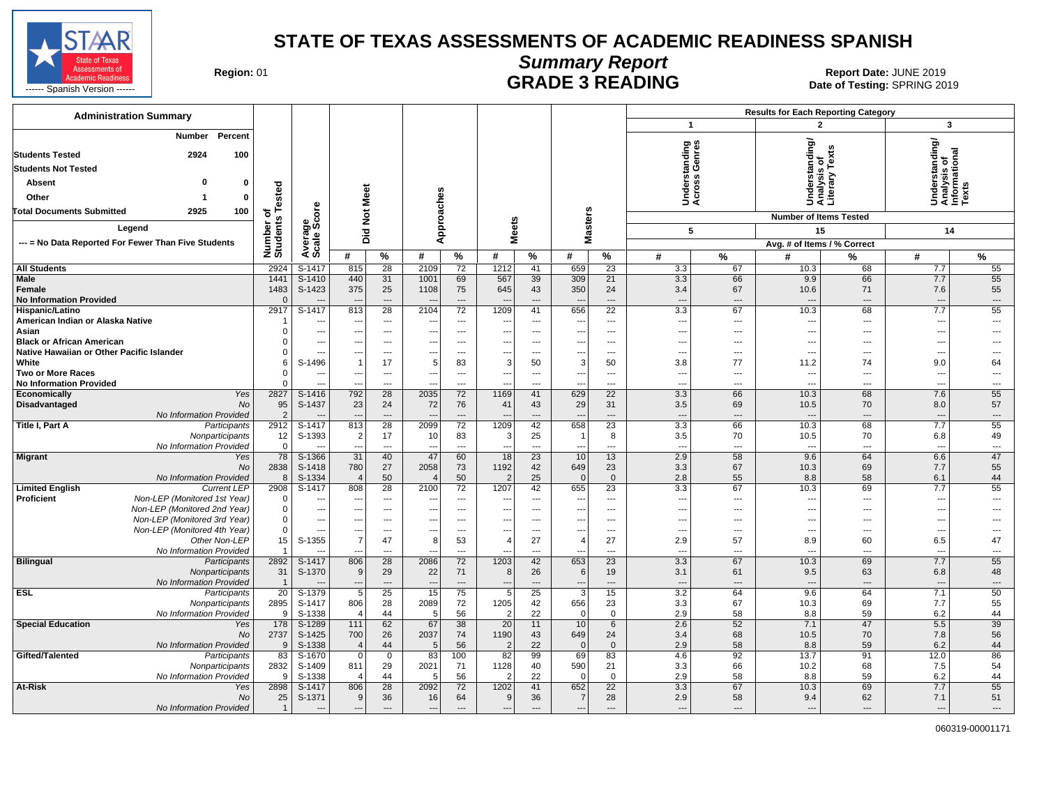# STATE OF TEXAS ASSESSMENTS OF ACADEMIC READINESS SPANISH

## Summary Report

## GRADE 3 READING

**Region:** 01

**Report Date:** JUNE 2019
**Date of Testing:** SPRING 2019

STAAR State of Texas Assessments of Academic Readiness ------ Spanish Version ------

### Administration Summary

| | Number | Percent |
|---|---|---|
| **Students Tested** | 2924 | 100 |
| **Students Not Tested** | | |
| Absent | 0 | 0 |
| Other | 1 | 0 |
| **Total Documents Submitted** | 2925 | 100 |

**Legend**

--- = No Data Reported For Fewer Than Five Students

| | | Number of Students Tested | Average Scale Score | Did Not Meet | | Approaches | | Meets | | Masters | | Results for Each Reporting Category: 1 Understanding Across Genres (Number of Items Tested: 5) | | 2 Understanding/ Analysis of Literary Texts (Number of Items Tested: 15) | | 3 Understanding/ Analysis of Informational Texts (Number of Items Tested: 14) | |
|---|---|---|---|---|---|---|---|---|---|---|---|---|---|---|---|---|---|
| | | | | # | % | # | % | # | % | # | % | # | % | # | % | # | % |
| **All Students** | | 2924 | S-1417 | 815 | 28 | 2109 | 72 | 1212 | 41 | 659 | 23 | 3.3 | 67 | 10.3 | 68 | 7.7 | 55 |
| **Male** | | 1441 | S-1410 | 440 | 31 | 1001 | 69 | 567 | 39 | 309 | 21 | 3.3 | 66 | 9.9 | 66 | 7.7 | 55 |
| **Female** | | 1483 | S-1423 | 375 | 25 | 1108 | 75 | 645 | 43 | 350 | 24 | 3.4 | 67 | 10.6 | 71 | 7.6 | 55 |
| **No Information Provided** | | 0 | --- | --- | --- | --- | --- | --- | --- | --- | --- | --- | --- | --- | --- | --- | --- |
| **Hispanic/Latino** | | 2917 | S-1417 | 813 | 28 | 2104 | 72 | 1209 | 41 | 656 | 22 | 3.3 | 67 | 10.3 | 68 | 7.7 | 55 |
| **American Indian or Alaska Native** | | 1 | --- | --- | --- | --- | --- | --- | --- | --- | --- | --- | --- | --- | --- | --- | --- |
| **Asian** | | 0 | --- | --- | --- | --- | --- | --- | --- | --- | --- | --- | --- | --- | --- | --- | --- |
| **Black or African American** | | 0 | --- | --- | --- | --- | --- | --- | --- | --- | --- | --- | --- | --- | --- | --- | --- |
| **Native Hawaiian or Other Pacific Islander** | | 0 | --- | --- | --- | --- | --- | --- | --- | --- | --- | --- | --- | --- | --- | --- | --- |
| **White** | | 6 | S-1496 | 1 | 17 | 5 | 83 | 3 | 50 | 3 | 50 | 3.8 | 77 | 11.2 | 74 | 9.0 | 64 |
| **Two or More Races** | | 0 | --- | --- | --- | --- | --- | --- | --- | --- | --- | --- | --- | --- | --- | --- | --- |
| **No Information Provided** | | 0 | --- | --- | --- | --- | --- | --- | --- | --- | --- | --- | --- | --- | --- | --- | --- |
| **Economically Disadvantaged** | *Yes* | 2827 | S-1416 | 792 | 28 | 2035 | 72 | 1169 | 41 | 629 | 22 | 3.3 | 66 | 10.3 | 68 | 7.6 | 55 |
| | *No* | 95 | S-1437 | 23 | 24 | 72 | 76 | 41 | 43 | 29 | 31 | 3.5 | 69 | 10.5 | 70 | 8.0 | 57 |
| | *No Information Provided* | 2 | --- | --- | --- | --- | --- | --- | --- | --- | --- | --- | --- | --- | --- | --- | --- |
| **Title I, Part A** | *Participants* | 2912 | S-1417 | 813 | 28 | 2099 | 72 | 1209 | 42 | 658 | 23 | 3.3 | 66 | 10.3 | 68 | 7.7 | 55 |
| | *Nonparticipants* | 12 | S-1393 | 2 | 17 | 10 | 83 | 3 | 25 | 1 | 8 | 3.5 | 70 | 10.5 | 70 | 6.8 | 49 |
| | *No Information Provided* | 0 | --- | --- | --- | --- | --- | --- | --- | --- | --- | --- | --- | --- | --- | --- | --- |
| **Migrant** | *Yes* | 78 | S-1366 | 31 | 40 | 47 | 60 | 18 | 23 | 10 | 13 | 2.9 | 58 | 9.6 | 64 | 6.6 | 47 |
| | *No* | 2838 | S-1418 | 780 | 27 | 2058 | 73 | 1192 | 42 | 649 | 23 | 3.3 | 67 | 10.3 | 69 | 7.7 | 55 |
| | *No Information Provided* | 8 | S-1334 | 4 | 50 | 4 | 50 | 2 | 25 | 0 | 0 | 2.8 | 55 | 8.8 | 58 | 6.1 | 44 |
| **Limited English Proficient** | *Current LEP* | 2908 | S-1417 | 808 | 28 | 2100 | 72 | 1207 | 42 | 655 | 23 | 3.3 | 67 | 10.3 | 69 | 7.7 | 55 |
| | *Non-LEP (Monitored 1st Year)* | 0 | --- | --- | --- | --- | --- | --- | --- | --- | --- | --- | --- | --- | --- | --- | --- |
| | *Non-LEP (Monitored 2nd Year)* | 0 | --- | --- | --- | --- | --- | --- | --- | --- | --- | --- | --- | --- | --- | --- | --- |
| | *Non-LEP (Monitored 3rd Year)* | 0 | --- | --- | --- | --- | --- | --- | --- | --- | --- | --- | --- | --- | --- | --- | --- |
| | *Non-LEP (Monitored 4th Year)* | 0 | --- | --- | --- | --- | --- | --- | --- | --- | --- | --- | --- | --- | --- | --- | --- |
| | *Other Non-LEP* | 15 | S-1355 | 7 | 47 | 8 | 53 | 4 | 27 | 4 | 27 | 2.9 | 57 | 8.9 | 60 | 6.5 | 47 |
| | *No Information Provided* | 1 | --- | --- | --- | --- | --- | --- | --- | --- | --- | --- | --- | --- | --- | --- | --- |
| **Bilingual** | *Participants* | 2892 | S-1417 | 806 | 28 | 2086 | 72 | 1203 | 42 | 653 | 23 | 3.3 | 67 | 10.3 | 69 | 7.7 | 55 |
| | *Nonparticipants* | 31 | S-1370 | 9 | 29 | 22 | 71 | 8 | 26 | 6 | 19 | 3.1 | 61 | 9.5 | 63 | 6.8 | 48 |
| | *No Information Provided* | 1 | --- | --- | --- | --- | --- | --- | --- | --- | --- | --- | --- | --- | --- | --- | --- |
| **ESL** | *Participants* | 20 | S-1379 | 5 | 25 | 15 | 75 | 5 | 25 | 3 | 15 | 3.2 | 64 | 9.6 | 64 | 7.1 | 50 |
| | *Nonparticipants* | 2895 | S-1417 | 806 | 28 | 2089 | 72 | 1205 | 42 | 656 | 23 | 3.3 | 67 | 10.3 | 69 | 7.7 | 55 |
| | *No Information Provided* | 9 | S-1338 | 4 | 44 | 5 | 56 | 2 | 22 | 0 | 0 | 2.9 | 58 | 8.8 | 59 | 6.2 | 44 |
| **Special Education** | *Yes* | 178 | S-1289 | 111 | 62 | 67 | 38 | 20 | 11 | 10 | 6 | 2.6 | 52 | 7.1 | 47 | 5.5 | 39 |
| | *No* | 2737 | S-1425 | 700 | 26 | 2037 | 74 | 1190 | 43 | 649 | 24 | 3.4 | 68 | 10.5 | 70 | 7.8 | 56 |
| | *No Information Provided* | 9 | S-1338 | 4 | 44 | 5 | 56 | 2 | 22 | 0 | 0 | 2.9 | 58 | 8.8 | 59 | 6.2 | 44 |
| **Gifted/Talented** | *Participants* | 83 | S-1670 | 0 | 0 | 83 | 100 | 82 | 99 | 69 | 83 | 4.6 | 92 | 13.7 | 91 | 12.0 | 86 |
| | *Nonparticipants* | 2832 | S-1409 | 811 | 29 | 2021 | 71 | 1128 | 40 | 590 | 21 | 3.3 | 66 | 10.2 | 68 | 7.5 | 54 |
| | *No Information Provided* | 9 | S-1338 | 4 | 44 | 5 | 56 | 2 | 22 | 0 | 0 | 2.9 | 58 | 8.8 | 59 | 6.2 | 44 |
| **At-Risk** | *Yes* | 2898 | S-1417 | 806 | 28 | 2092 | 72 | 1202 | 41 | 652 | 22 | 3.3 | 67 | 10.3 | 69 | 7.7 | 55 |
| | *No* | 25 | S-1371 | 9 | 36 | 16 | 64 | 9 | 36 | 7 | 28 | 2.9 | 58 | 9.4 | 62 | 7.1 | 51 |
| | *No Information Provided* | 1 | --- | --- | --- | --- | --- | --- | --- | --- | --- | --- | --- | --- | --- | --- | --- |

Note: For reporting categories, # = Avg. # of Items and % = % Correct.

060319-00001171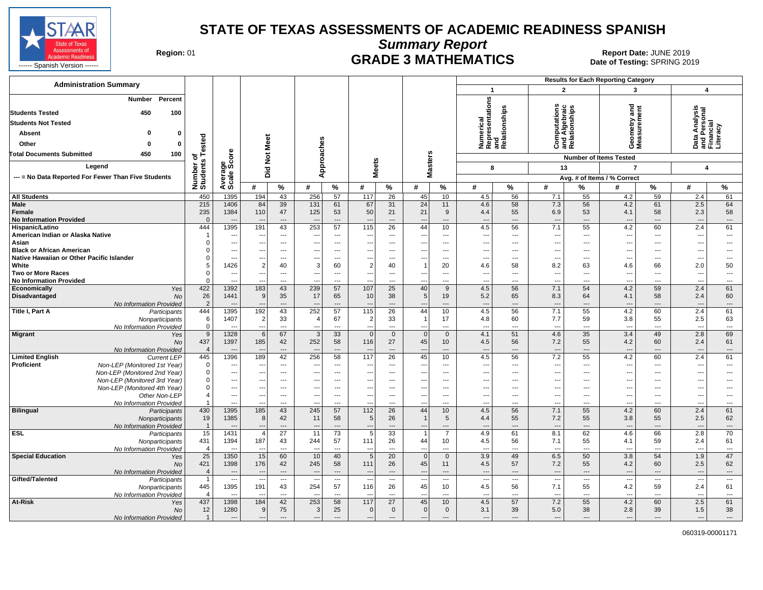# STATE OF TEXAS ASSESSMENTS OF ACADEMIC READINESS SPANISH

## Summary Report

## GRADE 3 MATHEMATICS

**Region:** 01

**Report Date:** JUNE 2019
**Date of Testing:** SPRING 2019

STAAR State of Texas Assessments of Academic Readiness ------ Spanish Version ------

### Administration Summary

| | Number | Percent |
|---|---|---|
| Students Tested | 450 | 100 |
| Students Not Tested | | |
| Absent | 0 | 0 |
| Other | 0 | 0 |
| Total Documents Submitted | 450 | 100 |

Legend

--- = No Data Reported For Fewer Than Five Students

Results for Each Reporting Category: 1 = Numerical Representations and Relationships (Number of Items Tested: 8); 2 = Computations and Algebraic Relationships (13); 3 = Geometry and Measurement (7); 4 = Data Analysis and Personal Financial Literacy (4). Avg. # of Items / % Correct.

| Group | | Number of Students Tested | Average Scale Score | Did Not Meet # | Did Not Meet % | Approaches # | Approaches % | Meets # | Meets % | Masters # | Masters % | Cat. 1 # | Cat. 1 % | Cat. 2 # | Cat. 2 % | Cat. 3 # | Cat. 3 % | Cat. 4 # | Cat. 4 % |
|---|---|---|---|---|---|---|---|---|---|---|---|---|---|---|---|---|---|---|---|
| All Students | | 450 | 1395 | 194 | 43 | 256 | 57 | 117 | 26 | 45 | 10 | 4.5 | 56 | 7.1 | 55 | 4.2 | 59 | 2.4 | 61 |
| Male | | 215 | 1406 | 84 | 39 | 131 | 61 | 67 | 31 | 24 | 11 | 4.6 | 58 | 7.3 | 56 | 4.2 | 61 | 2.5 | 64 |
| Female | | 235 | 1384 | 110 | 47 | 125 | 53 | 50 | 21 | 21 | 9 | 4.4 | 55 | 6.9 | 53 | 4.1 | 58 | 2.3 | 58 |
| No Information Provided | | 0 | --- | --- | --- | --- | --- | --- | --- | --- | --- | --- | --- | --- | --- | --- | --- | --- | --- |
| Hispanic/Latino | | 444 | 1395 | 191 | 43 | 253 | 57 | 115 | 26 | 44 | 10 | 4.5 | 56 | 7.1 | 55 | 4.2 | 60 | 2.4 | 61 |
| American Indian or Alaska Native | | 1 | --- | --- | --- | --- | --- | --- | --- | --- | --- | --- | --- | --- | --- | --- | --- | --- | --- |
| Asian | | 0 | --- | --- | --- | --- | --- | --- | --- | --- | --- | --- | --- | --- | --- | --- | --- | --- | --- |
| Black or African American | | 0 | --- | --- | --- | --- | --- | --- | --- | --- | --- | --- | --- | --- | --- | --- | --- | --- | --- |
| Native Hawaiian or Other Pacific Islander | | 0 | --- | --- | --- | --- | --- | --- | --- | --- | --- | --- | --- | --- | --- | --- | --- | --- | --- |
| White | | 5 | 1426 | 2 | 40 | 3 | 60 | 2 | 40 | 1 | 20 | 4.6 | 58 | 8.2 | 63 | 4.6 | 66 | 2.0 | 50 |
| Two or More Races | | 0 | --- | --- | --- | --- | --- | --- | --- | --- | --- | --- | --- | --- | --- | --- | --- | --- | --- |
| No Information Provided | | 0 | --- | --- | --- | --- | --- | --- | --- | --- | --- | --- | --- | --- | --- | --- | --- | --- | --- |
| Economically Disadvantaged | *Yes* | 422 | 1392 | 183 | 43 | 239 | 57 | 107 | 25 | 40 | 9 | 4.5 | 56 | 7.1 | 54 | 4.2 | 59 | 2.4 | 61 |
| | *No* | 26 | 1441 | 9 | 35 | 17 | 65 | 10 | 38 | 5 | 19 | 5.2 | 65 | 8.3 | 64 | 4.1 | 58 | 2.4 | 60 |
| | *No Information Provided* | 2 | --- | --- | --- | --- | --- | --- | --- | --- | --- | --- | --- | --- | --- | --- | --- | --- | --- |
| Title I, Part A | *Participants* | 444 | 1395 | 192 | 43 | 252 | 57 | 115 | 26 | 44 | 10 | 4.5 | 56 | 7.1 | 55 | 4.2 | 60 | 2.4 | 61 |
| | *Nonparticipants* | 6 | 1407 | 2 | 33 | 4 | 67 | 2 | 33 | 1 | 17 | 4.8 | 60 | 7.7 | 59 | 3.8 | 55 | 2.5 | 63 |
| | *No Information Provided* | 0 | --- | --- | --- | --- | --- | --- | --- | --- | --- | --- | --- | --- | --- | --- | --- | --- | --- |
| Migrant | *Yes* | 9 | 1328 | 6 | 67 | 3 | 33 | 0 | 0 | 0 | 0 | 4.1 | 51 | 4.6 | 35 | 3.4 | 49 | 2.8 | 69 |
| | *No* | 437 | 1397 | 185 | 42 | 252 | 58 | 116 | 27 | 45 | 10 | 4.5 | 56 | 7.2 | 55 | 4.2 | 60 | 2.4 | 61 |
| | *No Information Provided* | 4 | --- | --- | --- | --- | --- | --- | --- | --- | --- | --- | --- | --- | --- | --- | --- | --- | --- |
| Limited English Proficient | *Current LEP* | 445 | 1396 | 189 | 42 | 256 | 58 | 117 | 26 | 45 | 10 | 4.5 | 56 | 7.2 | 55 | 4.2 | 60 | 2.4 | 61 |
| | *Non-LEP (Monitored 1st Year)* | 0 | --- | --- | --- | --- | --- | --- | --- | --- | --- | --- | --- | --- | --- | --- | --- | --- | --- |
| | *Non-LEP (Monitored 2nd Year)* | 0 | --- | --- | --- | --- | --- | --- | --- | --- | --- | --- | --- | --- | --- | --- | --- | --- | --- |
| | *Non-LEP (Monitored 3rd Year)* | 0 | --- | --- | --- | --- | --- | --- | --- | --- | --- | --- | --- | --- | --- | --- | --- | --- | --- |
| | *Non-LEP (Monitored 4th Year)* | 0 | --- | --- | --- | --- | --- | --- | --- | --- | --- | --- | --- | --- | --- | --- | --- | --- | --- |
| | *Other Non-LEP* | 4 | --- | --- | --- | --- | --- | --- | --- | --- | --- | --- | --- | --- | --- | --- | --- | --- | --- |
| | *No Information Provided* | 1 | --- | --- | --- | --- | --- | --- | --- | --- | --- | --- | --- | --- | --- | --- | --- | --- | --- |
| Bilingual | *Participants* | 430 | 1395 | 185 | 43 | 245 | 57 | 112 | 26 | 44 | 10 | 4.5 | 56 | 7.1 | 55 | 4.2 | 60 | 2.4 | 61 |
| | *Nonparticipants* | 19 | 1385 | 8 | 42 | 11 | 58 | 5 | 26 | 1 | 5 | 4.4 | 55 | 7.2 | 55 | 3.8 | 55 | 2.5 | 62 |
| | *No Information Provided* | 1 | --- | --- | --- | --- | --- | --- | --- | --- | --- | --- | --- | --- | --- | --- | --- | --- | --- |
| ESL | *Participants* | 15 | 1431 | 4 | 27 | 11 | 73 | 5 | 33 | 1 | 7 | 4.9 | 61 | 8.1 | 62 | 4.6 | 66 | 2.8 | 70 |
| | *Nonparticipants* | 431 | 1394 | 187 | 43 | 244 | 57 | 111 | 26 | 44 | 10 | 4.5 | 56 | 7.1 | 55 | 4.1 | 59 | 2.4 | 61 |
| | *No Information Provided* | 4 | --- | --- | --- | --- | --- | --- | --- | --- | --- | --- | --- | --- | --- | --- | --- | --- | --- |
| Special Education | *Yes* | 25 | 1350 | 15 | 60 | 10 | 40 | 5 | 20 | 0 | 0 | 3.9 | 49 | 6.5 | 50 | 3.8 | 54 | 1.9 | 47 |
| | *No* | 421 | 1398 | 176 | 42 | 245 | 58 | 111 | 26 | 45 | 11 | 4.5 | 57 | 7.2 | 55 | 4.2 | 60 | 2.5 | 62 |
| | *No Information Provided* | 4 | --- | --- | --- | --- | --- | --- | --- | --- | --- | --- | --- | --- | --- | --- | --- | --- | --- |
| Gifted/Talented | *Participants* | 1 | --- | --- | --- | --- | --- | --- | --- | --- | --- | --- | --- | --- | --- | --- | --- | --- | --- |
| | *Nonparticipants* | 445 | 1395 | 191 | 43 | 254 | 57 | 116 | 26 | 45 | 10 | 4.5 | 56 | 7.1 | 55 | 4.2 | 59 | 2.4 | 61 |
| | *No Information Provided* | 4 | --- | --- | --- | --- | --- | --- | --- | --- | --- | --- | --- | --- | --- | --- | --- | --- | --- |
| At-Risk | *Yes* | 437 | 1398 | 184 | 42 | 253 | 58 | 117 | 27 | 45 | 10 | 4.5 | 57 | 7.2 | 55 | 4.2 | 60 | 2.5 | 61 |
| | *No* | 12 | 1280 | 9 | 75 | 3 | 25 | 0 | 0 | 0 | 0 | 3.1 | 39 | 5.0 | 38 | 2.8 | 39 | 1.5 | 38 |
| | *No Information Provided* | 1 | --- | --- | --- | --- | --- | --- | --- | --- | --- | --- | --- | --- | --- | --- | --- | --- | --- |

060319-00001171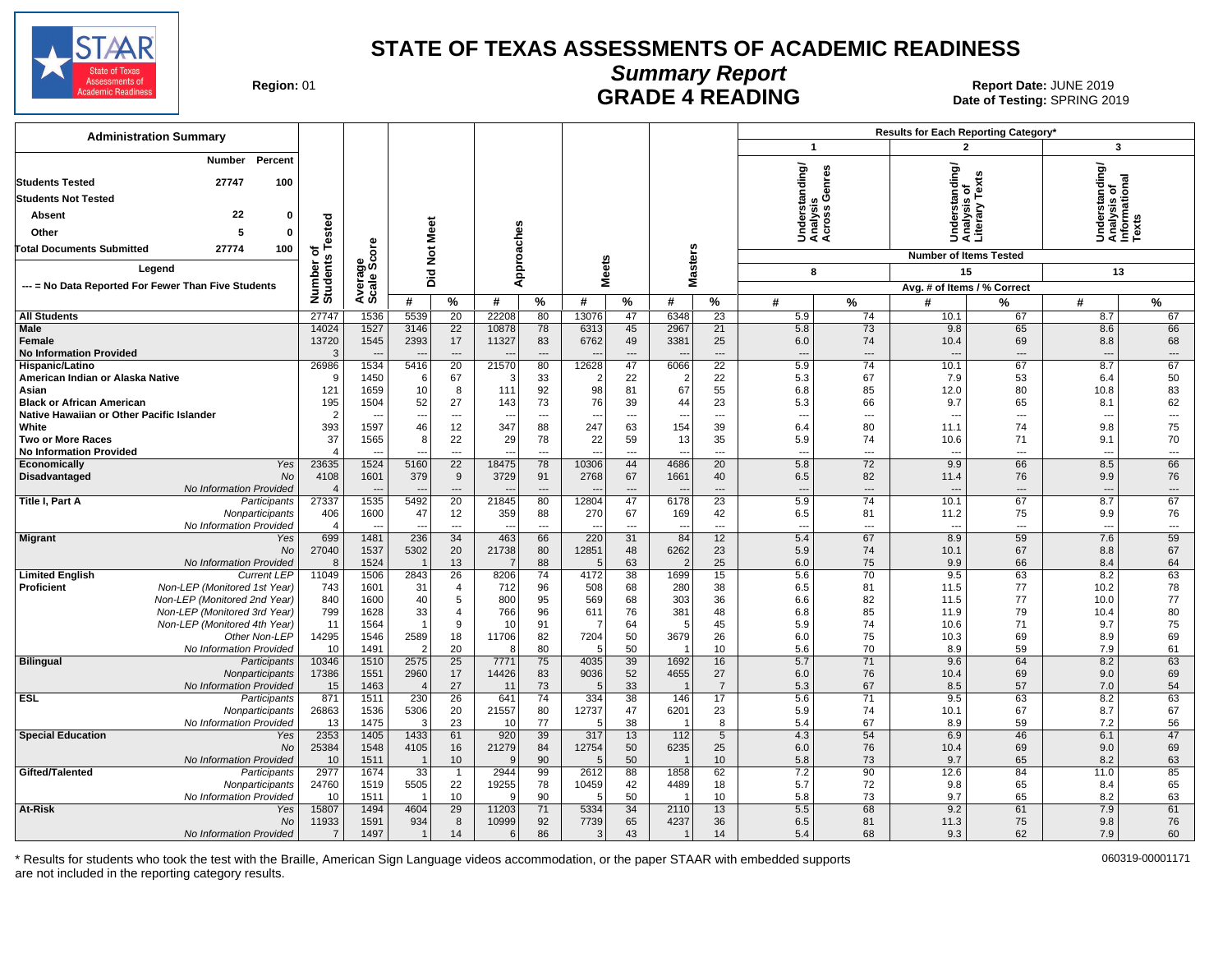# STATE OF TEXAS ASSESSMENTS OF ACADEMIC READINESS

## *Summary Report*

## GRADE 4 READING

**Region:** 01

**Report Date:** JUNE 2019
**Date of Testing:** SPRING 2019

### Administration Summary

| | Number | Percent |
|---|---|---|
| **Students Tested** | 27747 | 100 |
| **Students Not Tested** | | |
| **Absent** | 22 | 0 |
| **Other** | 5 | 0 |
| **Total Documents Submitted** | 27774 | 100 |

**Legend**

--- = No Data Reported For Fewer Than Five Students

Results for Each Reporting Category*: 1 = Understanding/Analysis Across Genres (8 items); 2 = Understanding/Analysis of Literary Texts (15 items); 3 = Understanding/Analysis of Informational Texts (13 items). Avg. # of Items / % Correct.

| Group | | Number of Students Tested | Average Scale Score | Did Not Meet # | Did Not Meet % | Approaches # | Approaches % | Meets # | Meets % | Masters # | Masters % | Cat 1 # | Cat 1 % | Cat 2 # | Cat 2 % | Cat 3 # | Cat 3 % |
|---|---|---|---|---|---|---|---|---|---|---|---|---|---|---|---|---|---|
| **All Students** | | 27747 | 1536 | 5539 | 20 | 22208 | 80 | 13076 | 47 | 6348 | 23 | 5.9 | 74 | 10.1 | 67 | 8.7 | 67 |
| **Male** | | 14024 | 1527 | 3146 | 22 | 10878 | 78 | 6313 | 45 | 2967 | 21 | 5.8 | 73 | 9.8 | 65 | 8.6 | 66 |
| **Female** | | 13720 | 1545 | 2393 | 17 | 11327 | 83 | 6762 | 49 | 3381 | 25 | 6.0 | 74 | 10.4 | 69 | 8.8 | 68 |
| **No Information Provided** | | 3 | --- | --- | --- | --- | --- | --- | --- | --- | --- | --- | --- | --- | --- | --- | --- |
| **Hispanic/Latino** | | 26986 | 1534 | 5416 | 20 | 21570 | 80 | 12628 | 47 | 6066 | 22 | 5.9 | 74 | 10.1 | 67 | 8.7 | 67 |
| **American Indian or Alaska Native** | | 9 | 1450 | 6 | 67 | 3 | 33 | 2 | 22 | 2 | 22 | 5.3 | 67 | 7.9 | 53 | 6.4 | 50 |
| **Asian** | | 121 | 1659 | 10 | 8 | 111 | 92 | 98 | 81 | 67 | 55 | 6.8 | 85 | 12.0 | 80 | 10.8 | 83 |
| **Black or African American** | | 195 | 1504 | 52 | 27 | 143 | 73 | 76 | 39 | 44 | 23 | 5.3 | 66 | 9.7 | 65 | 8.1 | 62 |
| **Native Hawaiian or Other Pacific Islander** | | 2 | --- | --- | --- | --- | --- | --- | --- | --- | --- | --- | --- | --- | --- | --- | --- |
| **White** | | 393 | 1597 | 46 | 12 | 347 | 88 | 247 | 63 | 154 | 39 | 6.4 | 80 | 11.1 | 74 | 9.8 | 75 |
| **Two or More Races** | | 37 | 1565 | 8 | 22 | 29 | 78 | 22 | 59 | 13 | 35 | 5.9 | 74 | 10.6 | 71 | 9.1 | 70 |
| **No Information Provided** | | 4 | --- | --- | --- | --- | --- | --- | --- | --- | --- | --- | --- | --- | --- | --- | --- |
| **Economically Disadvantaged** | *Yes* | 23635 | 1524 | 5160 | 22 | 18475 | 78 | 10306 | 44 | 4686 | 20 | 5.8 | 72 | 9.9 | 66 | 8.5 | 66 |
| | *No* | 4108 | 1601 | 379 | 9 | 3729 | 91 | 2768 | 67 | 1661 | 40 | 6.5 | 82 | 11.4 | 76 | 9.9 | 76 |
| | *No Information Provided* | 4 | --- | --- | --- | --- | --- | --- | --- | --- | --- | --- | --- | --- | --- | --- | --- |
| **Title I, Part A** | *Participants* | 27337 | 1535 | 5492 | 20 | 21845 | 80 | 12804 | 47 | 6178 | 23 | 5.9 | 74 | 10.1 | 67 | 8.7 | 67 |
| | *Nonparticipants* | 406 | 1600 | 47 | 12 | 359 | 88 | 270 | 67 | 169 | 42 | 6.5 | 81 | 11.2 | 75 | 9.9 | 76 |
| | *No Information Provided* | 4 | --- | --- | --- | --- | --- | --- | --- | --- | --- | --- | --- | --- | --- | --- | --- |
| **Migrant** | *Yes* | 699 | 1481 | 236 | 34 | 463 | 66 | 220 | 31 | 84 | 12 | 5.4 | 67 | 8.9 | 59 | 7.6 | 59 |
| | *No* | 27040 | 1537 | 5302 | 20 | 21738 | 80 | 12851 | 48 | 6262 | 23 | 5.9 | 74 | 10.1 | 67 | 8.8 | 67 |
| | *No Information Provided* | 8 | 1524 | 1 | 13 | 7 | 88 | 5 | 63 | 2 | 25 | 6.0 | 75 | 9.9 | 66 | 8.4 | 64 |
| **Limited English Proficient** | *Current LEP* | 11049 | 1506 | 2843 | 26 | 8206 | 74 | 4172 | 38 | 1699 | 15 | 5.6 | 70 | 9.5 | 63 | 8.2 | 63 |
| | *Non-LEP (Monitored 1st Year)* | 743 | 1601 | 31 | 4 | 712 | 96 | 508 | 68 | 280 | 38 | 6.5 | 81 | 11.5 | 77 | 10.2 | 78 |
| | *Non-LEP (Monitored 2nd Year)* | 840 | 1600 | 40 | 5 | 800 | 95 | 569 | 68 | 303 | 36 | 6.6 | 82 | 11.5 | 77 | 10.0 | 77 |
| | *Non-LEP (Monitored 3rd Year)* | 799 | 1628 | 33 | 4 | 766 | 96 | 611 | 76 | 381 | 48 | 6.8 | 85 | 11.9 | 79 | 10.4 | 80 |
| | *Non-LEP (Monitored 4th Year)* | 11 | 1564 | 1 | 9 | 10 | 91 | 7 | 64 | 5 | 45 | 5.9 | 74 | 10.6 | 71 | 9.7 | 75 |
| | *Other Non-LEP* | 14295 | 1546 | 2589 | 18 | 11706 | 82 | 7204 | 50 | 3679 | 26 | 6.0 | 75 | 10.3 | 69 | 8.9 | 69 |
| | *No Information Provided* | 10 | 1491 | 2 | 20 | 8 | 80 | 5 | 50 | 1 | 10 | 5.6 | 70 | 8.9 | 59 | 7.9 | 61 |
| **Bilingual** | *Participants* | 10346 | 1510 | 2575 | 25 | 7771 | 75 | 4035 | 39 | 1692 | 16 | 5.7 | 71 | 9.6 | 64 | 8.2 | 63 |
| | *Nonparticipants* | 17386 | 1551 | 2960 | 17 | 14426 | 83 | 9036 | 52 | 4655 | 27 | 6.0 | 76 | 10.4 | 69 | 9.0 | 69 |
| | *No Information Provided* | 15 | 1463 | 4 | 27 | 11 | 73 | 5 | 33 | 1 | 7 | 5.3 | 67 | 8.5 | 57 | 7.0 | 54 |
| **ESL** | *Participants* | 871 | 1511 | 230 | 26 | 641 | 74 | 334 | 38 | 146 | 17 | 5.6 | 71 | 9.5 | 63 | 8.2 | 63 |
| | *Nonparticipants* | 26863 | 1536 | 5306 | 20 | 21557 | 80 | 12737 | 47 | 6201 | 23 | 5.9 | 74 | 10.1 | 67 | 8.7 | 67 |
| | *No Information Provided* | 13 | 1475 | 3 | 23 | 10 | 77 | 5 | 38 | 1 | 8 | 5.4 | 67 | 8.9 | 59 | 7.2 | 56 |
| **Special Education** | *Yes* | 2353 | 1405 | 1433 | 61 | 920 | 39 | 317 | 13 | 112 | 5 | 4.3 | 54 | 6.9 | 46 | 6.1 | 47 |
| | *No* | 25384 | 1548 | 4105 | 16 | 21279 | 84 | 12754 | 50 | 6235 | 25 | 6.0 | 76 | 10.4 | 69 | 9.0 | 69 |
| | *No Information Provided* | 10 | 1511 | 1 | 10 | 9 | 90 | 5 | 50 | 1 | 10 | 5.8 | 73 | 9.7 | 65 | 8.2 | 63 |
| **Gifted/Talented** | *Participants* | 2977 | 1674 | 33 | 1 | 2944 | 99 | 2612 | 88 | 1858 | 62 | 7.2 | 90 | 12.6 | 84 | 11.0 | 85 |
| | *Nonparticipants* | 24760 | 1519 | 5505 | 22 | 19255 | 78 | 10459 | 42 | 4489 | 18 | 5.7 | 72 | 9.8 | 65 | 8.4 | 65 |
| | *No Information Provided* | 10 | 1511 | 1 | 10 | 9 | 90 | 5 | 50 | 1 | 10 | 5.8 | 73 | 9.7 | 65 | 8.2 | 63 |
| **At-Risk** | *Yes* | 15807 | 1494 | 4604 | 29 | 11203 | 71 | 5334 | 34 | 2110 | 13 | 5.5 | 68 | 9.2 | 61 | 7.9 | 61 |
| | *No* | 11933 | 1591 | 934 | 8 | 10999 | 92 | 7739 | 65 | 4237 | 36 | 6.5 | 81 | 11.3 | 75 | 9.8 | 76 |
| | *No Information Provided* | 7 | 1497 | 1 | 14 | 6 | 86 | 3 | 43 | 1 | 14 | 5.4 | 68 | 9.3 | 62 | 7.9 | 60 |

\* Results for students who took the test with the Braille, American Sign Language videos accommodation, or the paper STAAR with embedded supports are not included in the reporting category results.

060319-00001171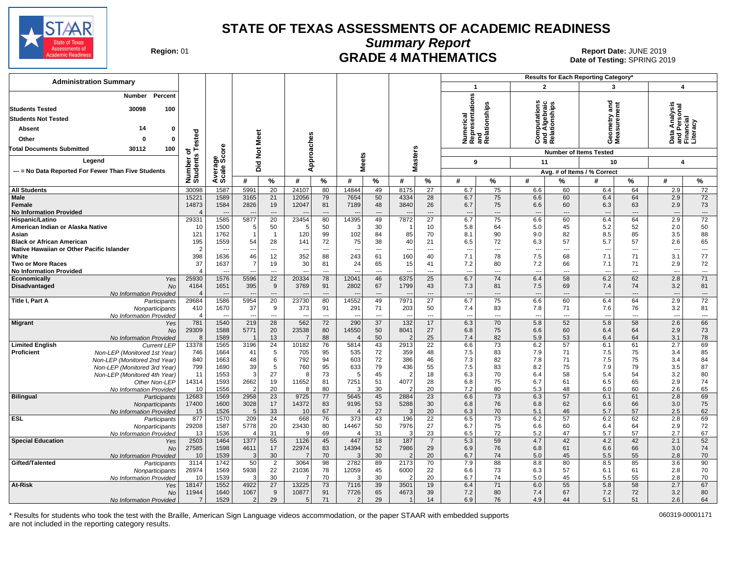# STATE OF TEXAS ASSESSMENTS OF ACADEMIC READINESS

## Summary Report

## GRADE 4 MATHEMATICS

**Region:** 01

**Report Date:** JUNE 2019
**Date of Testing:** SPRING 2019

### Administration Summary

| | Number | Percent |
|---|---|---|
| Students Tested | 30098 | 100 |
| Students Not Tested | | |
| Absent | 14 | 0 |
| Other | 0 | 0 |
| Total Documents Submitted | 30112 | 100 |

Legend

--- = No Data Reported For Fewer Than Five Students

Results for Each Reporting Category*: 1 = Numerical Representations and Relationships (9 items); 2 = Computations and Algebraic Relationships (11 items); 3 = Geometry and Measurement (10 items); 4 = Data Analysis and Personal Financial Literacy (4 items). Values are Avg. # of Items / % Correct.

| Group | | Number of Students Tested | Average Scale Score | Did Not Meet # | Did Not Meet % | Approaches # | Approaches % | Meets # | Meets % | Masters # | Masters % | Cat 1 # | Cat 1 % | Cat 2 # | Cat 2 % | Cat 3 # | Cat 3 % | Cat 4 # | Cat 4 % |
|---|---|---|---|---|---|---|---|---|---|---|---|---|---|---|---|---|---|---|---|
| All Students | | 30098 | 1587 | 5991 | 20 | 24107 | 80 | 14844 | 49 | 8175 | 27 | 6.7 | 75 | 6.6 | 60 | 6.4 | 64 | 2.9 | 72 |
| Male | | 15221 | 1589 | 3165 | 21 | 12056 | 79 | 7654 | 50 | 4334 | 28 | 6.7 | 75 | 6.6 | 60 | 6.4 | 64 | 2.9 | 72 |
| Female | | 14873 | 1584 | 2826 | 19 | 12047 | 81 | 7189 | 48 | 3840 | 26 | 6.7 | 75 | 6.6 | 60 | 6.3 | 63 | 2.9 | 73 |
| No Information Provided | | 4 | --- | --- | --- | --- | --- | --- | --- | --- | --- | --- | --- | --- | --- | --- | --- | --- | --- |
| Hispanic/Latino | | 29331 | 1585 | 5877 | 20 | 23454 | 80 | 14395 | 49 | 7872 | 27 | 6.7 | 75 | 6.6 | 60 | 6.4 | 64 | 2.9 | 72 |
| American Indian or Alaska Native | | 10 | 1500 | 5 | 50 | 5 | 50 | 3 | 30 | 1 | 10 | 5.8 | 64 | 5.0 | 45 | 5.2 | 52 | 2.0 | 50 |
| Asian | | 121 | 1762 | 1 | 1 | 120 | 99 | 102 | 84 | 85 | 70 | 8.1 | 90 | 9.0 | 82 | 8.5 | 85 | 3.5 | 88 |
| Black or African American | | 195 | 1559 | 54 | 28 | 141 | 72 | 75 | 38 | 40 | 21 | 6.5 | 72 | 6.3 | 57 | 5.7 | 57 | 2.6 | 65 |
| Native Hawaiian or Other Pacific Islander | | 2 | --- | --- | --- | --- | --- | --- | --- | --- | --- | --- | --- | --- | --- | --- | --- | --- | --- |
| White | | 398 | 1636 | 46 | 12 | 352 | 88 | 243 | 61 | 160 | 40 | 7.1 | 78 | 7.5 | 68 | 7.1 | 71 | 3.1 | 77 |
| Two or More Races | | 37 | 1637 | 7 | 19 | 30 | 81 | 24 | 65 | 15 | 41 | 7.2 | 80 | 7.2 | 66 | 7.1 | 71 | 2.9 | 72 |
| No Information Provided | | 4 | --- | --- | --- | --- | --- | --- | --- | --- | --- | --- | --- | --- | --- | --- | --- | --- | --- |
| Economically Disadvantaged | Yes | 25930 | 1576 | 5596 | 22 | 20334 | 78 | 12041 | 46 | 6375 | 25 | 6.7 | 74 | 6.4 | 58 | 6.2 | 62 | 2.8 | 71 |
| | No | 4164 | 1651 | 395 | 9 | 3769 | 91 | 2802 | 67 | 1799 | 43 | 7.3 | 81 | 7.5 | 69 | 7.4 | 74 | 3.2 | 81 |
| | No Information Provided | 4 | --- | --- | --- | --- | --- | --- | --- | --- | --- | --- | --- | --- | --- | --- | --- | --- | --- |
| Title I, Part A | Participants | 29684 | 1586 | 5954 | 20 | 23730 | 80 | 14552 | 49 | 7971 | 27 | 6.7 | 75 | 6.6 | 60 | 6.4 | 64 | 2.9 | 72 |
| | Nonparticipants | 410 | 1670 | 37 | 9 | 373 | 91 | 291 | 71 | 203 | 50 | 7.4 | 83 | 7.8 | 71 | 7.6 | 76 | 3.2 | 81 |
| | No Information Provided | 4 | --- | --- | --- | --- | --- | --- | --- | --- | --- | --- | --- | --- | --- | --- | --- | --- | --- |
| Migrant | Yes | 781 | 1540 | 219 | 28 | 562 | 72 | 290 | 37 | 132 | 17 | 6.3 | 70 | 5.8 | 52 | 5.8 | 58 | 2.6 | 66 |
| | No | 29309 | 1588 | 5771 | 20 | 23538 | 80 | 14550 | 50 | 8041 | 27 | 6.8 | 75 | 6.6 | 60 | 6.4 | 64 | 2.9 | 73 |
| | No Information Provided | 8 | 1589 | 1 | 13 | 7 | 88 | 4 | 50 | 2 | 25 | 7.4 | 82 | 5.9 | 53 | 6.4 | 64 | 3.1 | 78 |
| Limited English Proficient | Current LEP | 13378 | 1565 | 3196 | 24 | 10182 | 76 | 5814 | 43 | 2913 | 22 | 6.6 | 73 | 6.2 | 57 | 6.1 | 61 | 2.7 | 69 |
| | Non-LEP (Monitored 1st Year) | 746 | 1664 | 41 | 5 | 705 | 95 | 535 | 72 | 359 | 48 | 7.5 | 83 | 7.9 | 71 | 7.5 | 75 | 3.4 | 85 |
| | Non-LEP (Monitored 2nd Year) | 840 | 1663 | 48 | 6 | 792 | 94 | 603 | 72 | 386 | 46 | 7.3 | 82 | 7.8 | 71 | 7.5 | 75 | 3.4 | 84 |
| | Non-LEP (Monitored 3rd Year) | 799 | 1690 | 39 | 5 | 760 | 95 | 633 | 79 | 436 | 55 | 7.5 | 83 | 8.2 | 75 | 7.9 | 79 | 3.5 | 87 |
| | Non-LEP (Monitored 4th Year) | 11 | 1553 | 3 | 27 | 8 | 73 | 5 | 45 | 2 | 18 | 6.3 | 70 | 6.4 | 58 | 5.4 | 54 | 3.2 | 80 |
| | Other Non-LEP | 14314 | 1593 | 2662 | 19 | 11652 | 81 | 7251 | 51 | 4077 | 28 | 6.8 | 75 | 6.7 | 61 | 6.5 | 65 | 2.9 | 74 |
| | No Information Provided | 10 | 1556 | 2 | 20 | 8 | 80 | 3 | 30 | 2 | 20 | 7.2 | 80 | 5.3 | 48 | 6.0 | 60 | 2.6 | 65 |
| Bilingual | Participants | 12683 | 1569 | 2958 | 23 | 9725 | 77 | 5645 | 45 | 2884 | 23 | 6.6 | 73 | 6.3 | 57 | 6.1 | 61 | 2.8 | 69 |
| | Nonparticipants | 17400 | 1600 | 3028 | 17 | 14372 | 83 | 9195 | 53 | 5288 | 30 | 6.8 | 76 | 6.8 | 62 | 6.6 | 66 | 3.0 | 75 |
| | No Information Provided | 15 | 1526 | 5 | 33 | 10 | 67 | 4 | 27 | 3 | 20 | 6.3 | 70 | 5.1 | 46 | 5.7 | 57 | 2.5 | 62 |
| ESL | Participants | 877 | 1570 | 209 | 24 | 668 | 76 | 373 | 43 | 196 | 22 | 6.5 | 73 | 6.2 | 57 | 6.2 | 62 | 2.8 | 69 |
| | Nonparticipants | 29208 | 1587 | 5778 | 20 | 23430 | 80 | 14467 | 50 | 7976 | 27 | 6.7 | 75 | 6.6 | 60 | 6.4 | 64 | 2.9 | 72 |
| | No Information Provided | 13 | 1536 | 4 | 31 | 9 | 69 | 4 | 31 | 3 | 23 | 6.5 | 72 | 5.2 | 47 | 5.7 | 57 | 2.7 | 67 |
| Special Education | Yes | 2503 | 1464 | 1377 | 55 | 1126 | 45 | 447 | 18 | 187 | 7 | 5.3 | 59 | 4.7 | 42 | 4.2 | 42 | 2.1 | 52 |
| | No | 27585 | 1598 | 4611 | 17 | 22974 | 83 | 14394 | 52 | 7986 | 29 | 6.9 | 76 | 6.8 | 61 | 6.6 | 66 | 3.0 | 74 |
| | No Information Provided | 10 | 1539 | 3 | 30 | 7 | 70 | 3 | 30 | 2 | 20 | 6.7 | 74 | 5.0 | 45 | 5.5 | 55 | 2.8 | 70 |
| Gifted/Talented | Participants | 3114 | 1742 | 50 | 2 | 3064 | 98 | 2782 | 89 | 2173 | 70 | 7.9 | 88 | 8.8 | 80 | 8.5 | 85 | 3.6 | 90 |
| | Nonparticipants | 26974 | 1569 | 5938 | 22 | 21036 | 78 | 12059 | 45 | 6000 | 22 | 6.6 | 73 | 6.3 | 57 | 6.1 | 61 | 2.8 | 70 |
| | No Information Provided | 10 | 1539 | 3 | 30 | 7 | 70 | 3 | 30 | 2 | 20 | 6.7 | 74 | 5.0 | 45 | 5.5 | 55 | 2.8 | 70 |
| At-Risk | Yes | 18147 | 1552 | 4922 | 27 | 13225 | 73 | 7116 | 39 | 3501 | 19 | 6.4 | 71 | 6.0 | 55 | 5.8 | 58 | 2.7 | 67 |
| | No | 11944 | 1640 | 1067 | 9 | 10877 | 91 | 7726 | 65 | 4673 | 39 | 7.2 | 80 | 7.4 | 67 | 7.2 | 72 | 3.2 | 80 |
| | No Information Provided | 7 | 1529 | 2 | 29 | 5 | 71 | 2 | 29 | 1 | 14 | 6.9 | 76 | 4.9 | 44 | 5.1 | 51 | 2.6 | 64 |

\* Results for students who took the test with the Braille, American Sign Language videos accommodation, or the paper STAAR with embedded supports are not included in the reporting category results.

060319-00001171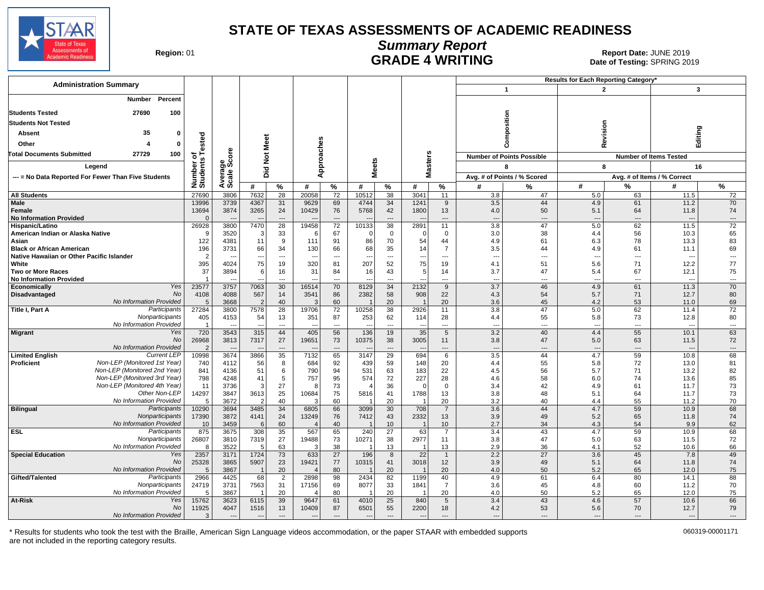# STATE OF TEXAS ASSESSMENTS OF ACADEMIC READINESS

## Summary Report

## GRADE 4 WRITING

**Region:** 01

**Report Date:** JUNE 2019
**Date of Testing:** SPRING 2019

| Administration Summary | Number | Percent |
|---|---|---|
| Students Tested | 27690 | 100 |
| Students Not Tested | | |
| Absent | 35 | 0 |
| Other | 4 | 0 |
| Total Documents Submitted | 27729 | 100 |

Legend
--- = No Data Reported For Fewer Than Five Students

| | | Number of Students Tested | Average Scale Score | Did Not Meet | | Approaches | | Meets | | Masters | | Results for Each Reporting Category* 1 Composition (Number of Points Possible: 8) | | 2 Revision (Number of Items Tested: 8) | | 3 Editing (Number of Items Tested: 16) | |
|---|---|---|---|---|---|---|---|---|---|---|---|---|---|---|---|---|---|
| | | | | # | % | # | % | # | % | # | % | Avg. # of Points | % Scored | Avg. # of Items | % Correct | Avg. # of Items | % Correct |
| **All Students** | | 27690 | 3806 | 7632 | 28 | 20058 | 72 | 10512 | 38 | 3041 | 11 | 3.8 | 47 | 5.0 | 63 | 11.5 | 72 |
| **Male** | | 13996 | 3739 | 4367 | 31 | 9629 | 69 | 4744 | 34 | 1241 | 9 | 3.5 | 44 | 4.9 | 61 | 11.2 | 70 |
| **Female** | | 13694 | 3874 | 3265 | 24 | 10429 | 76 | 5768 | 42 | 1800 | 13 | 4.0 | 50 | 5.1 | 64 | 11.8 | 74 |
| **No Information Provided** | | 0 | --- | --- | --- | --- | --- | --- | --- | --- | --- | --- | --- | --- | --- | --- | --- |
| **Hispanic/Latino** | | 26928 | 3800 | 7470 | 28 | 19458 | 72 | 10133 | 38 | 2891 | 11 | 3.8 | 47 | 5.0 | 62 | 11.5 | 72 |
| **American Indian or Alaska Native** | | 9 | 3520 | 3 | 33 | 6 | 67 | 0 | 0 | 0 | 0 | 3.0 | 38 | 4.4 | 56 | 10.3 | 65 |
| **Asian** | | 122 | 4381 | 11 | 9 | 111 | 91 | 86 | 70 | 54 | 44 | 4.9 | 61 | 6.3 | 78 | 13.3 | 83 |
| **Black or African American** | | 196 | 3731 | 66 | 34 | 130 | 66 | 68 | 35 | 14 | 7 | 3.5 | 44 | 4.9 | 61 | 11.1 | 69 |
| **Native Hawaiian or Other Pacific Islander** | | 2 | --- | --- | --- | --- | --- | --- | --- | --- | --- | --- | --- | --- | --- | --- | --- |
| **White** | | 395 | 4024 | 75 | 19 | 320 | 81 | 207 | 52 | 75 | 19 | 4.1 | 51 | 5.6 | 71 | 12.2 | 77 |
| **Two or More Races** | | 37 | 3894 | 6 | 16 | 31 | 84 | 16 | 43 | 5 | 14 | 3.7 | 47 | 5.4 | 67 | 12.1 | 75 |
| **No Information Provided** | | 1 | --- | --- | --- | --- | --- | --- | --- | --- | --- | --- | --- | --- | --- | --- | --- |
| **Economically Disadvantaged** | *Yes* | 23577 | 3757 | 7063 | 30 | 16514 | 70 | 8129 | 34 | 2132 | 9 | 3.7 | 46 | 4.9 | 61 | 11.3 | 70 |
| | *No* | 4108 | 4088 | 567 | 14 | 3541 | 86 | 2382 | 58 | 908 | 22 | 4.3 | 54 | 5.7 | 71 | 12.7 | 80 |
| | *No Information Provided* | 5 | 3668 | 2 | 40 | 3 | 60 | 1 | 20 | 1 | 20 | 3.6 | 45 | 4.2 | 53 | 11.0 | 69 |
| **Title I, Part A** | *Participants* | 27284 | 3800 | 7578 | 28 | 19706 | 72 | 10258 | 38 | 2926 | 11 | 3.8 | 47 | 5.0 | 62 | 11.4 | 72 |
| | *Nonparticipants* | 405 | 4153 | 54 | 13 | 351 | 87 | 253 | 62 | 114 | 28 | 4.4 | 55 | 5.8 | 73 | 12.8 | 80 |
| | *No Information Provided* | 1 | --- | --- | --- | --- | --- | --- | --- | --- | --- | --- | --- | --- | --- | --- | --- |
| **Migrant** | *Yes* | 720 | 3543 | 315 | 44 | 405 | 56 | 136 | 19 | 35 | 5 | 3.2 | 40 | 4.4 | 55 | 10.1 | 63 |
| | *No* | 26968 | 3813 | 7317 | 27 | 19651 | 73 | 10375 | 38 | 3005 | 11 | 3.8 | 47 | 5.0 | 63 | 11.5 | 72 |
| | *No Information Provided* | 2 | --- | --- | --- | --- | --- | --- | --- | --- | --- | --- | --- | --- | --- | --- | --- |
| **Limited English Proficient** | *Current LEP* | 10998 | 3674 | 3866 | 35 | 7132 | 65 | 3147 | 29 | 694 | 6 | 3.5 | 44 | 4.7 | 59 | 10.8 | 68 |
| | *Non-LEP (Monitored 1st Year)* | 740 | 4112 | 56 | 8 | 684 | 92 | 439 | 59 | 148 | 20 | 4.4 | 55 | 5.8 | 72 | 13.0 | 81 |
| | *Non-LEP (Monitored 2nd Year)* | 841 | 4136 | 51 | 6 | 790 | 94 | 531 | 63 | 183 | 22 | 4.5 | 56 | 5.7 | 71 | 13.2 | 82 |
| | *Non-LEP (Monitored 3rd Year)* | 798 | 4248 | 41 | 5 | 757 | 95 | 574 | 72 | 227 | 28 | 4.6 | 58 | 6.0 | 74 | 13.6 | 85 |
| | *Non-LEP (Monitored 4th Year)* | 11 | 3736 | 3 | 27 | 8 | 73 | 4 | 36 | 0 | 0 | 3.4 | 42 | 4.9 | 61 | 11.7 | 73 |
| | *Other Non-LEP* | 14297 | 3847 | 3613 | 25 | 10684 | 75 | 5816 | 41 | 1788 | 13 | 3.8 | 48 | 5.1 | 64 | 11.7 | 73 |
| | *No Information Provided* | 5 | 3672 | 2 | 40 | 3 | 60 | 1 | 20 | 1 | 20 | 3.2 | 40 | 4.4 | 55 | 11.2 | 70 |
| **Bilingual** | *Participants* | 10290 | 3694 | 3485 | 34 | 6805 | 66 | 3099 | 30 | 708 | 7 | 3.6 | 44 | 4.7 | 59 | 10.9 | 68 |
| | *Nonparticipants* | 17390 | 3872 | 4141 | 24 | 13249 | 76 | 7412 | 43 | 2332 | 13 | 3.9 | 49 | 5.2 | 65 | 11.8 | 74 |
| | *No Information Provided* | 10 | 3459 | 6 | 60 | 4 | 40 | 1 | 10 | 1 | 10 | 2.7 | 34 | 4.3 | 54 | 9.9 | 62 |
| **ESL** | *Participants* | 875 | 3675 | 308 | 35 | 567 | 65 | 240 | 27 | 63 | 7 | 3.4 | 43 | 4.7 | 59 | 10.9 | 68 |
| | *Nonparticipants* | 26807 | 3810 | 7319 | 27 | 19488 | 73 | 10271 | 38 | 2977 | 11 | 3.8 | 47 | 5.0 | 63 | 11.5 | 72 |
| | *No Information Provided* | 8 | 3522 | 5 | 63 | 3 | 38 | 1 | 13 | 1 | 13 | 2.9 | 36 | 4.1 | 52 | 10.6 | 66 |
| **Special Education** | *Yes* | 2357 | 3171 | 1724 | 73 | 633 | 27 | 196 | 8 | 22 | 1 | 2.2 | 27 | 3.6 | 45 | 7.8 | 49 |
| | *No* | 25328 | 3865 | 5907 | 23 | 19421 | 77 | 10315 | 41 | 3018 | 12 | 3.9 | 49 | 5.1 | 64 | 11.8 | 74 |
| | *No Information Provided* | 5 | 3867 | 1 | 20 | 4 | 80 | 1 | 20 | 1 | 20 | 4.0 | 50 | 5.2 | 65 | 12.0 | 75 |
| **Gifted/Talented** | *Participants* | 2966 | 4425 | 68 | 2 | 2898 | 98 | 2434 | 82 | 1199 | 40 | 4.9 | 61 | 6.4 | 80 | 14.1 | 88 |
| | *Nonparticipants* | 24719 | 3731 | 7563 | 31 | 17156 | 69 | 8077 | 33 | 1841 | 7 | 3.6 | 45 | 4.8 | 60 | 11.2 | 70 |
| | *No Information Provided* | 5 | 3867 | 1 | 20 | 4 | 80 | 1 | 20 | 1 | 20 | 4.0 | 50 | 5.2 | 65 | 12.0 | 75 |
| **At-Risk** | *Yes* | 15762 | 3623 | 6115 | 39 | 9647 | 61 | 4010 | 25 | 840 | 5 | 3.4 | 43 | 4.6 | 57 | 10.6 | 66 |
| | *No* | 11925 | 4047 | 1516 | 13 | 10409 | 87 | 6501 | 55 | 2200 | 18 | 4.2 | 53 | 5.6 | 70 | 12.7 | 79 |
| | *No Information Provided* | 3 | --- | --- | --- | --- | --- | --- | --- | --- | --- | --- | --- | --- | --- | --- | --- |

\* Results for students who took the test with the Braille, American Sign Language videos accommodation, or the paper STAAR with embedded supports are not included in the reporting category results.

060319-00001171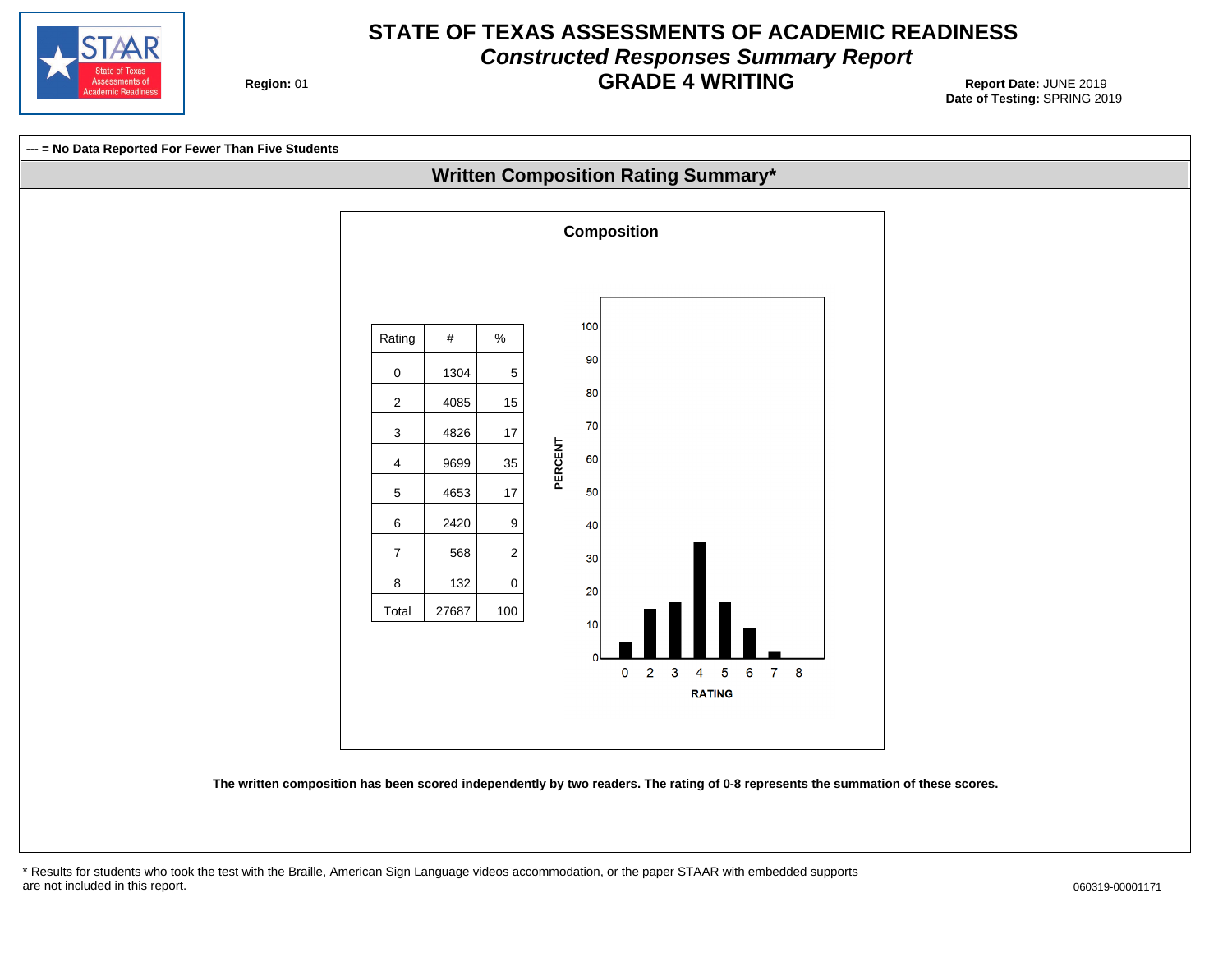# STATE OF TEXAS ASSESSMENTS OF ACADEMIC READINESS

## *Constructed Responses Summary Report*

## GRADE 4 WRITING

**Region:** 01

**Report Date:** JUNE 2019
**Date of Testing:** SPRING 2019

**--- = No Data Reported For Fewer Than Five Students**

### Written Composition Rating Summary*

**Composition**

| Rating | # | % |
|---|---|---|
| 0 | 1304 | 5 |
| 2 | 4085 | 15 |
| 3 | 4826 | 17 |
| 4 | 9699 | 35 |
| 5 | 4653 | 17 |
| 6 | 2420 | 9 |
| 7 | 568 | 2 |
| 8 | 132 | 0 |
| Total | 27687 | 100 |

**The written composition has been scored independently by two readers. The rating of 0-8 represents the summation of these scores.**

\* Results for students who took the test with the Braille, American Sign Language videos accommodation, or the paper STAAR with embedded supports are not included in this report.

060319-00001171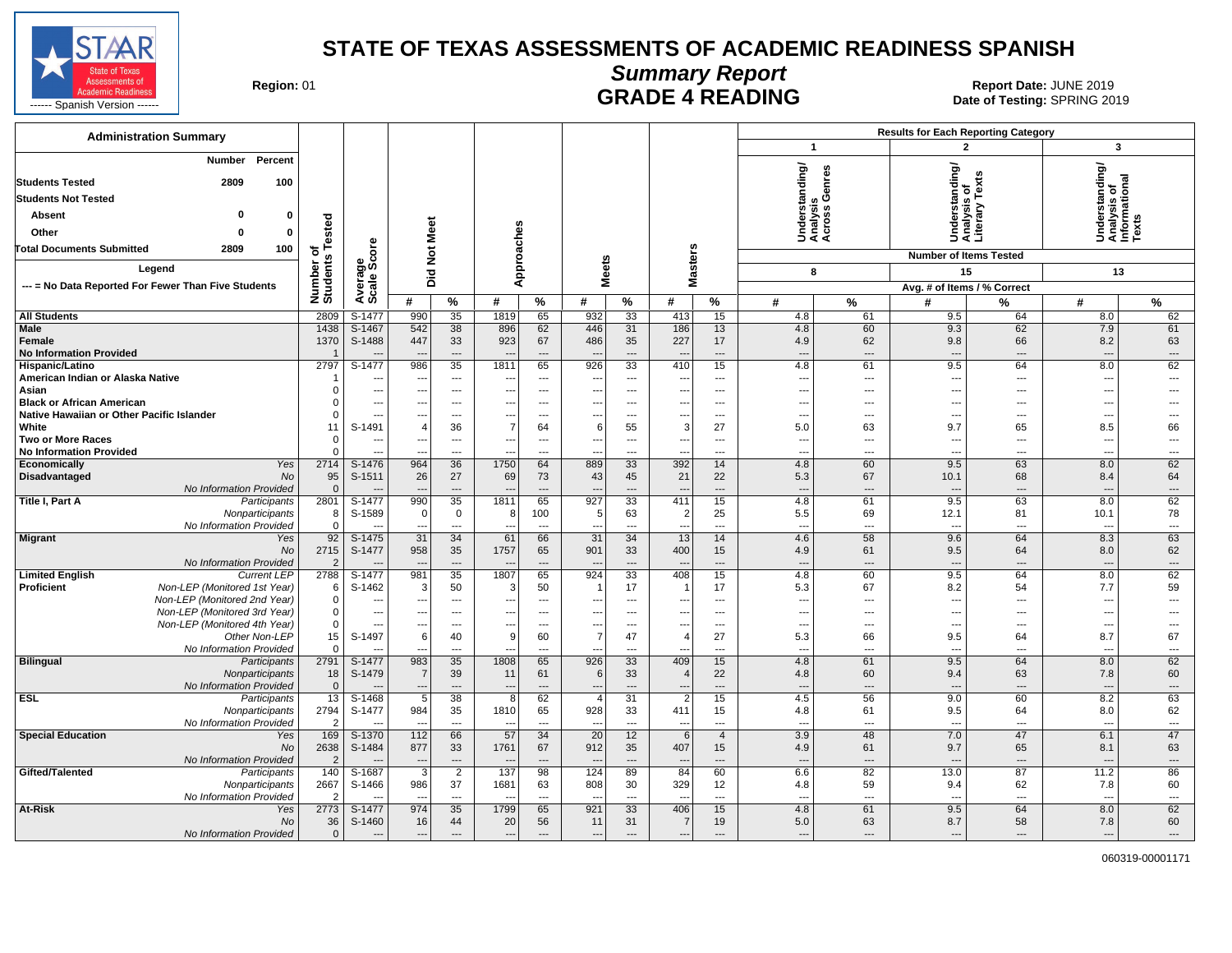# STATE OF TEXAS ASSESSMENTS OF ACADEMIC READINESS SPANISH

## Summary Report

## GRADE 4 READING

**Region:** 01

**Report Date:** JUNE 2019
**Date of Testing:** SPRING 2019

STAAR State of Texas Assessments of Academic Readiness ------ Spanish Version ------

**Administration Summary**

| | Number | Percent |
|---|---|---|
| Students Tested | 2809 | 100 |
| Students Not Tested | | |
| Absent | 0 | 0 |
| Other | 0 | 0 |
| Total Documents Submitted | 2809 | 100 |

**Legend**

--- = No Data Reported For Fewer Than Five Students

**Results for Each Reporting Category:** 1 = Understanding/Analysis Across Genres (8 items tested); 2 = Understanding/Analysis of Literary Texts (15 items tested); 3 = Understanding/Analysis of Informational Texts (13 items tested). Avg. # of Items / % Correct.

| Group | | Number of Students Tested | Average Scale Score | Did Not Meet # | Did Not Meet % | Approaches # | Approaches % | Meets # | Meets % | Masters # | Masters % | Cat 1 # | Cat 1 % | Cat 2 # | Cat 2 % | Cat 3 # | Cat 3 % |
|---|---|---|---|---|---|---|---|---|---|---|---|---|---|---|---|---|---|
| All Students | | 2809 | S-1477 | 990 | 35 | 1819 | 65 | 932 | 33 | 413 | 15 | 4.8 | 61 | 9.5 | 64 | 8.0 | 62 |
| Male | | 1438 | S-1467 | 542 | 38 | 896 | 62 | 446 | 31 | 186 | 13 | 4.8 | 60 | 9.3 | 62 | 7.9 | 61 |
| Female | | 1370 | S-1488 | 447 | 33 | 923 | 67 | 486 | 35 | 227 | 17 | 4.9 | 62 | 9.8 | 66 | 8.2 | 63 |
| No Information Provided | | 1 | --- | --- | --- | --- | --- | --- | --- | --- | --- | --- | --- | --- | --- | --- | --- |
| Hispanic/Latino | | 2797 | S-1477 | 986 | 35 | 1811 | 65 | 926 | 33 | 410 | 15 | 4.8 | 61 | 9.5 | 64 | 8.0 | 62 |
| American Indian or Alaska Native | | 1 | --- | --- | --- | --- | --- | --- | --- | --- | --- | --- | --- | --- | --- | --- | --- |
| Asian | | 0 | --- | --- | --- | --- | --- | --- | --- | --- | --- | --- | --- | --- | --- | --- | --- |
| Black or African American | | 0 | --- | --- | --- | --- | --- | --- | --- | --- | --- | --- | --- | --- | --- | --- | --- |
| Native Hawaiian or Other Pacific Islander | | 0 | --- | --- | --- | --- | --- | --- | --- | --- | --- | --- | --- | --- | --- | --- | --- |
| White | | 11 | S-1491 | 4 | 36 | 7 | 64 | 6 | 55 | 3 | 27 | 5.0 | 63 | 9.7 | 65 | 8.5 | 66 |
| Two or More Races | | 0 | --- | --- | --- | --- | --- | --- | --- | --- | --- | --- | --- | --- | --- | --- | --- |
| No Information Provided | | 0 | --- | --- | --- | --- | --- | --- | --- | --- | --- | --- | --- | --- | --- | --- | --- |
| Economically Disadvantaged | Yes | 2714 | S-1476 | 964 | 36 | 1750 | 64 | 889 | 33 | 392 | 14 | 4.8 | 60 | 9.5 | 63 | 8.0 | 62 |
| | No | 95 | S-1511 | 26 | 27 | 69 | 73 | 43 | 45 | 21 | 22 | 5.3 | 67 | 10.1 | 68 | 8.4 | 64 |
| | No Information Provided | 0 | --- | --- | --- | --- | --- | --- | --- | --- | --- | --- | --- | --- | --- | --- | --- |
| Title I, Part A | Participants | 2801 | S-1477 | 990 | 35 | 1811 | 65 | 927 | 33 | 411 | 15 | 4.8 | 61 | 9.5 | 63 | 8.0 | 62 |
| | Nonparticipants | 8 | S-1589 | 0 | 0 | 8 | 100 | 5 | 63 | 2 | 25 | 5.5 | 69 | 12.1 | 81 | 10.1 | 78 |
| | No Information Provided | 0 | --- | --- | --- | --- | --- | --- | --- | --- | --- | --- | --- | --- | --- | --- | --- |
| Migrant | Yes | 92 | S-1475 | 31 | 34 | 61 | 66 | 31 | 34 | 13 | 14 | 4.6 | 58 | 9.6 | 64 | 8.3 | 63 |
| | No | 2715 | S-1477 | 958 | 35 | 1757 | 65 | 901 | 33 | 400 | 15 | 4.9 | 61 | 9.5 | 64 | 8.0 | 62 |
| | No Information Provided | 2 | --- | --- | --- | --- | --- | --- | --- | --- | --- | --- | --- | --- | --- | --- | --- |
| Limited English Proficient | Current LEP | 2788 | S-1477 | 981 | 35 | 1807 | 65 | 924 | 33 | 408 | 15 | 4.8 | 60 | 9.5 | 64 | 8.0 | 62 |
| | Non-LEP (Monitored 1st Year) | 6 | S-1462 | 3 | 50 | 3 | 50 | 1 | 17 | 1 | 17 | 5.3 | 67 | 8.2 | 54 | 7.7 | 59 |
| | Non-LEP (Monitored 2nd Year) | 0 | --- | --- | --- | --- | --- | --- | --- | --- | --- | --- | --- | --- | --- | --- | --- |
| | Non-LEP (Monitored 3rd Year) | 0 | --- | --- | --- | --- | --- | --- | --- | --- | --- | --- | --- | --- | --- | --- | --- |
| | Non-LEP (Monitored 4th Year) | 0 | --- | --- | --- | --- | --- | --- | --- | --- | --- | --- | --- | --- | --- | --- | --- |
| | Other Non-LEP | 15 | S-1497 | 6 | 40 | 9 | 60 | 7 | 47 | 4 | 27 | 5.3 | 66 | 9.5 | 64 | 8.7 | 67 |
| | No Information Provided | 0 | --- | --- | --- | --- | --- | --- | --- | --- | --- | --- | --- | --- | --- | --- | --- |
| Bilingual | Participants | 2791 | S-1477 | 983 | 35 | 1808 | 65 | 926 | 33 | 409 | 15 | 4.8 | 61 | 9.5 | 64 | 8.0 | 62 |
| | Nonparticipants | 18 | S-1479 | 7 | 39 | 11 | 61 | 6 | 33 | 4 | 22 | 4.8 | 60 | 9.4 | 63 | 7.8 | 60 |
| | No Information Provided | 0 | --- | --- | --- | --- | --- | --- | --- | --- | --- | --- | --- | --- | --- | --- | --- |
| ESL | Participants | 13 | S-1468 | 5 | 38 | 8 | 62 | 4 | 31 | 2 | 15 | 4.5 | 56 | 9.0 | 60 | 8.2 | 63 |
| | Nonparticipants | 2794 | S-1477 | 984 | 35 | 1810 | 65 | 928 | 33 | 411 | 15 | 4.8 | 61 | 9.5 | 64 | 8.0 | 62 |
| | No Information Provided | 2 | --- | --- | --- | --- | --- | --- | --- | --- | --- | --- | --- | --- | --- | --- | --- |
| Special Education | Yes | 169 | S-1370 | 112 | 66 | 57 | 34 | 20 | 12 | 6 | 4 | 3.9 | 48 | 7.0 | 47 | 6.1 | 47 |
| | No | 2638 | S-1484 | 877 | 33 | 1761 | 67 | 912 | 35 | 407 | 15 | 4.9 | 61 | 9.7 | 65 | 8.1 | 63 |
| | No Information Provided | 2 | --- | --- | --- | --- | --- | --- | --- | --- | --- | --- | --- | --- | --- | --- | --- |
| Gifted/Talented | Participants | 140 | S-1687 | 3 | 2 | 137 | 98 | 124 | 89 | 84 | 60 | 6.6 | 82 | 13.0 | 87 | 11.2 | 86 |
| | Nonparticipants | 2667 | S-1466 | 986 | 37 | 1681 | 63 | 808 | 30 | 329 | 12 | 4.8 | 59 | 9.4 | 62 | 7.8 | 60 |
| | No Information Provided | 2 | --- | --- | --- | --- | --- | --- | --- | --- | --- | --- | --- | --- | --- | --- | --- |
| At-Risk | Yes | 2773 | S-1477 | 974 | 35 | 1799 | 65 | 921 | 33 | 406 | 15 | 4.8 | 61 | 9.5 | 64 | 8.0 | 62 |
| | No | 36 | S-1460 | 16 | 44 | 20 | 56 | 11 | 31 | 7 | 19 | 5.0 | 63 | 8.7 | 58 | 7.8 | 60 |
| | No Information Provided | 0 | --- | --- | --- | --- | --- | --- | --- | --- | --- | --- | --- | --- | --- | --- | --- |

060319-00001171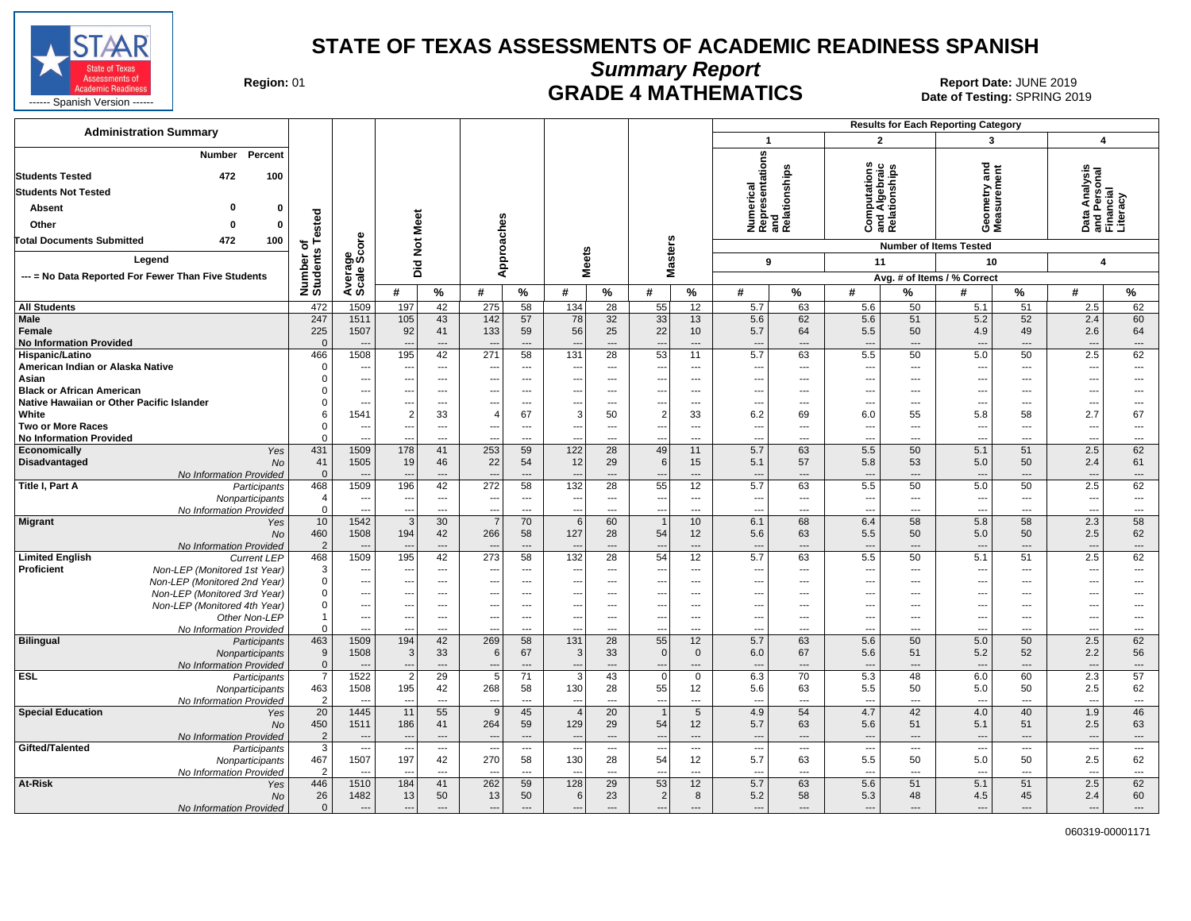# STATE OF TEXAS ASSESSMENTS OF ACADEMIC READINESS SPANISH

## Summary Report

## GRADE 4 MATHEMATICS

Region: 01

Report Date: JUNE 2019
Date of Testing: SPRING 2019

STAAR State of Texas Assessments of Academic Readiness ------ Spanish Version ------

**Administration Summary**

| | Number | Percent |
|---|---|---|
| Students Tested | 472 | 100 |
| Students Not Tested | | |
| Absent | 0 | 0 |
| Other | 0 | 0 |
| Total Documents Submitted | 472 | 100 |

**Legend**

--- = No Data Reported For Fewer Than Five Students

Results for Each Reporting Category: 1 = Numerical Representations and Relationships (Number of Items Tested: 9); 2 = Computations and Algebraic Relationships (11); 3 = Geometry and Measurement (10); 4 = Data Analysis and Personal Financial Literacy (4). Avg. # of Items / % Correct.

| Group | | Number of Students Tested | Average Scale Score | Did Not Meet # | Did Not Meet % | Approaches # | Approaches % | Meets # | Meets % | Masters # | Masters % | Cat 1 # | Cat 1 % | Cat 2 # | Cat 2 % | Cat 3 # | Cat 3 % | Cat 4 # | Cat 4 % |
|---|---|---|---|---|---|---|---|---|---|---|---|---|---|---|---|---|---|---|---|
| All Students | | 472 | 1509 | 197 | 42 | 275 | 58 | 134 | 28 | 55 | 12 | 5.7 | 63 | 5.6 | 50 | 5.1 | 51 | 2.5 | 62 |
| Male | | 247 | 1511 | 105 | 43 | 142 | 57 | 78 | 32 | 33 | 13 | 5.6 | 62 | 5.6 | 51 | 5.2 | 52 | 2.4 | 60 |
| Female | | 225 | 1507 | 92 | 41 | 133 | 59 | 56 | 25 | 22 | 10 | 5.7 | 64 | 5.5 | 50 | 4.9 | 49 | 2.6 | 64 |
| No Information Provided | | 0 | --- | --- | --- | --- | --- | --- | --- | --- | --- | --- | --- | --- | --- | --- | --- | --- | --- |
| Hispanic/Latino | | 466 | 1508 | 195 | 42 | 271 | 58 | 131 | 28 | 53 | 11 | 5.7 | 63 | 5.5 | 50 | 5.0 | 50 | 2.5 | 62 |
| American Indian or Alaska Native | | 0 | --- | --- | --- | --- | --- | --- | --- | --- | --- | --- | --- | --- | --- | --- | --- | --- | --- |
| Asian | | 0 | --- | --- | --- | --- | --- | --- | --- | --- | --- | --- | --- | --- | --- | --- | --- | --- | --- |
| Black or African American | | 0 | --- | --- | --- | --- | --- | --- | --- | --- | --- | --- | --- | --- | --- | --- | --- | --- | --- |
| Native Hawaiian or Other Pacific Islander | | 0 | --- | --- | --- | --- | --- | --- | --- | --- | --- | --- | --- | --- | --- | --- | --- | --- | --- |
| White | | 6 | 1541 | 2 | 33 | 4 | 67 | 3 | 50 | 2 | 33 | 6.2 | 69 | 6.0 | 55 | 5.8 | 58 | 2.7 | 67 |
| Two or More Races | | 0 | --- | --- | --- | --- | --- | --- | --- | --- | --- | --- | --- | --- | --- | --- | --- | --- | --- |
| No Information Provided | | 0 | --- | --- | --- | --- | --- | --- | --- | --- | --- | --- | --- | --- | --- | --- | --- | --- | --- |
| Economically Disadvantaged | *Yes* | 431 | 1509 | 178 | 41 | 253 | 59 | 122 | 28 | 49 | 11 | 5.7 | 63 | 5.5 | 50 | 5.1 | 51 | 2.5 | 62 |
| | *No* | 41 | 1505 | 19 | 46 | 22 | 54 | 12 | 29 | 6 | 15 | 5.1 | 57 | 5.8 | 53 | 5.0 | 50 | 2.4 | 61 |
| | *No Information Provided* | 0 | --- | --- | --- | --- | --- | --- | --- | --- | --- | --- | --- | --- | --- | --- | --- | --- | --- |
| Title I, Part A | *Participants* | 468 | 1509 | 196 | 42 | 272 | 58 | 132 | 28 | 55 | 12 | 5.7 | 63 | 5.5 | 50 | 5.0 | 50 | 2.5 | 62 |
| | *Nonparticipants* | 4 | --- | --- | --- | --- | --- | --- | --- | --- | --- | --- | --- | --- | --- | --- | --- | --- | --- |
| | *No Information Provided* | 0 | --- | --- | --- | --- | --- | --- | --- | --- | --- | --- | --- | --- | --- | --- | --- | --- | --- |
| Migrant | *Yes* | 10 | 1542 | 3 | 30 | 7 | 70 | 6 | 60 | 1 | 10 | 6.1 | 68 | 6.4 | 58 | 5.8 | 58 | 2.3 | 58 |
| | *No* | 460 | 1508 | 194 | 42 | 266 | 58 | 127 | 28 | 54 | 12 | 5.6 | 63 | 5.5 | 50 | 5.0 | 50 | 2.5 | 62 |
| | *No Information Provided* | 2 | --- | --- | --- | --- | --- | --- | --- | --- | --- | --- | --- | --- | --- | --- | --- | --- | --- |
| Limited English Proficient | *Current LEP* | 468 | 1509 | 195 | 42 | 273 | 58 | 132 | 28 | 54 | 12 | 5.7 | 63 | 5.5 | 50 | 5.1 | 51 | 2.5 | 62 |
| | *Non-LEP (Monitored 1st Year)* | 3 | --- | --- | --- | --- | --- | --- | --- | --- | --- | --- | --- | --- | --- | --- | --- | --- | --- |
| | *Non-LEP (Monitored 2nd Year)* | 0 | --- | --- | --- | --- | --- | --- | --- | --- | --- | --- | --- | --- | --- | --- | --- | --- | --- |
| | *Non-LEP (Monitored 3rd Year)* | 0 | --- | --- | --- | --- | --- | --- | --- | --- | --- | --- | --- | --- | --- | --- | --- | --- | --- |
| | *Non-LEP (Monitored 4th Year)* | 0 | --- | --- | --- | --- | --- | --- | --- | --- | --- | --- | --- | --- | --- | --- | --- | --- | --- |
| | *Other Non-LEP* | 1 | --- | --- | --- | --- | --- | --- | --- | --- | --- | --- | --- | --- | --- | --- | --- | --- | --- |
| | *No Information Provided* | 0 | --- | --- | --- | --- | --- | --- | --- | --- | --- | --- | --- | --- | --- | --- | --- | --- | --- |
| Bilingual | *Participants* | 463 | 1509 | 194 | 42 | 269 | 58 | 131 | 28 | 55 | 12 | 5.7 | 63 | 5.6 | 50 | 5.0 | 50 | 2.5 | 62 |
| | *Nonparticipants* | 9 | 1508 | 3 | 33 | 6 | 67 | 3 | 33 | 0 | 0 | 6.0 | 67 | 5.6 | 51 | 5.2 | 52 | 2.2 | 56 |
| | *No Information Provided* | 0 | --- | --- | --- | --- | --- | --- | --- | --- | --- | --- | --- | --- | --- | --- | --- | --- | --- |
| ESL | *Participants* | 7 | 1522 | 2 | 29 | 5 | 71 | 3 | 43 | 0 | 0 | 6.3 | 70 | 5.3 | 48 | 6.0 | 60 | 2.3 | 57 |
| | *Nonparticipants* | 463 | 1508 | 195 | 42 | 268 | 58 | 130 | 28 | 55 | 12 | 5.6 | 63 | 5.5 | 50 | 5.0 | 50 | 2.5 | 62 |
| | *No Information Provided* | 2 | --- | --- | --- | --- | --- | --- | --- | --- | --- | --- | --- | --- | --- | --- | --- | --- | --- |
| Special Education | *Yes* | 20 | 1445 | 11 | 55 | 9 | 45 | 4 | 20 | 1 | 5 | 4.9 | 54 | 4.7 | 42 | 4.0 | 40 | 1.9 | 46 |
| | *No* | 450 | 1511 | 186 | 41 | 264 | 59 | 129 | 29 | 54 | 12 | 5.7 | 63 | 5.6 | 51 | 5.1 | 51 | 2.5 | 63 |
| | *No Information Provided* | 2 | --- | --- | --- | --- | --- | --- | --- | --- | --- | --- | --- | --- | --- | --- | --- | --- | --- |
| Gifted/Talented | *Participants* | 3 | --- | --- | --- | --- | --- | --- | --- | --- | --- | --- | --- | --- | --- | --- | --- | --- | --- |
| | *Nonparticipants* | 467 | 1507 | 197 | 42 | 270 | 58 | 130 | 28 | 54 | 12 | 5.7 | 63 | 5.5 | 50 | 5.0 | 50 | 2.5 | 62 |
| | *No Information Provided* | 2 | --- | --- | --- | --- | --- | --- | --- | --- | --- | --- | --- | --- | --- | --- | --- | --- | --- |
| At-Risk | *Yes* | 446 | 1510 | 184 | 41 | 262 | 59 | 128 | 29 | 53 | 12 | 5.7 | 63 | 5.6 | 51 | 5.1 | 51 | 2.5 | 62 |
| | *No* | 26 | 1482 | 13 | 50 | 13 | 50 | 6 | 23 | 2 | 8 | 5.2 | 58 | 5.3 | 48 | 4.5 | 45 | 2.4 | 60 |
| | *No Information Provided* | 0 | --- | --- | --- | --- | --- | --- | --- | --- | --- | --- | --- | --- | --- | --- | --- | --- | --- |

060319-00001171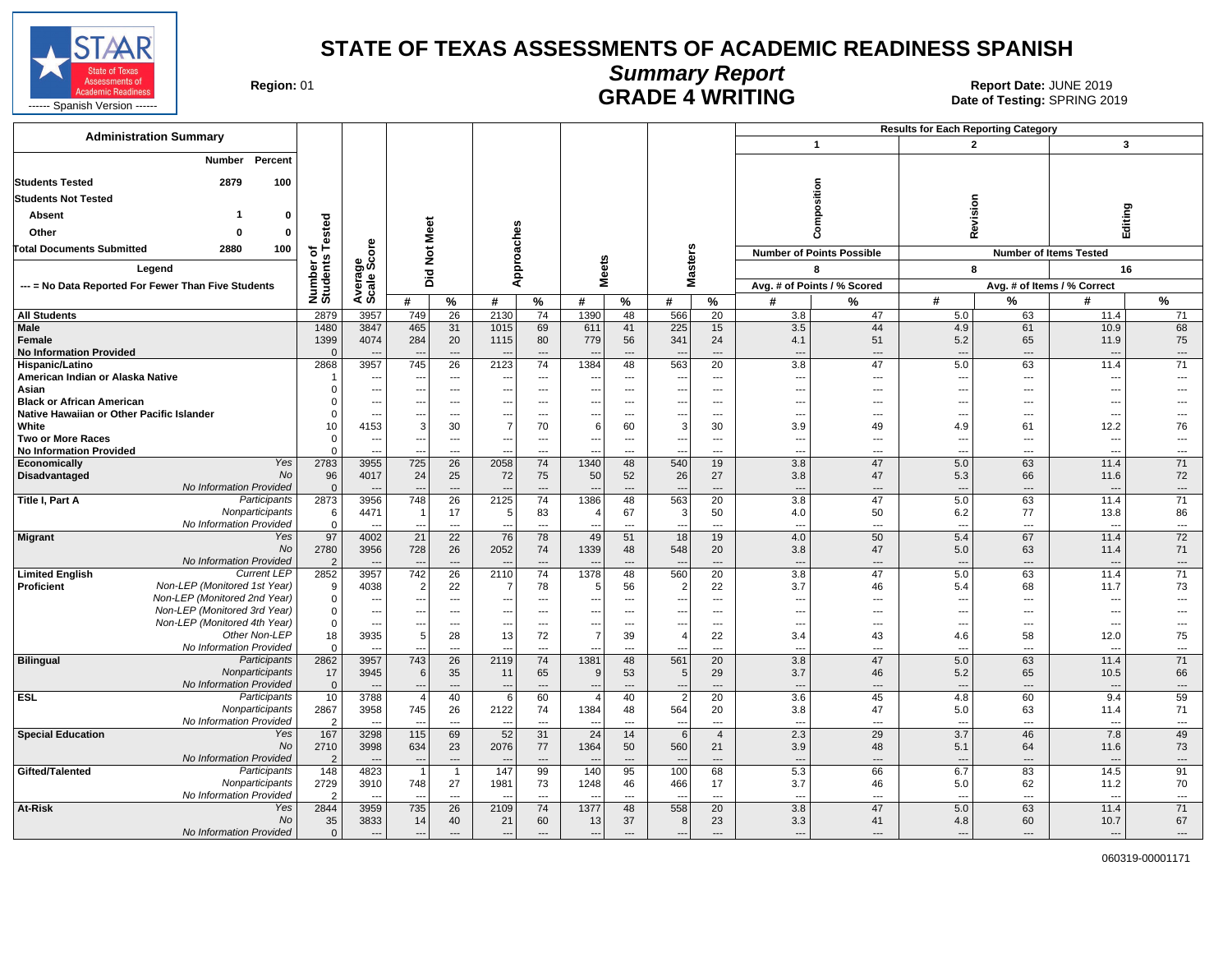# STATE OF TEXAS ASSESSMENTS OF ACADEMIC READINESS SPANISH

## Summary Report

## GRADE 4 WRITING

**Region:** 01

**Report Date:** JUNE 2019
**Date of Testing:** SPRING 2019

### Administration Summary

| | Number | Percent |
|---|---|---|
| **Students Tested** | **2879** | **100** |
| **Students Not Tested** | | |
| **Absent** | **1** | **0** |
| **Other** | **0** | **0** |
| **Total Documents Submitted** | **2880** | **100** |

Legend

--- = No Data Reported For Fewer Than Five Students

| | | Number of Students Tested | Average Scale Score | Did Not Meet # | Did Not Meet % | Approaches # | Approaches % | Meets # | Meets % | Masters # | Masters % | 1 Composition (Points Possible: 8) Avg. # of Points | 1 Composition % Scored | 2 Revision (Items Tested: 8) Avg. # of Items | 2 Revision % Correct | 3 Editing (Items Tested: 16) Avg. # of Items | 3 Editing % Correct |
|---|---|---|---|---|---|---|---|---|---|---|---|---|---|---|---|---|---|
| **All Students** | | 2879 | 3957 | 749 | 26 | 2130 | 74 | 1390 | 48 | 566 | 20 | 3.8 | 47 | 5.0 | 63 | 11.4 | 71 |
| **Male** | | 1480 | 3847 | 465 | 31 | 1015 | 69 | 611 | 41 | 225 | 15 | 3.5 | 44 | 4.9 | 61 | 10.9 | 68 |
| **Female** | | 1399 | 4074 | 284 | 20 | 1115 | 80 | 779 | 56 | 341 | 24 | 4.1 | 51 | 5.2 | 65 | 11.9 | 75 |
| **No Information Provided** | | 0 | --- | --- | --- | --- | --- | --- | --- | --- | --- | --- | --- | --- | --- | --- | --- |
| **Hispanic/Latino** | | 2868 | 3957 | 745 | 26 | 2123 | 74 | 1384 | 48 | 563 | 20 | 3.8 | 47 | 5.0 | 63 | 11.4 | 71 |
| **American Indian or Alaska Native** | | 1 | --- | --- | --- | --- | --- | --- | --- | --- | --- | --- | --- | --- | --- | --- | --- |
| **Asian** | | 0 | --- | --- | --- | --- | --- | --- | --- | --- | --- | --- | --- | --- | --- | --- | --- |
| **Black or African American** | | 0 | --- | --- | --- | --- | --- | --- | --- | --- | --- | --- | --- | --- | --- | --- | --- |
| **Native Hawaiian or Other Pacific Islander** | | 0 | --- | --- | --- | --- | --- | --- | --- | --- | --- | --- | --- | --- | --- | --- | --- |
| **White** | | 10 | 4153 | 3 | 30 | 7 | 70 | 6 | 60 | 3 | 30 | 3.9 | 49 | 4.9 | 61 | 12.2 | 76 |
| **Two or More Races** | | 0 | --- | --- | --- | --- | --- | --- | --- | --- | --- | --- | --- | --- | --- | --- | --- |
| **No Information Provided** | | 0 | --- | --- | --- | --- | --- | --- | --- | --- | --- | --- | --- | --- | --- | --- | --- |
| **Economically Disadvantaged** | *Yes* | 2783 | 3955 | 725 | 26 | 2058 | 74 | 1340 | 48 | 540 | 19 | 3.8 | 47 | 5.0 | 63 | 11.4 | 71 |
| | *No* | 96 | 4017 | 24 | 25 | 72 | 75 | 50 | 52 | 26 | 27 | 3.8 | 47 | 5.3 | 66 | 11.6 | 72 |
| | *No Information Provided* | 0 | --- | --- | --- | --- | --- | --- | --- | --- | --- | --- | --- | --- | --- | --- | --- |
| **Title I, Part A** | *Participants* | 2873 | 3956 | 748 | 26 | 2125 | 74 | 1386 | 48 | 563 | 20 | 3.8 | 47 | 5.0 | 63 | 11.4 | 71 |
| | *Nonparticipants* | 6 | 4471 | 1 | 17 | 5 | 83 | 4 | 67 | 3 | 50 | 4.0 | 50 | 6.2 | 77 | 13.8 | 86 |
| | *No Information Provided* | 0 | --- | --- | --- | --- | --- | --- | --- | --- | --- | --- | --- | --- | --- | --- | --- |
| **Migrant** | *Yes* | 97 | 4002 | 21 | 22 | 76 | 78 | 49 | 51 | 18 | 19 | 4.0 | 50 | 5.4 | 67 | 11.4 | 72 |
| | *No* | 2780 | 3956 | 728 | 26 | 2052 | 74 | 1339 | 48 | 548 | 20 | 3.8 | 47 | 5.0 | 63 | 11.4 | 71 |
| | *No Information Provided* | 2 | --- | --- | --- | --- | --- | --- | --- | --- | --- | --- | --- | --- | --- | --- | --- |
| **Limited English Proficient** | *Current LEP* | 2852 | 3957 | 742 | 26 | 2110 | 74 | 1378 | 48 | 560 | 20 | 3.8 | 47 | 5.0 | 63 | 11.4 | 71 |
| | *Non-LEP (Monitored 1st Year)* | 9 | 4038 | 2 | 22 | 7 | 78 | 5 | 56 | 2 | 22 | 3.7 | 46 | 5.4 | 68 | 11.7 | 73 |
| | *Non-LEP (Monitored 2nd Year)* | 0 | --- | --- | --- | --- | --- | --- | --- | --- | --- | --- | --- | --- | --- | --- | --- |
| | *Non-LEP (Monitored 3rd Year)* | 0 | --- | --- | --- | --- | --- | --- | --- | --- | --- | --- | --- | --- | --- | --- | --- |
| | *Non-LEP (Monitored 4th Year)* | 0 | --- | --- | --- | --- | --- | --- | --- | --- | --- | --- | --- | --- | --- | --- | --- |
| | *Other Non-LEP* | 18 | 3935 | 5 | 28 | 13 | 72 | 7 | 39 | 4 | 22 | 3.4 | 43 | 4.6 | 58 | 12.0 | 75 |
| | *No Information Provided* | 0 | --- | --- | --- | --- | --- | --- | --- | --- | --- | --- | --- | --- | --- | --- | --- |
| **Bilingual** | *Participants* | 2862 | 3957 | 743 | 26 | 2119 | 74 | 1381 | 48 | 561 | 20 | 3.8 | 47 | 5.0 | 63 | 11.4 | 71 |
| | *Nonparticipants* | 17 | 3945 | 6 | 35 | 11 | 65 | 9 | 53 | 5 | 29 | 3.7 | 46 | 5.2 | 65 | 10.5 | 66 |
| | *No Information Provided* | 0 | --- | --- | --- | --- | --- | --- | --- | --- | --- | --- | --- | --- | --- | --- | --- |
| **ESL** | *Participants* | 10 | 3788 | 4 | 40 | 6 | 60 | 4 | 40 | 2 | 20 | 3.6 | 45 | 4.8 | 60 | 9.4 | 59 |
| | *Nonparticipants* | 2867 | 3958 | 745 | 26 | 2122 | 74 | 1384 | 48 | 564 | 20 | 3.8 | 47 | 5.0 | 63 | 11.4 | 71 |
| | *No Information Provided* | 2 | --- | --- | --- | --- | --- | --- | --- | --- | --- | --- | --- | --- | --- | --- | --- |
| **Special Education** | *Yes* | 167 | 3298 | 115 | 69 | 52 | 31 | 24 | 14 | 6 | 4 | 2.3 | 29 | 3.7 | 46 | 7.8 | 49 |
| | *No* | 2710 | 3998 | 634 | 23 | 2076 | 77 | 1364 | 50 | 560 | 21 | 3.9 | 48 | 5.1 | 64 | 11.6 | 73 |
| | *No Information Provided* | 2 | --- | --- | --- | --- | --- | --- | --- | --- | --- | --- | --- | --- | --- | --- | --- |
| **Gifted/Talented** | *Participants* | 148 | 4823 | 1 | 1 | 147 | 99 | 140 | 95 | 100 | 68 | 5.3 | 66 | 6.7 | 83 | 14.5 | 91 |
| | *Nonparticipants* | 2729 | 3910 | 748 | 27 | 1981 | 73 | 1248 | 46 | 466 | 17 | 3.7 | 46 | 5.0 | 62 | 11.2 | 70 |
| | *No Information Provided* | 2 | --- | --- | --- | --- | --- | --- | --- | --- | --- | --- | --- | --- | --- | --- | --- |
| **At-Risk** | *Yes* | 2844 | 3959 | 735 | 26 | 2109 | 74 | 1377 | 48 | 558 | 20 | 3.8 | 47 | 5.0 | 63 | 11.4 | 71 |
| | *No* | 35 | 3833 | 14 | 40 | 21 | 60 | 13 | 37 | 8 | 23 | 3.3 | 41 | 4.8 | 60 | 10.7 | 67 |
| | *No Information Provided* | 0 | --- | --- | --- | --- | --- | --- | --- | --- | --- | --- | --- | --- | --- | --- | --- |

060319-00001171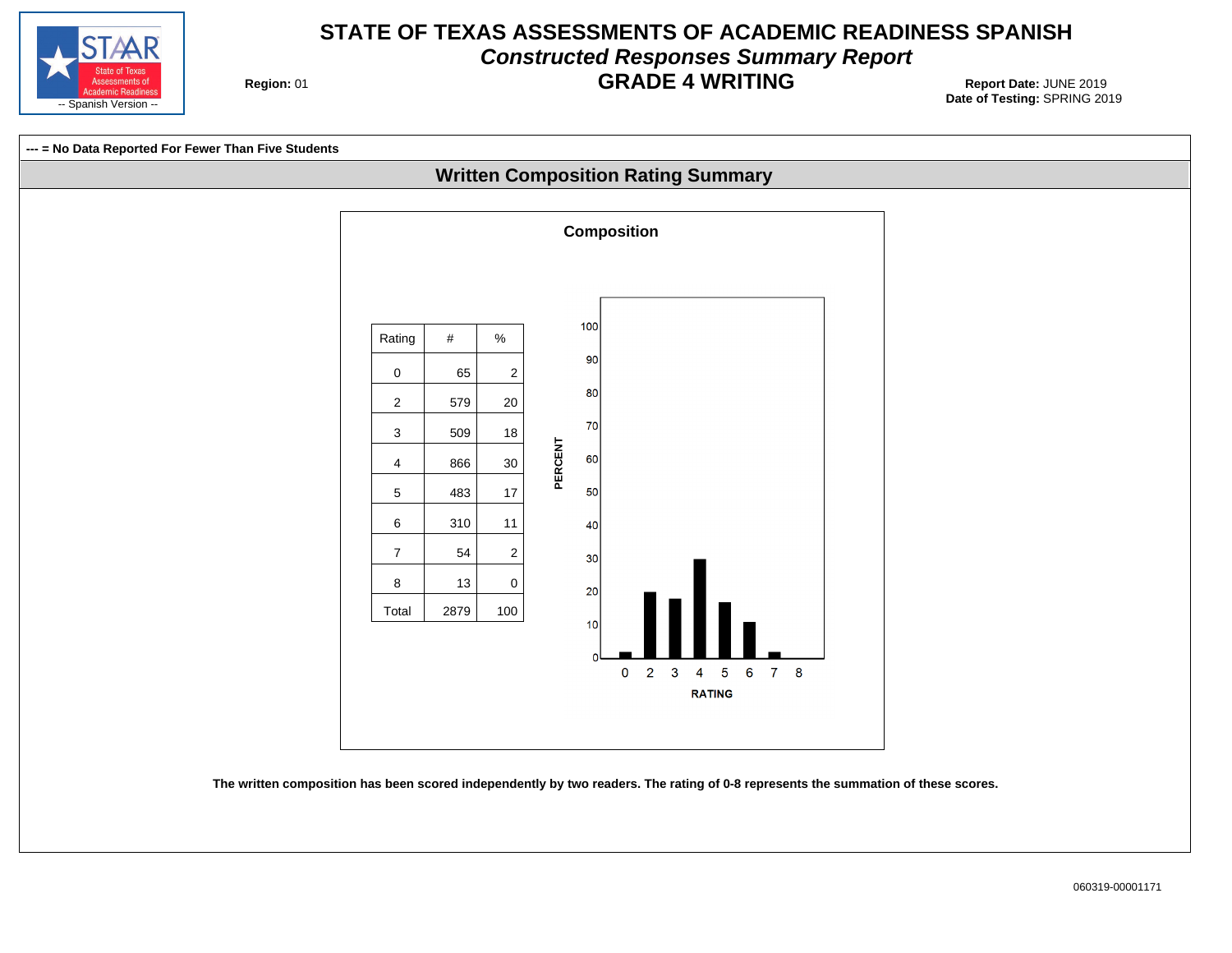# STATE OF TEXAS ASSESSMENTS OF ACADEMIC READINESS SPANISH

*Constructed Responses Summary Report*

## GRADE 4 WRITING

**Region:** 01

**Report Date:** JUNE 2019
**Date of Testing:** SPRING 2019

STAAR State of Texas Assessments of Academic Readiness -- Spanish Version --

**--- = No Data Reported For Fewer Than Five Students**

## Written Composition Rating Summary

### Composition

| Rating | # | % |
|---|---|---|
| 0 | 65 | 2 |
| 2 | 579 | 20 |
| 3 | 509 | 18 |
| 4 | 866 | 30 |
| 5 | 483 | 17 |
| 6 | 310 | 11 |
| 7 | 54 | 2 |
| 8 | 13 | 0 |
| Total | 2879 | 100 |

PERCENT

100
90
80
70
60
50
40
30
20
10
0

0 2 3 4 5 6 7 8

RATING

**The written composition has been scored independently by two readers. The rating of 0-8 represents the summation of these scores.**

060319-00001171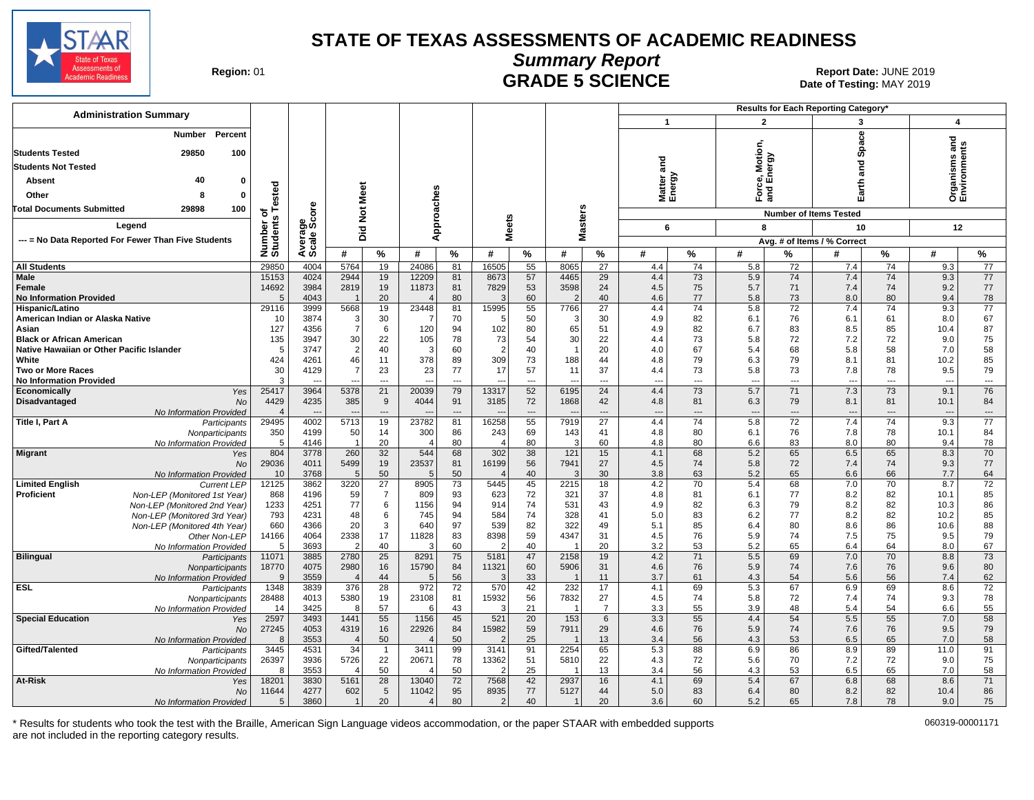# STATE OF TEXAS ASSESSMENTS OF ACADEMIC READINESS

## Summary Report

## GRADE 5 SCIENCE

Region: 01

Report Date: JUNE 2019
Date of Testing: MAY 2019

| Administration Summary | Number | Percent |
|---|---|---|
| Students Tested | 29850 | 100 |
| Students Not Tested | | |
| Absent | 40 | 0 |
| Other | 8 | 0 |
| Total Documents Submitted | 29898 | 100 |

Legend
--- = No Data Reported For Fewer Than Five Students

| | | Number of Students Tested | Average Scale Score | Did Not Meet # | Did Not Meet % | Approaches # | Approaches % | Meets # | Meets % | Masters # | Masters % | 1 Matter and Energy (6 items) # | 1 % | 2 Force, Motion, and Energy (8 items) # | 2 % | 3 Earth and Space (10 items) # | 3 % | 4 Organisms and Environments (12 items) # | 4 % |
|---|---|---|---|---|---|---|---|---|---|---|---|---|---|---|---|---|---|---|---|
| All Students | | 29850 | 4004 | 5764 | 19 | 24086 | 81 | 16505 | 55 | 8065 | 27 | 4.4 | 74 | 5.8 | 72 | 7.4 | 74 | 9.3 | 77 |
| Male | | 15153 | 4024 | 2944 | 19 | 12209 | 81 | 8673 | 57 | 4465 | 29 | 4.4 | 73 | 5.9 | 74 | 7.4 | 74 | 9.3 | 77 |
| Female | | 14692 | 3984 | 2819 | 19 | 11873 | 81 | 7829 | 53 | 3598 | 24 | 4.5 | 75 | 5.7 | 71 | 7.4 | 74 | 9.2 | 77 |
| No Information Provided | | 5 | 4043 | 1 | 20 | 4 | 80 | 3 | 60 | 2 | 40 | 4.6 | 77 | 5.8 | 73 | 8.0 | 80 | 9.4 | 78 |
| Hispanic/Latino | | 29116 | 3999 | 5668 | 19 | 23448 | 81 | 15995 | 55 | 7766 | 27 | 4.4 | 74 | 5.8 | 72 | 7.4 | 74 | 9.3 | 77 |
| American Indian or Alaska Native | | 10 | 3874 | 3 | 30 | 7 | 70 | 5 | 50 | 3 | 30 | 4.9 | 82 | 6.1 | 76 | 6.1 | 61 | 8.0 | 67 |
| Asian | | 127 | 4356 | 7 | 6 | 120 | 94 | 102 | 80 | 65 | 51 | 4.9 | 82 | 6.7 | 83 | 8.5 | 85 | 10.4 | 87 |
| Black or African American | | 135 | 3947 | 30 | 22 | 105 | 78 | 73 | 54 | 30 | 22 | 4.4 | 73 | 5.8 | 72 | 7.2 | 72 | 9.0 | 75 |
| Native Hawaiian or Other Pacific Islander | | 5 | 3747 | 2 | 40 | 3 | 60 | 2 | 40 | 1 | 20 | 4.0 | 67 | 5.4 | 68 | 5.8 | 58 | 7.0 | 58 |
| White | | 424 | 4261 | 46 | 11 | 378 | 89 | 309 | 73 | 188 | 44 | 4.8 | 79 | 6.3 | 79 | 8.1 | 81 | 10.2 | 85 |
| Two or More Races | | 30 | 4129 | 7 | 23 | 23 | 77 | 17 | 57 | 11 | 37 | 4.4 | 73 | 5.8 | 73 | 7.8 | 78 | 9.5 | 79 |
| No Information Provided | | 3 | --- | --- | --- | --- | --- | --- | --- | --- | --- | --- | --- | --- | --- | --- | --- | --- | --- |
| Economically Disadvantaged | Yes | 25417 | 3964 | 5378 | 21 | 20039 | 79 | 13317 | 52 | 6195 | 24 | 4.4 | 73 | 5.7 | 71 | 7.3 | 73 | 9.1 | 76 |
| | No | 4429 | 4235 | 385 | 9 | 4044 | 91 | 3185 | 72 | 1868 | 42 | 4.8 | 81 | 6.3 | 79 | 8.1 | 81 | 10.1 | 84 |
| | No Information Provided | 4 | --- | --- | --- | --- | --- | --- | --- | --- | --- | --- | --- | --- | --- | --- | --- | --- | --- |
| Title I, Part A | Participants | 29495 | 4002 | 5713 | 19 | 23782 | 81 | 16258 | 55 | 7919 | 27 | 4.4 | 74 | 5.8 | 72 | 7.4 | 74 | 9.3 | 77 |
| | Nonparticipants | 350 | 4199 | 50 | 14 | 300 | 86 | 243 | 69 | 143 | 41 | 4.8 | 80 | 6.1 | 76 | 7.8 | 78 | 10.1 | 84 |
| | No Information Provided | 5 | 4146 | 1 | 20 | 4 | 80 | 4 | 80 | 3 | 60 | 4.8 | 80 | 6.6 | 83 | 8.0 | 80 | 9.4 | 78 |
| Migrant | Yes | 804 | 3778 | 260 | 32 | 544 | 68 | 302 | 38 | 121 | 15 | 4.1 | 68 | 5.2 | 65 | 6.5 | 65 | 8.3 | 70 |
| | No | 29036 | 4011 | 5499 | 19 | 23537 | 81 | 16199 | 56 | 7941 | 27 | 4.5 | 74 | 5.8 | 72 | 7.4 | 74 | 9.3 | 77 |
| | No Information Provided | 10 | 3768 | 5 | 50 | 5 | 50 | 4 | 40 | 3 | 30 | 3.8 | 63 | 5.2 | 65 | 6.6 | 66 | 7.7 | 64 |
| Limited English Proficient | Current LEP | 12125 | 3862 | 3220 | 27 | 8905 | 73 | 5445 | 45 | 2215 | 18 | 4.2 | 70 | 5.4 | 68 | 7.0 | 70 | 8.7 | 72 |
| | Non-LEP (Monitored 1st Year) | 868 | 4196 | 59 | 7 | 809 | 93 | 623 | 72 | 321 | 37 | 4.8 | 81 | 6.1 | 77 | 8.2 | 82 | 10.1 | 85 |
| | Non-LEP (Monitored 2nd Year) | 1233 | 4251 | 77 | 6 | 1156 | 94 | 914 | 74 | 531 | 43 | 4.9 | 82 | 6.3 | 79 | 8.2 | 82 | 10.3 | 86 |
| | Non-LEP (Monitored 3rd Year) | 793 | 4231 | 48 | 6 | 745 | 94 | 584 | 74 | 328 | 41 | 5.0 | 83 | 6.2 | 77 | 8.2 | 82 | 10.2 | 85 |
| | Non-LEP (Monitored 4th Year) | 660 | 4366 | 20 | 3 | 640 | 97 | 539 | 82 | 322 | 49 | 5.1 | 85 | 6.4 | 80 | 8.6 | 86 | 10.6 | 88 |
| | Other Non-LEP | 14166 | 4064 | 2338 | 17 | 11828 | 83 | 8398 | 59 | 4347 | 31 | 4.5 | 76 | 5.9 | 74 | 7.5 | 75 | 9.5 | 79 |
| | No Information Provided | 5 | 3693 | 2 | 40 | 3 | 60 | 2 | 40 | 1 | 20 | 3.2 | 53 | 5.2 | 65 | 6.4 | 64 | 8.0 | 67 |
| Bilingual | Participants | 11071 | 3885 | 2780 | 25 | 8291 | 75 | 5181 | 47 | 2158 | 19 | 4.2 | 71 | 5.5 | 69 | 7.0 | 70 | 8.8 | 73 |
| | Nonparticipants | 18770 | 4075 | 2980 | 16 | 15790 | 84 | 11321 | 60 | 5906 | 31 | 4.6 | 76 | 5.9 | 74 | 7.6 | 76 | 9.6 | 80 |
| | No Information Provided | 9 | 3559 | 4 | 44 | 5 | 56 | 3 | 33 | 1 | 11 | 3.7 | 61 | 4.3 | 54 | 5.6 | 56 | 7.4 | 62 |
| ESL | Participants | 1348 | 3839 | 376 | 28 | 972 | 72 | 570 | 42 | 232 | 17 | 4.1 | 69 | 5.3 | 67 | 6.9 | 69 | 8.6 | 72 |
| | Nonparticipants | 28488 | 4013 | 5380 | 19 | 23108 | 81 | 15932 | 56 | 7832 | 27 | 4.5 | 74 | 5.8 | 72 | 7.4 | 74 | 9.3 | 78 |
| | No Information Provided | 14 | 3425 | 8 | 57 | 6 | 43 | 3 | 21 | 1 | 7 | 3.3 | 55 | 3.9 | 48 | 5.4 | 54 | 6.6 | 55 |
| Special Education | Yes | 2597 | 3493 | 1441 | 55 | 1156 | 45 | 521 | 20 | 153 | 6 | 3.3 | 55 | 4.4 | 54 | 5.5 | 55 | 7.0 | 58 |
| | No | 27245 | 4053 | 4319 | 16 | 22926 | 84 | 15982 | 59 | 7911 | 29 | 4.6 | 76 | 5.9 | 74 | 7.6 | 76 | 9.5 | 79 |
| | No Information Provided | 8 | 3553 | 4 | 50 | 4 | 50 | 2 | 25 | 1 | 13 | 3.4 | 56 | 4.3 | 53 | 6.5 | 65 | 7.0 | 58 |
| Gifted/Talented | Participants | 3445 | 4531 | 34 | 1 | 3411 | 99 | 3141 | 91 | 2254 | 65 | 5.3 | 88 | 6.9 | 86 | 8.9 | 89 | 11.0 | 91 |
| | Nonparticipants | 26397 | 3936 | 5726 | 22 | 20671 | 78 | 13362 | 51 | 5810 | 22 | 4.3 | 72 | 5.6 | 70 | 7.2 | 72 | 9.0 | 75 |
| | No Information Provided | 8 | 3553 | 4 | 50 | 4 | 50 | 2 | 25 | 1 | 13 | 3.4 | 56 | 4.3 | 53 | 6.5 | 65 | 7.0 | 58 |
| At-Risk | Yes | 18201 | 3830 | 5161 | 28 | 13040 | 72 | 7568 | 42 | 2937 | 16 | 4.1 | 69 | 5.4 | 67 | 6.8 | 68 | 8.6 | 71 |
| | No | 11644 | 4277 | 602 | 5 | 11042 | 95 | 8935 | 77 | 5127 | 44 | 5.0 | 83 | 6.4 | 80 | 8.2 | 82 | 10.4 | 86 |
| | No Information Provided | 5 | 3860 | 1 | 20 | 4 | 80 | 2 | 40 | 1 | 20 | 3.6 | 60 | 5.2 | 65 | 7.8 | 78 | 9.0 | 75 |

Results for Each Reporting Category*: Number of Items Tested; Avg. # of Items / % Correct

\* Results for students who took the test with the Braille, American Sign Language videos accommodation, or the paper STAAR with embedded supports are not included in the reporting category results.

060319-00001171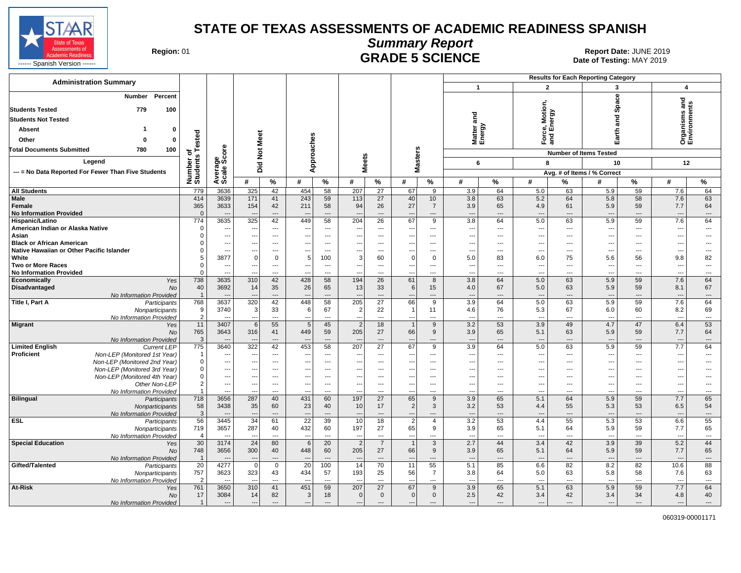# STATE OF TEXAS ASSESSMENTS OF ACADEMIC READINESS SPANISH

## Summary Report

## GRADE 5 SCIENCE

**Region:** 01

**Report Date:** JUNE 2019
**Date of Testing:** MAY 2019

STAAR State of Texas Assessments of Academic Readiness ------ Spanish Version ------

**Administration Summary**

| | Number | Percent |
|---|---|---|
| Students Tested | 779 | 100 |
| Students Not Tested | | |
| Absent | 1 | 0 |
| Other | 0 | 0 |
| Total Documents Submitted | 780 | 100 |

Legend

--- = No Data Reported For Fewer Than Five Students

Results for Each Reporting Category: 1 = Matter and Energy (Number of Items Tested: 6); 2 = Force, Motion, and Energy (8); 3 = Earth and Space (10); 4 = Organisms and Environments (12). Avg. # of Items / % Correct.

| Group | | Number of Students Tested | Average Scale Score | Did Not Meet # | Did Not Meet % | Approaches # | Approaches % | Meets # | Meets % | Masters # | Masters % | 1 # | 1 % | 2 # | 2 % | 3 # | 3 % | 4 # | 4 % |
|---|---|---|---|---|---|---|---|---|---|---|---|---|---|---|---|---|---|---|---|
| All Students | | 779 | 3636 | 325 | 42 | 454 | 58 | 207 | 27 | 67 | 9 | 3.9 | 64 | 5.0 | 63 | 5.9 | 59 | 7.6 | 64 |
| Male | | 414 | 3639 | 171 | 41 | 243 | 59 | 113 | 27 | 40 | 10 | 3.8 | 63 | 5.2 | 64 | 5.8 | 58 | 7.6 | 63 |
| Female | | 365 | 3633 | 154 | 42 | 211 | 58 | 94 | 26 | 27 | 7 | 3.9 | 65 | 4.9 | 61 | 5.9 | 59 | 7.7 | 64 |
| No Information Provided | | 0 | --- | --- | --- | --- | --- | --- | --- | --- | --- | --- | --- | --- | --- | --- | --- | --- | --- |
| Hispanic/Latino | | 774 | 3635 | 325 | 42 | 449 | 58 | 204 | 26 | 67 | 9 | 3.8 | 64 | 5.0 | 63 | 5.9 | 59 | 7.6 | 64 |
| American Indian or Alaska Native | | 0 | --- | --- | --- | --- | --- | --- | --- | --- | --- | --- | --- | --- | --- | --- | --- | --- | --- |
| Asian | | 0 | --- | --- | --- | --- | --- | --- | --- | --- | --- | --- | --- | --- | --- | --- | --- | --- | --- |
| Black or African American | | 0 | --- | --- | --- | --- | --- | --- | --- | --- | --- | --- | --- | --- | --- | --- | --- | --- | --- |
| Native Hawaiian or Other Pacific Islander | | 0 | --- | --- | --- | --- | --- | --- | --- | --- | --- | --- | --- | --- | --- | --- | --- | --- | --- |
| White | | 5 | 3877 | 0 | 0 | 5 | 100 | 3 | 60 | 0 | 0 | 5.0 | 83 | 6.0 | 75 | 5.6 | 56 | 9.8 | 82 |
| Two or More Races | | 0 | --- | --- | --- | --- | --- | --- | --- | --- | --- | --- | --- | --- | --- | --- | --- | --- | --- |
| No Information Provided | | 0 | --- | --- | --- | --- | --- | --- | --- | --- | --- | --- | --- | --- | --- | --- | --- | --- | --- |
| Economically Disadvantaged | *Yes* | 738 | 3635 | 310 | 42 | 428 | 58 | 194 | 26 | 61 | 8 | 3.8 | 64 | 5.0 | 63 | 5.9 | 59 | 7.6 | 64 |
| | *No* | 40 | 3692 | 14 | 35 | 26 | 65 | 13 | 33 | 6 | 15 | 4.0 | 67 | 5.0 | 63 | 5.9 | 59 | 8.1 | 67 |
| | *No Information Provided* | 1 | --- | --- | --- | --- | --- | --- | --- | --- | --- | --- | --- | --- | --- | --- | --- | --- | --- |
| Title I, Part A | *Participants* | 768 | 3637 | 320 | 42 | 448 | 58 | 205 | 27 | 66 | 9 | 3.9 | 64 | 5.0 | 63 | 5.9 | 59 | 7.6 | 64 |
| | *Nonparticipants* | 9 | 3740 | 3 | 33 | 6 | 67 | 2 | 22 | 1 | 11 | 4.6 | 76 | 5.3 | 67 | 6.0 | 60 | 8.2 | 69 |
| | *No Information Provided* | 2 | --- | --- | --- | --- | --- | --- | --- | --- | --- | --- | --- | --- | --- | --- | --- | --- | --- |
| Migrant | *Yes* | 11 | 3407 | 6 | 55 | 5 | 45 | 2 | 18 | 1 | 9 | 3.2 | 53 | 3.9 | 49 | 4.7 | 47 | 6.4 | 53 |
| | *No* | 765 | 3643 | 316 | 41 | 449 | 59 | 205 | 27 | 66 | 9 | 3.9 | 65 | 5.1 | 63 | 5.9 | 59 | 7.7 | 64 |
| | *No Information Provided* | 3 | --- | --- | --- | --- | --- | --- | --- | --- | --- | --- | --- | --- | --- | --- | --- | --- | --- |
| Limited English Proficient | *Current LEP* | 775 | 3640 | 322 | 42 | 453 | 58 | 207 | 27 | 67 | 9 | 3.9 | 64 | 5.0 | 63 | 5.9 | 59 | 7.7 | 64 |
| | *Non-LEP (Monitored 1st Year)* | 1 | --- | --- | --- | --- | --- | --- | --- | --- | --- | --- | --- | --- | --- | --- | --- | --- | --- |
| | *Non-LEP (Monitored 2nd Year)* | 0 | --- | --- | --- | --- | --- | --- | --- | --- | --- | --- | --- | --- | --- | --- | --- | --- | --- |
| | *Non-LEP (Monitored 3rd Year)* | 0 | --- | --- | --- | --- | --- | --- | --- | --- | --- | --- | --- | --- | --- | --- | --- | --- | --- |
| | *Non-LEP (Monitored 4th Year)* | 0 | --- | --- | --- | --- | --- | --- | --- | --- | --- | --- | --- | --- | --- | --- | --- | --- | --- |
| | *Other Non-LEP* | 2 | --- | --- | --- | --- | --- | --- | --- | --- | --- | --- | --- | --- | --- | --- | --- | --- | --- |
| | *No Information Provided* | 1 | --- | --- | --- | --- | --- | --- | --- | --- | --- | --- | --- | --- | --- | --- | --- | --- | --- |
| Bilingual | *Participants* | 718 | 3656 | 287 | 40 | 431 | 60 | 197 | 27 | 65 | 9 | 3.9 | 65 | 5.1 | 64 | 5.9 | 59 | 7.7 | 65 |
| | *Nonparticipants* | 58 | 3438 | 35 | 60 | 23 | 40 | 10 | 17 | 2 | 3 | 3.2 | 53 | 4.4 | 55 | 5.3 | 53 | 6.5 | 54 |
| | *No Information Provided* | 3 | --- | --- | --- | --- | --- | --- | --- | --- | --- | --- | --- | --- | --- | --- | --- | --- | --- |
| ESL | *Participants* | 56 | 3445 | 34 | 61 | 22 | 39 | 10 | 18 | 2 | 4 | 3.2 | 53 | 4.4 | 55 | 5.3 | 53 | 6.6 | 55 |
| | *Nonparticipants* | 719 | 3657 | 287 | 40 | 432 | 60 | 197 | 27 | 65 | 9 | 3.9 | 65 | 5.1 | 64 | 5.9 | 59 | 7.7 | 65 |
| | *No Information Provided* | 4 | --- | --- | --- | --- | --- | --- | --- | --- | --- | --- | --- | --- | --- | --- | --- | --- | --- |
| Special Education | *Yes* | 30 | 3174 | 24 | 80 | 6 | 20 | 2 | 7 | 1 | 3 | 2.7 | 44 | 3.4 | 42 | 3.9 | 39 | 5.2 | 44 |
| | *No* | 748 | 3656 | 300 | 40 | 448 | 60 | 205 | 27 | 66 | 9 | 3.9 | 65 | 5.1 | 64 | 5.9 | 59 | 7.7 | 65 |
| | *No Information Provided* | 1 | --- | --- | --- | --- | --- | --- | --- | --- | --- | --- | --- | --- | --- | --- | --- | --- | --- |
| Gifted/Talented | *Participants* | 20 | 4277 | 0 | 0 | 20 | 100 | 14 | 70 | 11 | 55 | 5.1 | 85 | 6.6 | 82 | 8.2 | 82 | 10.6 | 88 |
| | *Nonparticipants* | 757 | 3623 | 323 | 43 | 434 | 57 | 193 | 25 | 56 | 7 | 3.8 | 64 | 5.0 | 63 | 5.8 | 58 | 7.6 | 63 |
| | *No Information Provided* | 2 | --- | --- | --- | --- | --- | --- | --- | --- | --- | --- | --- | --- | --- | --- | --- | --- | --- |
| At-Risk | *Yes* | 761 | 3650 | 310 | 41 | 451 | 59 | 207 | 27 | 67 | 9 | 3.9 | 65 | 5.1 | 63 | 5.9 | 59 | 7.7 | 64 |
| | *No* | 17 | 3084 | 14 | 82 | 3 | 18 | 0 | 0 | 0 | 0 | 2.5 | 42 | 3.4 | 42 | 3.4 | 34 | 4.8 | 40 |
| | *No Information Provided* | 1 | --- | --- | --- | --- | --- | --- | --- | --- | --- | --- | --- | --- | --- | --- | --- | --- | --- |

060319-00001171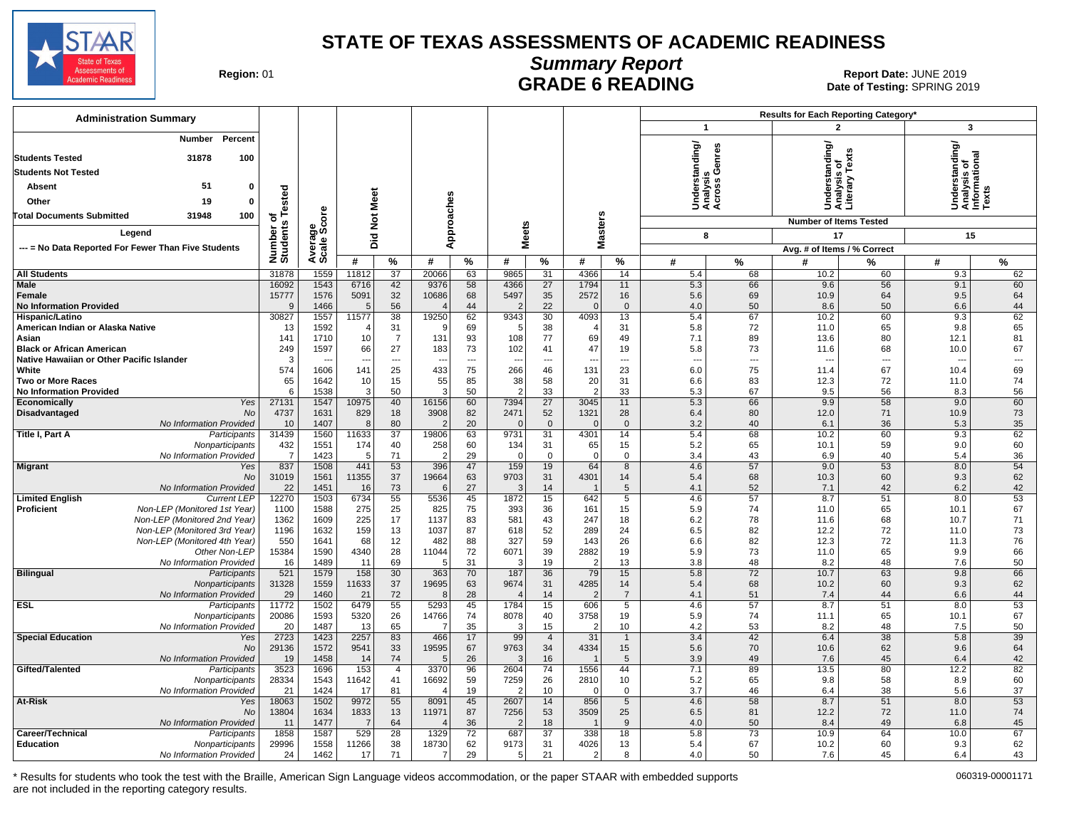# STATE OF TEXAS ASSESSMENTS OF ACADEMIC READINESS

## Summary Report

## GRADE 6 READING

**Region:** 01

**Report Date:** JUNE 2019

**Date of Testing:** SPRING 2019

### Administration Summary

| | Number | Percent |
|---|---|---|
| Students Tested | 31878 | 100 |
| Students Not Tested | | |
| Absent | 51 | 0 |
| Other | 19 | 0 |
| Total Documents Submitted | 31948 | 100 |

Legend

--- = No Data Reported For Fewer Than Five Students

Results for Each Reporting Category*: 1 = Understanding/Analysis Across Genres (Number of Items Tested: 8); 2 = Understanding/Analysis of Literary Texts (Number of Items Tested: 17); 3 = Understanding/Analysis of Informational Texts (Number of Items Tested: 15). Avg. # of Items / % Correct.

| Group | | Number of Students Tested | Average Scale Score | Did Not Meet # | Did Not Meet % | Approaches # | Approaches % | Meets # | Meets % | Masters # | Masters % | Cat 1 # | Cat 1 % | Cat 2 # | Cat 2 % | Cat 3 # | Cat 3 % |
|---|---|---|---|---|---|---|---|---|---|---|---|---|---|---|---|---|---|
| **All Students** | | 31878 | 1559 | 11812 | 37 | 20066 | 63 | 9865 | 31 | 4366 | 14 | 5.4 | 68 | 10.2 | 60 | 9.3 | 62 |
| **Male** | | 16092 | 1543 | 6716 | 42 | 9376 | 58 | 4366 | 27 | 1794 | 11 | 5.3 | 66 | 9.6 | 56 | 9.1 | 60 |
| **Female** | | 15777 | 1576 | 5091 | 32 | 10686 | 68 | 5497 | 35 | 2572 | 16 | 5.6 | 69 | 10.9 | 64 | 9.5 | 64 |
| **No Information Provided** | | 9 | 1466 | 5 | 56 | 4 | 44 | 2 | 22 | 0 | 0 | 4.0 | 50 | 8.6 | 50 | 6.6 | 44 |
| **Hispanic/Latino** | | 30827 | 1557 | 11577 | 38 | 19250 | 62 | 9343 | 30 | 4093 | 13 | 5.4 | 67 | 10.2 | 60 | 9.3 | 62 |
| **American Indian or Alaska Native** | | 13 | 1592 | 4 | 31 | 9 | 69 | 5 | 38 | 4 | 31 | 5.8 | 72 | 11.0 | 65 | 9.8 | 65 |
| **Asian** | | 141 | 1710 | 10 | 7 | 131 | 93 | 108 | 77 | 69 | 49 | 7.1 | 89 | 13.6 | 80 | 12.1 | 81 |
| **Black or African American** | | 249 | 1597 | 66 | 27 | 183 | 73 | 102 | 41 | 47 | 19 | 5.8 | 73 | 11.6 | 68 | 10.0 | 67 |
| **Native Hawaiian or Other Pacific Islander** | | 3 | --- | --- | --- | --- | --- | --- | --- | --- | --- | --- | --- | --- | --- | --- | --- |
| **White** | | 574 | 1606 | 141 | 25 | 433 | 75 | 266 | 46 | 131 | 23 | 6.0 | 75 | 11.4 | 67 | 10.4 | 69 |
| **Two or More Races** | | 65 | 1642 | 10 | 15 | 55 | 85 | 38 | 58 | 20 | 31 | 6.6 | 83 | 12.3 | 72 | 11.0 | 74 |
| **No Information Provided** | | 6 | 1538 | 3 | 50 | 3 | 50 | 2 | 33 | 2 | 33 | 5.3 | 67 | 9.5 | 56 | 8.3 | 56 |
| **Economically Disadvantaged** | *Yes* | 27131 | 1547 | 10975 | 40 | 16156 | 60 | 7394 | 27 | 3045 | 11 | 5.3 | 66 | 9.9 | 58 | 9.0 | 60 |
| | *No* | 4737 | 1631 | 829 | 18 | 3908 | 82 | 2471 | 52 | 1321 | 28 | 6.4 | 80 | 12.0 | 71 | 10.9 | 73 |
| | *No Information Provided* | 10 | 1407 | 8 | 80 | 2 | 20 | 0 | 0 | 0 | 0 | 3.2 | 40 | 6.1 | 36 | 5.3 | 35 |
| **Title I, Part A** | *Participants* | 31439 | 1560 | 11633 | 37 | 19806 | 63 | 9731 | 31 | 4301 | 14 | 5.4 | 68 | 10.2 | 60 | 9.3 | 62 |
| | *Nonparticipants* | 432 | 1551 | 174 | 40 | 258 | 60 | 134 | 31 | 65 | 15 | 5.2 | 65 | 10.1 | 59 | 9.0 | 60 |
| | *No Information Provided* | 7 | 1423 | 5 | 71 | 2 | 29 | 0 | 0 | 0 | 0 | 3.4 | 43 | 6.9 | 40 | 5.4 | 36 |
| **Migrant** | *Yes* | 837 | 1508 | 441 | 53 | 396 | 47 | 159 | 19 | 64 | 8 | 4.6 | 57 | 9.0 | 53 | 8.0 | 54 |
| | *No* | 31019 | 1561 | 11355 | 37 | 19664 | 63 | 9703 | 31 | 4301 | 14 | 5.4 | 68 | 10.3 | 60 | 9.3 | 62 |
| | *No Information Provided* | 22 | 1451 | 16 | 73 | 6 | 27 | 3 | 14 | 1 | 5 | 4.1 | 52 | 7.1 | 42 | 6.2 | 42 |
| **Limited English Proficient** | *Current LEP* | 12270 | 1503 | 6734 | 55 | 5536 | 45 | 1872 | 15 | 642 | 5 | 4.6 | 57 | 8.7 | 51 | 8.0 | 53 |
| | *Non-LEP (Monitored 1st Year)* | 1100 | 1588 | 275 | 25 | 825 | 75 | 393 | 36 | 161 | 15 | 5.9 | 74 | 11.0 | 65 | 10.1 | 67 |
| | *Non-LEP (Monitored 2nd Year)* | 1362 | 1609 | 225 | 17 | 1137 | 83 | 581 | 43 | 247 | 18 | 6.2 | 78 | 11.6 | 68 | 10.7 | 71 |
| | *Non-LEP (Monitored 3rd Year)* | 1196 | 1632 | 159 | 13 | 1037 | 87 | 618 | 52 | 289 | 24 | 6.5 | 82 | 12.2 | 72 | 11.0 | 73 |
| | *Non-LEP (Monitored 4th Year)* | 550 | 1641 | 68 | 12 | 482 | 88 | 327 | 59 | 143 | 26 | 6.6 | 82 | 12.3 | 72 | 11.3 | 76 |
| | *Other Non-LEP* | 15384 | 1590 | 4340 | 28 | 11044 | 72 | 6071 | 39 | 2882 | 19 | 5.9 | 73 | 11.0 | 65 | 9.9 | 66 |
| | *No Information Provided* | 16 | 1489 | 11 | 69 | 5 | 31 | 3 | 19 | 2 | 13 | 3.8 | 48 | 8.2 | 48 | 7.6 | 50 |
| **Bilingual** | *Participants* | 521 | 1579 | 158 | 30 | 363 | 70 | 187 | 36 | 79 | 15 | 5.8 | 72 | 10.7 | 63 | 9.8 | 66 |
| | *Nonparticipants* | 31328 | 1559 | 11633 | 37 | 19695 | 63 | 9674 | 31 | 4285 | 14 | 5.4 | 68 | 10.2 | 60 | 9.3 | 62 |
| | *No Information Provided* | 29 | 1460 | 21 | 72 | 8 | 28 | 4 | 14 | 2 | 7 | 4.1 | 51 | 7.4 | 44 | 6.6 | 44 |
| **ESL** | *Participants* | 11772 | 1502 | 6479 | 55 | 5293 | 45 | 1784 | 15 | 606 | 5 | 4.6 | 57 | 8.7 | 51 | 8.0 | 53 |
| | *Nonparticipants* | 20086 | 1593 | 5320 | 26 | 14766 | 74 | 8078 | 40 | 3758 | 19 | 5.9 | 74 | 11.1 | 65 | 10.1 | 67 |
| | *No Information Provided* | 20 | 1487 | 13 | 65 | 7 | 35 | 3 | 15 | 2 | 10 | 4.2 | 53 | 8.2 | 48 | 7.5 | 50 |
| **Special Education** | *Yes* | 2723 | 1423 | 2257 | 83 | 466 | 17 | 99 | 4 | 31 | 1 | 3.4 | 42 | 6.4 | 38 | 5.8 | 39 |
| | *No* | 29136 | 1572 | 9541 | 33 | 19595 | 67 | 9763 | 34 | 4334 | 15 | 5.6 | 70 | 10.6 | 62 | 9.6 | 64 |
| | *No Information Provided* | 19 | 1458 | 14 | 74 | 5 | 26 | 3 | 16 | 1 | 5 | 3.9 | 49 | 7.6 | 45 | 6.4 | 42 |
| **Gifted/Talented** | *Participants* | 3523 | 1696 | 153 | 4 | 3370 | 96 | 2604 | 74 | 1556 | 44 | 7.1 | 89 | 13.5 | 80 | 12.2 | 82 |
| | *Nonparticipants* | 28334 | 1543 | 11642 | 41 | 16692 | 59 | 7259 | 26 | 2810 | 10 | 5.2 | 65 | 9.8 | 58 | 8.9 | 60 |
| | *No Information Provided* | 21 | 1424 | 17 | 81 | 4 | 19 | 2 | 10 | 0 | 0 | 3.7 | 46 | 6.4 | 38 | 5.6 | 37 |
| **At-Risk** | *Yes* | 18063 | 1502 | 9972 | 55 | 8091 | 45 | 2607 | 14 | 856 | 5 | 4.6 | 58 | 8.7 | 51 | 8.0 | 53 |
| | *No* | 13804 | 1634 | 1833 | 13 | 11971 | 87 | 7256 | 53 | 3509 | 25 | 6.5 | 81 | 12.2 | 72 | 11.0 | 74 |
| | *No Information Provided* | 11 | 1477 | 7 | 64 | 4 | 36 | 2 | 18 | 1 | 9 | 4.0 | 50 | 8.4 | 49 | 6.8 | 45 |
| **Career/Technical Education** | *Participants* | 1858 | 1587 | 529 | 28 | 1329 | 72 | 687 | 37 | 338 | 18 | 5.8 | 73 | 10.9 | 64 | 10.0 | 67 |
| | *Nonparticipants* | 29996 | 1558 | 11266 | 38 | 18730 | 62 | 9173 | 31 | 4026 | 13 | 5.4 | 67 | 10.2 | 60 | 9.3 | 62 |
| | *No Information Provided* | 24 | 1462 | 17 | 71 | 7 | 29 | 5 | 21 | 2 | 8 | 4.0 | 50 | 7.6 | 45 | 6.4 | 43 |

\* Results for students who took the test with the Braille, American Sign Language videos accommodation, or the paper STAAR with embedded supports are not included in the reporting category results.

060319-00001171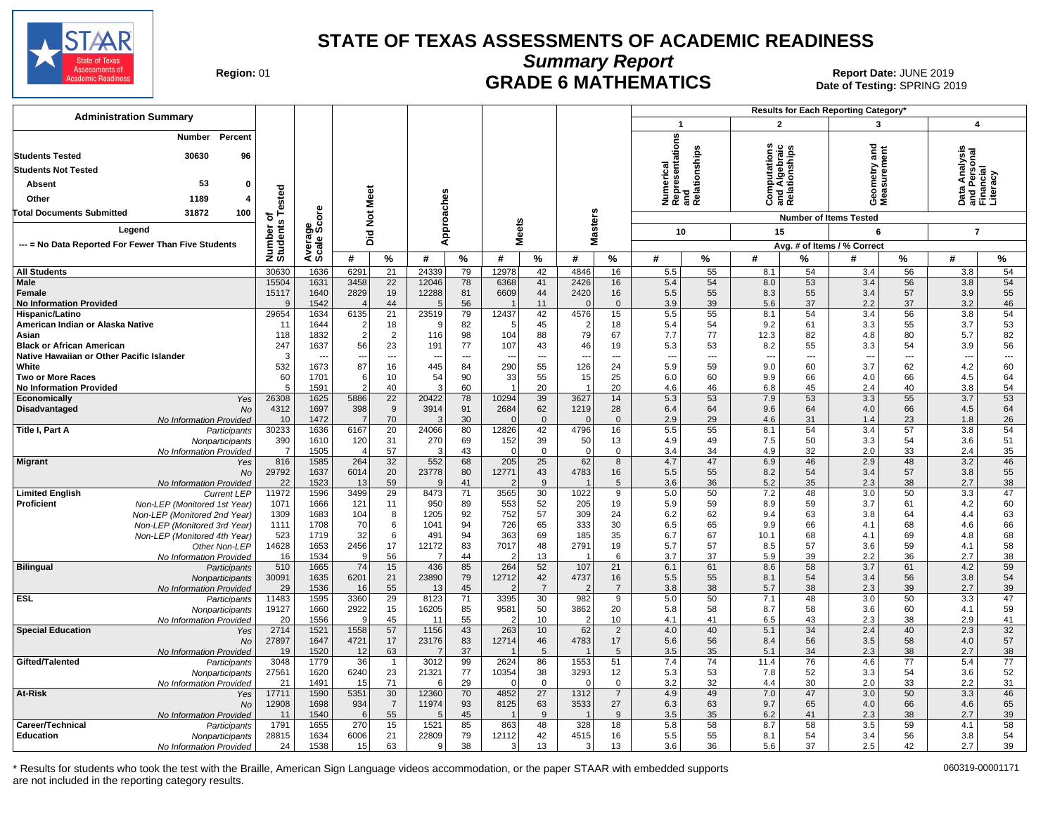# STATE OF TEXAS ASSESSMENTS OF ACADEMIC READINESS

## Summary Report

## GRADE 6 MATHEMATICS

**Region:** 01

**Report Date:** JUNE 2019
**Date of Testing:** SPRING 2019

### Administration Summary

| | Number | Percent |
|---|---|---|
| Students Tested | 30630 | 96 |
| Students Not Tested | | |
| Absent | 53 | 0 |
| Other | 1189 | 4 |
| Total Documents Submitted | 31872 | 100 |

Legend: --- = No Data Reported For Fewer Than Five Students

Results for Each Reporting Category*: 1 = Numerical Representations and Relationships (10 items); 2 = Computations and Algebraic Relationships (15 items); 3 = Geometry and Measurement (6 items); 4 = Data Analysis and Personal Financial Literacy (7 items). Avg. # of Items / % Correct.

| Group | | Number of Students Tested | Average Scale Score | Did Not Meet # | Did Not Meet % | Approaches # | Approaches % | Meets # | Meets % | Masters # | Masters % | Cat 1 # | Cat 1 % | Cat 2 # | Cat 2 % | Cat 3 # | Cat 3 % | Cat 4 # | Cat 4 % |
|---|---|---|---|---|---|---|---|---|---|---|---|---|---|---|---|---|---|---|---|
| All Students | | 30630 | 1636 | 6291 | 21 | 24339 | 79 | 12978 | 42 | 4846 | 16 | 5.5 | 55 | 8.1 | 54 | 3.4 | 56 | 3.8 | 54 |
| Male | | 15504 | 1631 | 3458 | 22 | 12046 | 78 | 6368 | 41 | 2426 | 16 | 5.4 | 54 | 8.0 | 53 | 3.4 | 56 | 3.8 | 54 |
| Female | | 15117 | 1640 | 2829 | 19 | 12288 | 81 | 6609 | 44 | 2420 | 16 | 5.5 | 55 | 8.3 | 55 | 3.4 | 57 | 3.9 | 55 |
| No Information Provided | | 9 | 1542 | 4 | 44 | 5 | 56 | 1 | 11 | 0 | 0 | 3.9 | 39 | 5.6 | 37 | 2.2 | 37 | 3.2 | 46 |
| Hispanic/Latino | | 29654 | 1634 | 6135 | 21 | 23519 | 79 | 12437 | 42 | 4576 | 15 | 5.5 | 55 | 8.1 | 54 | 3.4 | 56 | 3.8 | 54 |
| American Indian or Alaska Native | | 11 | 1644 | 2 | 18 | 9 | 82 | 5 | 45 | 2 | 18 | 5.4 | 54 | 9.2 | 61 | 3.3 | 55 | 3.7 | 53 |
| Asian | | 118 | 1832 | 2 | 2 | 116 | 98 | 104 | 88 | 79 | 67 | 7.7 | 77 | 12.3 | 82 | 4.8 | 80 | 5.7 | 82 |
| Black or African American | | 247 | 1637 | 56 | 23 | 191 | 77 | 107 | 43 | 46 | 19 | 5.3 | 53 | 8.2 | 55 | 3.3 | 54 | 3.9 | 56 |
| Native Hawaiian or Other Pacific Islander | | 3 | --- | --- | --- | --- | --- | --- | --- | --- | --- | --- | --- | --- | --- | --- | --- | --- | --- |
| White | | 532 | 1673 | 87 | 16 | 445 | 84 | 290 | 55 | 126 | 24 | 5.9 | 59 | 9.0 | 60 | 3.7 | 62 | 4.2 | 60 |
| Two or More Races | | 60 | 1701 | 6 | 10 | 54 | 90 | 33 | 55 | 15 | 25 | 6.0 | 60 | 9.9 | 66 | 4.0 | 66 | 4.5 | 64 |
| No Information Provided | | 5 | 1591 | 2 | 40 | 3 | 60 | 1 | 20 | 1 | 20 | 4.6 | 46 | 6.8 | 45 | 2.4 | 40 | 3.8 | 54 |
| Economically Disadvantaged | Yes | 26308 | 1625 | 5886 | 22 | 20422 | 78 | 10294 | 39 | 3627 | 14 | 5.3 | 53 | 7.9 | 53 | 3.3 | 55 | 3.7 | 53 |
| | No | 4312 | 1697 | 398 | 9 | 3914 | 91 | 2684 | 62 | 1219 | 28 | 6.4 | 64 | 9.6 | 64 | 4.0 | 66 | 4.5 | 64 |
| | No Information Provided | 10 | 1472 | 7 | 70 | 3 | 30 | 0 | 0 | 0 | 0 | 2.9 | 29 | 4.6 | 31 | 1.4 | 23 | 1.8 | 26 |
| Title I, Part A | Participants | 30233 | 1636 | 6167 | 20 | 24066 | 80 | 12826 | 42 | 4796 | 16 | 5.5 | 55 | 8.1 | 54 | 3.4 | 57 | 3.8 | 54 |
| | Nonparticipants | 390 | 1610 | 120 | 31 | 270 | 69 | 152 | 39 | 50 | 13 | 4.9 | 49 | 7.5 | 50 | 3.3 | 54 | 3.6 | 51 |
| | No Information Provided | 7 | 1505 | 4 | 57 | 3 | 43 | 0 | 0 | 0 | 0 | 3.4 | 34 | 4.9 | 32 | 2.0 | 33 | 2.4 | 35 |
| Migrant | Yes | 816 | 1585 | 264 | 32 | 552 | 68 | 205 | 25 | 62 | 8 | 4.7 | 47 | 6.9 | 46 | 2.9 | 48 | 3.2 | 46 |
| | No | 29792 | 1637 | 6014 | 20 | 23778 | 80 | 12771 | 43 | 4783 | 16 | 5.5 | 55 | 8.2 | 54 | 3.4 | 57 | 3.8 | 55 |
| | No Information Provided | 22 | 1523 | 13 | 59 | 9 | 41 | 2 | 9 | 1 | 5 | 3.6 | 36 | 5.2 | 35 | 2.3 | 38 | 2.7 | 38 |
| Limited English Proficient | Current LEP | 11972 | 1596 | 3499 | 29 | 8473 | 71 | 3565 | 30 | 1022 | 9 | 5.0 | 50 | 7.2 | 48 | 3.0 | 50 | 3.3 | 47 |
| | Non-LEP (Monitored 1st Year) | 1071 | 1666 | 121 | 11 | 950 | 89 | 553 | 52 | 205 | 19 | 5.9 | 59 | 8.9 | 59 | 3.7 | 61 | 4.2 | 60 |
| | Non-LEP (Monitored 2nd Year) | 1309 | 1683 | 104 | 8 | 1205 | 92 | 752 | 57 | 309 | 24 | 6.2 | 62 | 9.4 | 63 | 3.8 | 64 | 4.4 | 63 |
| | Non-LEP (Monitored 3rd Year) | 1111 | 1708 | 70 | 6 | 1041 | 94 | 726 | 65 | 333 | 30 | 6.5 | 65 | 9.9 | 66 | 4.1 | 68 | 4.6 | 66 |
| | Non-LEP (Monitored 4th Year) | 523 | 1719 | 32 | 6 | 491 | 94 | 363 | 69 | 185 | 35 | 6.7 | 67 | 10.1 | 68 | 4.1 | 69 | 4.8 | 68 |
| | Other Non-LEP | 14628 | 1653 | 2456 | 17 | 12172 | 83 | 7017 | 48 | 2791 | 19 | 5.7 | 57 | 8.5 | 57 | 3.6 | 59 | 4.1 | 58 |
| | No Information Provided | 16 | 1534 | 9 | 56 | 7 | 44 | 2 | 13 | 1 | 6 | 3.7 | 37 | 5.9 | 39 | 2.2 | 36 | 2.7 | 38 |
| Bilingual | Participants | 510 | 1665 | 74 | 15 | 436 | 85 | 264 | 52 | 107 | 21 | 6.1 | 61 | 8.6 | 58 | 3.7 | 61 | 4.2 | 59 |
| | Nonparticipants | 30091 | 1635 | 6201 | 21 | 23890 | 79 | 12712 | 42 | 4737 | 16 | 5.5 | 55 | 8.1 | 54 | 3.4 | 56 | 3.8 | 54 |
| | No Information Provided | 29 | 1536 | 16 | 55 | 13 | 45 | 2 | 7 | 2 | 7 | 3.8 | 38 | 5.7 | 38 | 2.3 | 39 | 2.7 | 39 |
| ESL | Participants | 11483 | 1595 | 3360 | 29 | 8123 | 71 | 3395 | 30 | 982 | 9 | 5.0 | 50 | 7.1 | 48 | 3.0 | 50 | 3.3 | 47 |
| | Nonparticipants | 19127 | 1660 | 2922 | 15 | 16205 | 85 | 9581 | 50 | 3862 | 20 | 5.8 | 58 | 8.7 | 58 | 3.6 | 60 | 4.1 | 59 |
| | No Information Provided | 20 | 1556 | 9 | 45 | 11 | 55 | 2 | 10 | 2 | 10 | 4.1 | 41 | 6.5 | 43 | 2.3 | 38 | 2.9 | 41 |
| Special Education | Yes | 2714 | 1521 | 1558 | 57 | 1156 | 43 | 263 | 10 | 62 | 2 | 4.0 | 40 | 5.1 | 34 | 2.4 | 40 | 2.3 | 32 |
| | No | 27897 | 1647 | 4721 | 17 | 23176 | 83 | 12714 | 46 | 4783 | 17 | 5.6 | 56 | 8.4 | 56 | 3.5 | 58 | 4.0 | 57 |
| | No Information Provided | 19 | 1520 | 12 | 63 | 7 | 37 | 1 | 5 | 1 | 5 | 3.5 | 35 | 5.1 | 34 | 2.3 | 38 | 2.7 | 38 |
| Gifted/Talented | Participants | 3048 | 1779 | 36 | 1 | 3012 | 99 | 2624 | 86 | 1553 | 51 | 7.4 | 74 | 11.4 | 76 | 4.6 | 77 | 5.4 | 77 |
| | Nonparticipants | 27561 | 1620 | 6240 | 23 | 21321 | 77 | 10354 | 38 | 3293 | 12 | 5.3 | 53 | 7.8 | 52 | 3.3 | 54 | 3.6 | 52 |
| | No Information Provided | 21 | 1491 | 15 | 71 | 6 | 29 | 0 | 0 | 0 | 0 | 3.2 | 32 | 4.4 | 30 | 2.0 | 33 | 2.2 | 31 |
| At-Risk | Yes | 17711 | 1590 | 5351 | 30 | 12360 | 70 | 4852 | 27 | 1312 | 7 | 4.9 | 49 | 7.0 | 47 | 3.0 | 50 | 3.3 | 46 |
| | No | 12908 | 1698 | 934 | 7 | 11974 | 93 | 8125 | 63 | 3533 | 27 | 6.3 | 63 | 9.7 | 65 | 4.0 | 66 | 4.6 | 65 |
| | No Information Provided | 11 | 1540 | 6 | 55 | 5 | 45 | 1 | 9 | 1 | 9 | 3.5 | 35 | 6.2 | 41 | 2.3 | 38 | 2.7 | 39 |
| Career/Technical Education | Participants | 1791 | 1655 | 270 | 15 | 1521 | 85 | 863 | 48 | 328 | 18 | 5.8 | 58 | 8.7 | 58 | 3.5 | 59 | 4.1 | 58 |
| | Nonparticipants | 28815 | 1634 | 6006 | 21 | 22809 | 79 | 12112 | 42 | 4515 | 16 | 5.5 | 55 | 8.1 | 54 | 3.4 | 56 | 3.8 | 54 |
| | No Information Provided | 24 | 1538 | 15 | 63 | 9 | 38 | 3 | 13 | 3 | 13 | 3.6 | 36 | 5.6 | 37 | 2.5 | 42 | 2.7 | 39 |

\* Results for students who took the test with the Braille, American Sign Language videos accommodation, or the paper STAAR with embedded supports are not included in the reporting category results.

060319-00001171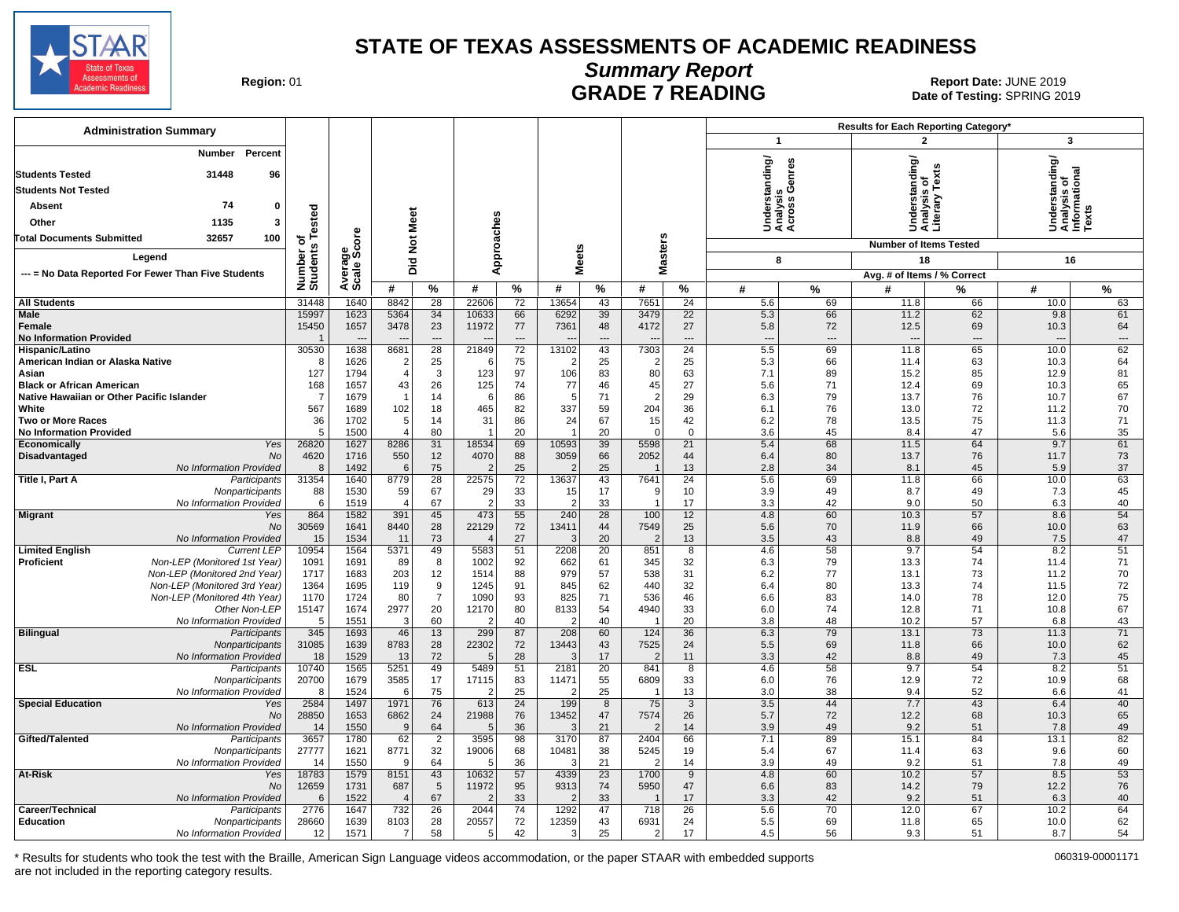# STATE OF TEXAS ASSESSMENTS OF ACADEMIC READINESS

## Summary Report

## GRADE 7 READING

**Region:** 01

**Report Date:** JUNE 2019
**Date of Testing:** SPRING 2019

**Administration Summary**

| | Number | Percent |
|---|---|---|
| Students Tested | 31448 | 96 |
| Students Not Tested | | |
| Absent | 74 | 0 |
| Other | 1135 | 3 |
| Total Documents Submitted | 32657 | 100 |

Legend

--- = No Data Reported For Fewer Than Five Students

| | | Number of Students Tested | Average Scale Score | Did Not Meet | | Approaches | | Meets | | Masters | | Results for Each Reporting Category* | | | | | |
|---|---|---|---|---|---|---|---|---|---|---|---|---|---|---|---|---|---|
| | | | | | | | | | | | | 1 Understanding/ Analysis Across Genres | | 2 Understanding/ Analysis of Literary Texts | | 3 Understanding/ Analysis of Informational Texts | |
| | | | | | | | | | | | | Number of Items Tested: 8 | | 18 | | 16 | |
| | | | | | | | | | | | | Avg. # of Items / % Correct | | | | | |
| | | | | # | % | # | % | # | % | # | % | # | % | # | % | # | % |
| **All Students** | | 31448 | 1640 | 8842 | 28 | 22606 | 72 | 13654 | 43 | 7651 | 24 | 5.6 | 69 | 11.8 | 66 | 10.0 | 63 |
| **Male** | | 15997 | 1623 | 5364 | 34 | 10633 | 66 | 6292 | 39 | 3479 | 22 | 5.3 | 66 | 11.2 | 62 | 9.8 | 61 |
| **Female** | | 15450 | 1657 | 3478 | 23 | 11972 | 77 | 7361 | 48 | 4172 | 27 | 5.8 | 72 | 12.5 | 69 | 10.3 | 64 |
| **No Information Provided** | | 1 | --- | --- | --- | --- | --- | --- | --- | --- | --- | --- | --- | --- | --- | --- | --- |
| **Hispanic/Latino** | | 30530 | 1638 | 8681 | 28 | 21849 | 72 | 13102 | 43 | 7303 | 24 | 5.5 | 69 | 11.8 | 65 | 10.0 | 62 |
| **American Indian or Alaska Native** | | 8 | 1626 | 2 | 25 | 6 | 75 | 2 | 25 | 2 | 25 | 5.3 | 66 | 11.4 | 63 | 10.3 | 64 |
| **Asian** | | 127 | 1794 | 4 | 3 | 123 | 97 | 106 | 83 | 80 | 63 | 7.1 | 89 | 15.2 | 85 | 12.9 | 81 |
| **Black or African American** | | 168 | 1657 | 43 | 26 | 125 | 74 | 77 | 46 | 45 | 27 | 5.6 | 71 | 12.4 | 69 | 10.3 | 65 |
| **Native Hawaiian or Other Pacific Islander** | | 7 | 1679 | 1 | 14 | 6 | 86 | 5 | 71 | 2 | 29 | 6.3 | 79 | 13.7 | 76 | 10.7 | 67 |
| **White** | | 567 | 1689 | 102 | 18 | 465 | 82 | 337 | 59 | 204 | 36 | 6.1 | 76 | 13.0 | 72 | 11.2 | 70 |
| **Two or More Races** | | 36 | 1702 | 5 | 14 | 31 | 86 | 24 | 67 | 15 | 42 | 6.2 | 78 | 13.5 | 75 | 11.3 | 71 |
| **No Information Provided** | | 5 | 1500 | 4 | 80 | 1 | 20 | 1 | 20 | 0 | 0 | 3.6 | 45 | 8.4 | 47 | 5.6 | 35 |
| **Economically Disadvantaged** | *Yes* | 26820 | 1627 | 8286 | 31 | 18534 | 69 | 10593 | 39 | 5598 | 21 | 5.4 | 68 | 11.5 | 64 | 9.7 | 61 |
| | *No* | 4620 | 1716 | 550 | 12 | 4070 | 88 | 3059 | 66 | 2052 | 44 | 6.4 | 80 | 13.7 | 76 | 11.7 | 73 |
| | *No Information Provided* | 8 | 1492 | 6 | 75 | 2 | 25 | 2 | 25 | 1 | 13 | 2.8 | 34 | 8.1 | 45 | 5.9 | 37 |
| **Title I, Part A** | *Participants* | 31354 | 1640 | 8779 | 28 | 22575 | 72 | 13637 | 43 | 7641 | 24 | 5.6 | 69 | 11.8 | 66 | 10.0 | 63 |
| | *Nonparticipants* | 88 | 1530 | 59 | 67 | 29 | 33 | 15 | 17 | 9 | 10 | 3.9 | 49 | 8.7 | 49 | 7.3 | 45 |
| | *No Information Provided* | 6 | 1519 | 4 | 67 | 2 | 33 | 2 | 33 | 1 | 17 | 3.3 | 42 | 9.0 | 50 | 6.3 | 40 |
| **Migrant** | *Yes* | 864 | 1582 | 391 | 45 | 473 | 55 | 240 | 28 | 100 | 12 | 4.8 | 60 | 10.3 | 57 | 8.6 | 54 |
| | *No* | 30569 | 1641 | 8440 | 28 | 22129 | 72 | 13411 | 44 | 7549 | 25 | 5.6 | 70 | 11.9 | 66 | 10.0 | 63 |
| | *No Information Provided* | 15 | 1534 | 11 | 73 | 4 | 27 | 3 | 20 | 2 | 13 | 3.5 | 43 | 8.8 | 49 | 7.5 | 47 |
| **Limited English Proficient** | *Current LEP* | 10954 | 1564 | 5371 | 49 | 5583 | 51 | 2208 | 20 | 851 | 8 | 4.6 | 58 | 9.7 | 54 | 8.2 | 51 |
| | *Non-LEP (Monitored 1st Year)* | 1091 | 1691 | 89 | 8 | 1002 | 92 | 662 | 61 | 345 | 32 | 6.3 | 79 | 13.3 | 74 | 11.4 | 71 |
| | *Non-LEP (Monitored 2nd Year)* | 1717 | 1683 | 203 | 12 | 1514 | 88 | 979 | 57 | 538 | 31 | 6.2 | 77 | 13.1 | 73 | 11.2 | 70 |
| | *Non-LEP (Monitored 3rd Year)* | 1364 | 1695 | 119 | 9 | 1245 | 91 | 845 | 62 | 440 | 32 | 6.4 | 80 | 13.3 | 74 | 11.5 | 72 |
| | *Non-LEP (Monitored 4th Year)* | 1170 | 1724 | 80 | 7 | 1090 | 93 | 825 | 71 | 536 | 46 | 6.6 | 83 | 14.0 | 78 | 12.0 | 75 |
| | *Other Non-LEP* | 15147 | 1674 | 2977 | 20 | 12170 | 80 | 8133 | 54 | 4940 | 33 | 6.0 | 74 | 12.8 | 71 | 10.8 | 67 |
| | *No Information Provided* | 5 | 1551 | 3 | 60 | 2 | 40 | 2 | 40 | 1 | 20 | 3.8 | 48 | 10.2 | 57 | 6.8 | 43 |
| **Bilingual** | *Participants* | 345 | 1693 | 46 | 13 | 299 | 87 | 208 | 60 | 124 | 36 | 6.3 | 79 | 13.1 | 73 | 11.3 | 71 |
| | *Nonparticipants* | 31085 | 1639 | 8783 | 28 | 22302 | 72 | 13443 | 43 | 7525 | 24 | 5.5 | 69 | 11.8 | 66 | 10.0 | 62 |
| | *No Information Provided* | 18 | 1529 | 13 | 72 | 5 | 28 | 3 | 17 | 2 | 11 | 3.3 | 42 | 8.8 | 49 | 7.3 | 45 |
| **ESL** | *Participants* | 10740 | 1565 | 5251 | 49 | 5489 | 51 | 2181 | 20 | 841 | 8 | 4.6 | 58 | 9.7 | 54 | 8.2 | 51 |
| | *Nonparticipants* | 20700 | 1679 | 3585 | 17 | 17115 | 83 | 11471 | 55 | 6809 | 33 | 6.0 | 76 | 12.9 | 72 | 10.9 | 68 |
| | *No Information Provided* | 8 | 1524 | 6 | 75 | 2 | 25 | 2 | 25 | 1 | 13 | 3.0 | 38 | 9.4 | 52 | 6.6 | 41 |
| **Special Education** | *Yes* | 2584 | 1497 | 1971 | 76 | 613 | 24 | 199 | 8 | 75 | 3 | 3.5 | 44 | 7.7 | 43 | 6.4 | 40 |
| | *No* | 28850 | 1653 | 6862 | 24 | 21988 | 76 | 13452 | 47 | 7574 | 26 | 5.7 | 72 | 12.2 | 68 | 10.3 | 65 |
| | *No Information Provided* | 14 | 1550 | 9 | 64 | 5 | 36 | 3 | 21 | 2 | 14 | 3.9 | 49 | 9.2 | 51 | 7.8 | 49 |
| **Gifted/Talented** | *Participants* | 3657 | 1780 | 62 | 2 | 3595 | 98 | 3170 | 87 | 2404 | 66 | 7.1 | 89 | 15.1 | 84 | 13.1 | 82 |
| | *Nonparticipants* | 27777 | 1621 | 8771 | 32 | 19006 | 68 | 10481 | 38 | 5245 | 19 | 5.4 | 67 | 11.4 | 63 | 9.6 | 60 |
| | *No Information Provided* | 14 | 1550 | 9 | 64 | 5 | 36 | 3 | 21 | 2 | 14 | 3.9 | 49 | 9.2 | 51 | 7.8 | 49 |
| **At-Risk** | *Yes* | 18783 | 1579 | 8151 | 43 | 10632 | 57 | 4339 | 23 | 1700 | 9 | 4.8 | 60 | 10.2 | 57 | 8.5 | 53 |
| | *No* | 12659 | 1731 | 687 | 5 | 11972 | 95 | 9313 | 74 | 5950 | 47 | 6.6 | 83 | 14.2 | 79 | 12.2 | 76 |
| | *No Information Provided* | 6 | 1522 | 4 | 67 | 2 | 33 | 2 | 33 | 1 | 17 | 3.3 | 42 | 9.2 | 51 | 6.3 | 40 |
| **Career/Technical Education** | *Participants* | 2776 | 1647 | 732 | 26 | 2044 | 74 | 1292 | 47 | 718 | 26 | 5.6 | 70 | 12.0 | 67 | 10.2 | 64 |
| | *Nonparticipants* | 28660 | 1639 | 8103 | 28 | 20557 | 72 | 12359 | 43 | 6931 | 24 | 5.5 | 69 | 11.8 | 65 | 10.0 | 62 |
| | *No Information Provided* | 12 | 1571 | 7 | 58 | 5 | 42 | 3 | 25 | 2 | 17 | 4.5 | 56 | 9.3 | 51 | 8.7 | 54 |

\* Results for students who took the test with the Braille, American Sign Language videos accommodation, or the paper STAAR with embedded supports are not included in the reporting category results.

060319-00001171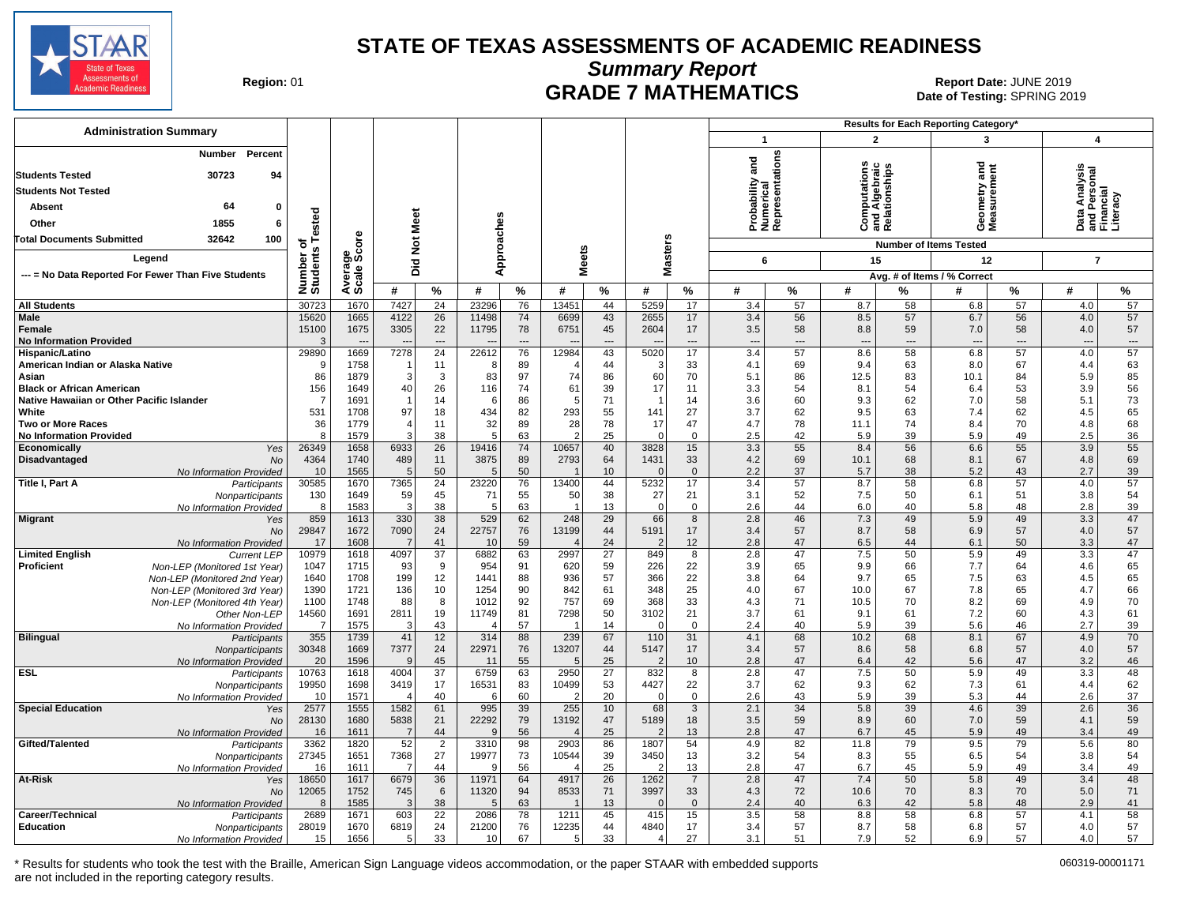# STATE OF TEXAS ASSESSMENTS OF ACADEMIC READINESS

## Summary Report

## GRADE 7 MATHEMATICS

**Region:** 01

**Report Date:** JUNE 2019
**Date of Testing:** SPRING 2019

### Administration Summary

| | Number | Percent |
|---|---|---|
| Students Tested | 30723 | 94 |
| Students Not Tested | | |
| Absent | 64 | 0 |
| Other | 1855 | 6 |
| Total Documents Submitted | 32642 | 100 |

Legend

--- = No Data Reported For Fewer Than Five Students

Results for Each Reporting Category*: 1 = Probability and Numerical Representations (6 items); 2 = Computations and Algebraic Relationships (15 items); 3 = Geometry and Measurement (12 items); 4 = Data Analysis and Personal Financial Literacy (7 items). Values are Avg. # of Items / % Correct.

| Group | | Number of Students Tested | Average Scale Score | Did Not Meet # | Did Not Meet % | Approaches # | Approaches % | Meets # | Meets % | Masters # | Masters % | Cat 1 # | Cat 1 % | Cat 2 # | Cat 2 % | Cat 3 # | Cat 3 % | Cat 4 # | Cat 4 % |
|---|---|---|---|---|---|---|---|---|---|---|---|---|---|---|---|---|---|---|---|
| All Students | | 30723 | 1670 | 7427 | 24 | 23296 | 76 | 13451 | 44 | 5259 | 17 | 3.4 | 57 | 8.7 | 58 | 6.8 | 57 | 4.0 | 57 |
| Male | | 15620 | 1665 | 4122 | 26 | 11498 | 74 | 6699 | 43 | 2655 | 17 | 3.4 | 56 | 8.5 | 57 | 6.7 | 56 | 4.0 | 57 |
| Female | | 15100 | 1675 | 3305 | 22 | 11795 | 78 | 6751 | 45 | 2604 | 17 | 3.5 | 58 | 8.8 | 59 | 7.0 | 58 | 4.0 | 57 |
| No Information Provided | | 3 | --- | --- | --- | --- | --- | --- | --- | --- | --- | --- | --- | --- | --- | --- | --- | --- | --- |
| Hispanic/Latino | | 29890 | 1669 | 7278 | 24 | 22612 | 76 | 12984 | 43 | 5020 | 17 | 3.4 | 57 | 8.6 | 58 | 6.8 | 57 | 4.0 | 57 |
| American Indian or Alaska Native | | 9 | 1758 | 1 | 11 | 8 | 89 | 4 | 44 | 3 | 33 | 4.1 | 69 | 9.4 | 63 | 8.0 | 67 | 4.4 | 63 |
| Asian | | 86 | 1879 | 3 | 3 | 83 | 97 | 74 | 86 | 60 | 70 | 5.1 | 86 | 12.5 | 83 | 10.1 | 84 | 5.9 | 85 |
| Black or African American | | 156 | 1649 | 40 | 26 | 116 | 74 | 61 | 39 | 17 | 11 | 3.3 | 54 | 8.1 | 54 | 6.4 | 53 | 3.9 | 56 |
| Native Hawaiian or Other Pacific Islander | | 7 | 1691 | 1 | 14 | 6 | 86 | 5 | 71 | 1 | 14 | 3.6 | 60 | 9.3 | 62 | 7.0 | 58 | 5.1 | 73 |
| White | | 531 | 1708 | 97 | 18 | 434 | 82 | 293 | 55 | 141 | 27 | 3.7 | 62 | 9.5 | 63 | 7.4 | 62 | 4.5 | 65 |
| Two or More Races | | 36 | 1779 | 4 | 11 | 32 | 89 | 28 | 78 | 17 | 47 | 4.7 | 78 | 11.1 | 74 | 8.4 | 70 | 4.8 | 68 |
| No Information Provided | | 8 | 1579 | 3 | 38 | 5 | 63 | 2 | 25 | 0 | 0 | 2.5 | 42 | 5.9 | 39 | 5.9 | 49 | 2.5 | 36 |
| Economically Disadvantaged | Yes | 26349 | 1658 | 6933 | 26 | 19416 | 74 | 10657 | 40 | 3828 | 15 | 3.3 | 55 | 8.4 | 56 | 6.6 | 55 | 3.9 | 55 |
| | No | 4364 | 1740 | 489 | 11 | 3875 | 89 | 2793 | 64 | 1431 | 33 | 4.2 | 69 | 10.1 | 68 | 8.1 | 67 | 4.8 | 69 |
| | No Information Provided | 10 | 1565 | 5 | 50 | 5 | 50 | 1 | 10 | 0 | 0 | 2.2 | 37 | 5.7 | 38 | 5.2 | 43 | 2.7 | 39 |
| Title I, Part A | Participants | 30585 | 1670 | 7365 | 24 | 23220 | 76 | 13400 | 44 | 5232 | 17 | 3.4 | 57 | 8.7 | 58 | 6.8 | 57 | 4.0 | 57 |
| | Nonparticipants | 130 | 1649 | 59 | 45 | 71 | 55 | 50 | 38 | 27 | 21 | 3.1 | 52 | 7.5 | 50 | 6.1 | 51 | 3.8 | 54 |
| | No Information Provided | 8 | 1583 | 3 | 38 | 5 | 63 | 1 | 13 | 0 | 0 | 2.6 | 44 | 6.0 | 40 | 5.8 | 48 | 2.8 | 39 |
| Migrant | Yes | 859 | 1613 | 330 | 38 | 529 | 62 | 248 | 29 | 66 | 8 | 2.8 | 46 | 7.3 | 49 | 5.9 | 49 | 3.3 | 47 |
| | No | 29847 | 1672 | 7090 | 24 | 22757 | 76 | 13199 | 44 | 5191 | 17 | 3.4 | 57 | 8.7 | 58 | 6.9 | 57 | 4.0 | 57 |
| | No Information Provided | 17 | 1608 | 7 | 41 | 10 | 59 | 4 | 24 | 2 | 12 | 2.8 | 47 | 6.5 | 44 | 6.1 | 50 | 3.3 | 47 |
| Limited English Proficient | Current LEP | 10979 | 1618 | 4097 | 37 | 6882 | 63 | 2997 | 27 | 849 | 8 | 2.8 | 47 | 7.5 | 50 | 5.9 | 49 | 3.3 | 47 |
| | Non-LEP (Monitored 1st Year) | 1047 | 1715 | 93 | 9 | 954 | 91 | 620 | 59 | 226 | 22 | 3.9 | 65 | 9.9 | 66 | 7.7 | 64 | 4.6 | 65 |
| | Non-LEP (Monitored 2nd Year) | 1640 | 1708 | 199 | 12 | 1441 | 88 | 936 | 57 | 366 | 22 | 3.8 | 64 | 9.7 | 65 | 7.5 | 63 | 4.5 | 65 |
| | Non-LEP (Monitored 3rd Year) | 1390 | 1721 | 136 | 10 | 1254 | 90 | 842 | 61 | 348 | 25 | 4.0 | 67 | 10.0 | 67 | 7.8 | 65 | 4.7 | 66 |
| | Non-LEP (Monitored 4th Year) | 1100 | 1748 | 88 | 8 | 1012 | 92 | 757 | 69 | 368 | 33 | 4.3 | 71 | 10.5 | 70 | 8.2 | 69 | 4.9 | 70 |
| | Other Non-LEP | 14560 | 1691 | 2811 | 19 | 11749 | 81 | 7298 | 50 | 3102 | 21 | 3.7 | 61 | 9.1 | 61 | 7.2 | 60 | 4.3 | 61 |
| | No Information Provided | 7 | 1575 | 3 | 43 | 4 | 57 | 1 | 14 | 0 | 0 | 2.4 | 40 | 5.9 | 39 | 5.6 | 46 | 2.7 | 39 |
| Bilingual | Participants | 355 | 1739 | 41 | 12 | 314 | 88 | 239 | 67 | 110 | 31 | 4.1 | 68 | 10.2 | 68 | 8.1 | 67 | 4.9 | 70 |
| | Nonparticipants | 30348 | 1669 | 7377 | 24 | 22971 | 76 | 13207 | 44 | 5147 | 17 | 3.4 | 57 | 8.6 | 58 | 6.8 | 57 | 4.0 | 57 |
| | No Information Provided | 20 | 1596 | 9 | 45 | 11 | 55 | 5 | 25 | 2 | 10 | 2.8 | 47 | 6.4 | 42 | 5.6 | 47 | 3.2 | 46 |
| ESL | Participants | 10763 | 1618 | 4004 | 37 | 6759 | 63 | 2950 | 27 | 832 | 8 | 2.8 | 47 | 7.5 | 50 | 5.9 | 49 | 3.3 | 48 |
| | Nonparticipants | 19950 | 1698 | 3419 | 17 | 16531 | 83 | 10499 | 53 | 4427 | 22 | 3.7 | 62 | 9.3 | 62 | 7.3 | 61 | 4.4 | 62 |
| | No Information Provided | 10 | 1571 | 4 | 40 | 6 | 60 | 2 | 20 | 0 | 0 | 2.6 | 43 | 5.9 | 39 | 5.3 | 44 | 2.6 | 37 |
| Special Education | Yes | 2577 | 1555 | 1582 | 61 | 995 | 39 | 255 | 10 | 68 | 3 | 2.1 | 34 | 5.8 | 39 | 4.6 | 39 | 2.6 | 36 |
| | No | 28130 | 1680 | 5838 | 21 | 22292 | 79 | 13192 | 47 | 5189 | 18 | 3.5 | 59 | 8.9 | 60 | 7.0 | 59 | 4.1 | 59 |
| | No Information Provided | 16 | 1611 | 7 | 44 | 9 | 56 | 4 | 25 | 2 | 13 | 2.8 | 47 | 6.7 | 45 | 5.9 | 49 | 3.4 | 49 |
| Gifted/Talented | Participants | 3362 | 1820 | 52 | 2 | 3310 | 98 | 2903 | 86 | 1807 | 54 | 4.9 | 82 | 11.8 | 79 | 9.5 | 79 | 5.6 | 80 |
| | Nonparticipants | 27345 | 1651 | 7368 | 27 | 19977 | 73 | 10544 | 39 | 3450 | 13 | 3.2 | 54 | 8.3 | 55 | 6.5 | 54 | 3.8 | 54 |
| | No Information Provided | 16 | 1611 | 7 | 44 | 9 | 56 | 4 | 25 | 2 | 13 | 2.8 | 47 | 6.7 | 45 | 5.9 | 49 | 3.4 | 49 |
| At-Risk | Yes | 18650 | 1617 | 6679 | 36 | 11971 | 64 | 4917 | 26 | 1262 | 7 | 2.8 | 47 | 7.4 | 50 | 5.8 | 49 | 3.4 | 48 |
| | No | 12065 | 1752 | 745 | 6 | 11320 | 94 | 8533 | 71 | 3997 | 33 | 4.3 | 72 | 10.6 | 70 | 8.3 | 70 | 5.0 | 71 |
| | No Information Provided | 8 | 1585 | 3 | 38 | 5 | 63 | 1 | 13 | 0 | 0 | 2.4 | 40 | 6.3 | 42 | 5.8 | 48 | 2.9 | 41 |
| Career/Technical Education | Participants | 2689 | 1671 | 603 | 22 | 2086 | 78 | 1211 | 45 | 415 | 15 | 3.5 | 58 | 8.8 | 58 | 6.8 | 57 | 4.1 | 58 |
| | Nonparticipants | 28019 | 1670 | 6819 | 24 | 21200 | 76 | 12235 | 44 | 4840 | 17 | 3.4 | 57 | 8.7 | 58 | 6.8 | 57 | 4.0 | 57 |
| | No Information Provided | 15 | 1656 | 5 | 33 | 10 | 67 | 5 | 33 | 4 | 27 | 3.1 | 51 | 7.9 | 52 | 6.9 | 57 | 4.0 | 57 |

\* Results for students who took the test with the Braille, American Sign Language videos accommodation, or the paper STAAR with embedded supports are not included in the reporting category results.

060319-00001171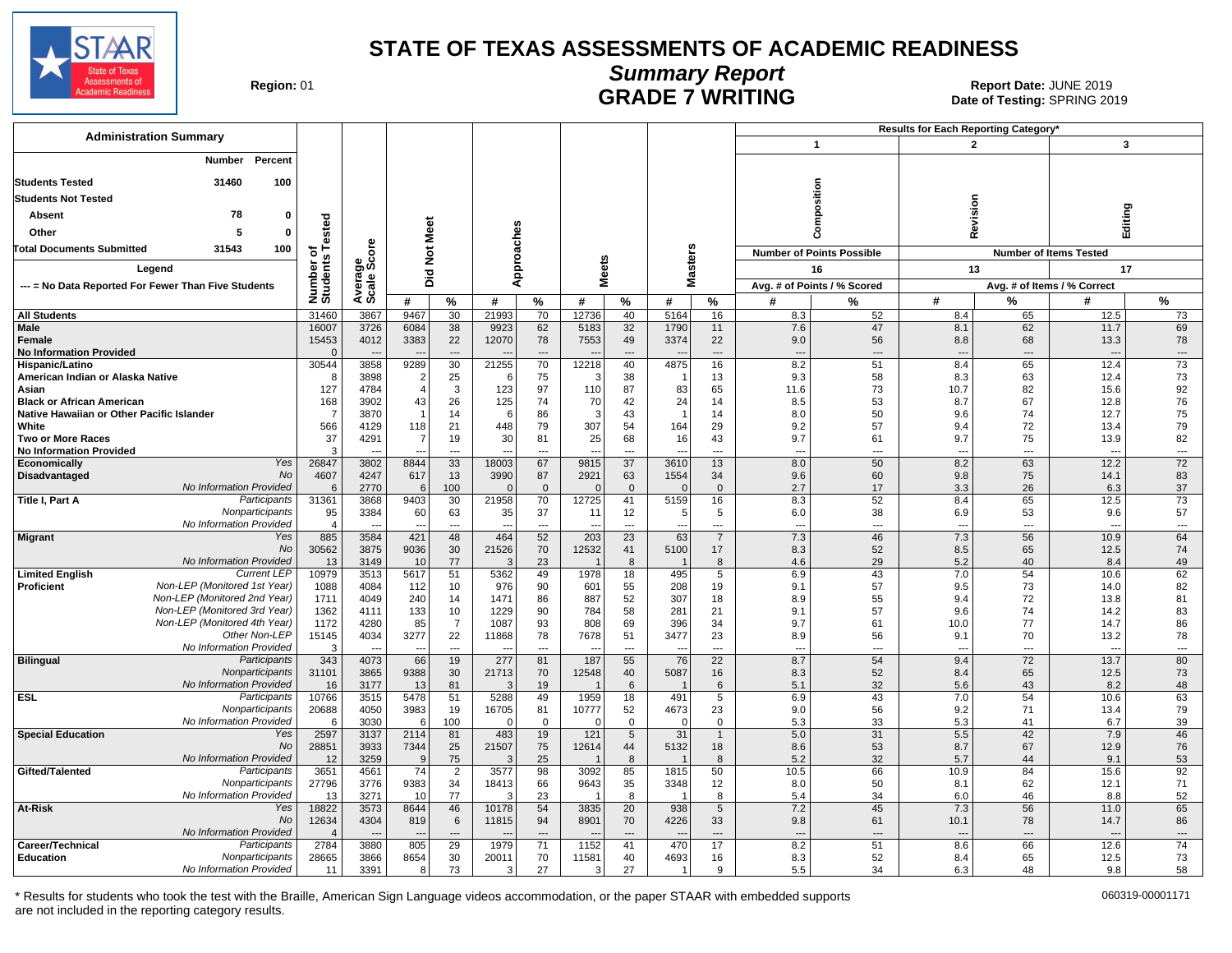# STATE OF TEXAS ASSESSMENTS OF ACADEMIC READINESS

## Summary Report

## GRADE 7 WRITING

**Region:** 01

**Report Date:** JUNE 2019

**Date of Testing:** SPRING 2019

### Administration Summary

| | Number | Percent |
|---|---|---|
| Students Tested | 31460 | 100 |
| Students Not Tested | | |
| Absent | 78 | 0 |
| Other | 5 | 0 |
| Total Documents Submitted | 31543 | 100 |

Legend: --- = No Data Reported For Fewer Than Five Students

Results for Each Reporting Category*: 1 = Composition (Number of Points Possible: 16; Avg. # of Points / % Scored); 2 = Revision (Number of Items Tested: 13; Avg. # of Items / % Correct); 3 = Editing (Number of Items Tested: 17; Avg. # of Items / % Correct)

| Group | | Number of Students Tested | Average Scale Score | Did Not Meet # | Did Not Meet % | Approaches # | Approaches % | Meets # | Meets % | Masters # | Masters % | Composition # | Composition % | Revision # | Revision % | Editing # | Editing % |
|---|---|---|---|---|---|---|---|---|---|---|---|---|---|---|---|---|---|
| All Students | | 31460 | 3867 | 9467 | 30 | 21993 | 70 | 12736 | 40 | 5164 | 16 | 8.3 | 52 | 8.4 | 65 | 12.5 | 73 |
| Male | | 16007 | 3726 | 6084 | 38 | 9923 | 62 | 5183 | 32 | 1790 | 11 | 7.6 | 47 | 8.1 | 62 | 11.7 | 69 |
| Female | | 15453 | 4012 | 3383 | 22 | 12070 | 78 | 7553 | 49 | 3374 | 22 | 9.0 | 56 | 8.8 | 68 | 13.3 | 78 |
| No Information Provided | | 0 | --- | --- | --- | --- | --- | --- | --- | --- | --- | --- | --- | --- | --- | --- | --- |
| Hispanic/Latino | | 30544 | 3858 | 9289 | 30 | 21255 | 70 | 12218 | 40 | 4875 | 16 | 8.2 | 51 | 8.4 | 65 | 12.4 | 73 |
| American Indian or Alaska Native | | 8 | 3898 | 2 | 25 | 6 | 75 | 3 | 38 | 1 | 13 | 9.3 | 58 | 8.3 | 63 | 12.4 | 73 |
| Asian | | 127 | 4784 | 4 | 3 | 123 | 97 | 110 | 87 | 83 | 65 | 11.6 | 73 | 10.7 | 82 | 15.6 | 92 |
| Black or African American | | 168 | 3902 | 43 | 26 | 125 | 74 | 70 | 42 | 24 | 14 | 8.5 | 53 | 8.7 | 67 | 12.8 | 76 |
| Native Hawaiian or Other Pacific Islander | | 7 | 3870 | 1 | 14 | 6 | 86 | 3 | 43 | 1 | 14 | 8.0 | 50 | 9.6 | 74 | 12.7 | 75 |
| White | | 566 | 4129 | 118 | 21 | 448 | 79 | 307 | 54 | 164 | 29 | 9.2 | 57 | 9.4 | 72 | 13.4 | 79 |
| Two or More Races | | 37 | 4291 | 7 | 19 | 30 | 81 | 25 | 68 | 16 | 43 | 9.7 | 61 | 9.7 | 75 | 13.9 | 82 |
| No Information Provided | | 3 | --- | --- | --- | --- | --- | --- | --- | --- | --- | --- | --- | --- | --- | --- | --- |
| Economically Disadvantaged | Yes | 26847 | 3802 | 8844 | 33 | 18003 | 67 | 9815 | 37 | 3610 | 13 | 8.0 | 50 | 8.2 | 63 | 12.2 | 72 |
| | No | 4607 | 4247 | 617 | 13 | 3990 | 87 | 2921 | 63 | 1554 | 34 | 9.6 | 60 | 9.8 | 75 | 14.1 | 83 |
| | No Information Provided | 6 | 2770 | 6 | 100 | 0 | 0 | 0 | 0 | 0 | 0 | 2.7 | 17 | 3.3 | 26 | 6.3 | 37 |
| Title I, Part A | Participants | 31361 | 3868 | 9403 | 30 | 21958 | 70 | 12725 | 41 | 5159 | 16 | 8.3 | 52 | 8.4 | 65 | 12.5 | 73 |
| | Nonparticipants | 95 | 3384 | 60 | 63 | 35 | 37 | 11 | 12 | 5 | 5 | 6.0 | 38 | 6.9 | 53 | 9.6 | 57 |
| | No Information Provided | 4 | --- | --- | --- | --- | --- | --- | --- | --- | --- | --- | --- | --- | --- | --- | --- |
| Migrant | Yes | 885 | 3584 | 421 | 48 | 464 | 52 | 203 | 23 | 63 | 7 | 7.3 | 46 | 7.3 | 56 | 10.9 | 64 |
| | No | 30562 | 3875 | 9036 | 30 | 21526 | 70 | 12532 | 41 | 5100 | 17 | 8.3 | 52 | 8.5 | 65 | 12.5 | 74 |
| | No Information Provided | 13 | 3149 | 10 | 77 | 3 | 23 | 1 | 8 | 1 | 8 | 4.6 | 29 | 5.2 | 40 | 8.4 | 49 |
| Limited English Proficient | Current LEP | 10979 | 3513 | 5617 | 51 | 5362 | 49 | 1978 | 18 | 495 | 5 | 6.9 | 43 | 7.0 | 54 | 10.6 | 62 |
| | Non-LEP (Monitored 1st Year) | 1088 | 4084 | 112 | 10 | 976 | 90 | 601 | 55 | 208 | 19 | 9.1 | 57 | 9.5 | 73 | 14.0 | 82 |
| | Non-LEP (Monitored 2nd Year) | 1711 | 4049 | 240 | 14 | 1471 | 86 | 887 | 52 | 307 | 18 | 8.9 | 55 | 9.4 | 72 | 13.8 | 81 |
| | Non-LEP (Monitored 3rd Year) | 1362 | 4111 | 133 | 10 | 1229 | 90 | 784 | 58 | 281 | 21 | 9.1 | 57 | 9.6 | 74 | 14.2 | 83 |
| | Non-LEP (Monitored 4th Year) | 1172 | 4280 | 85 | 7 | 1087 | 93 | 808 | 69 | 396 | 34 | 9.7 | 61 | 10.0 | 77 | 14.7 | 86 |
| | Other Non-LEP | 15145 | 4034 | 3277 | 22 | 11868 | 78 | 7678 | 51 | 3477 | 23 | 8.9 | 56 | 9.1 | 70 | 13.2 | 78 |
| | No Information Provided | 3 | --- | --- | --- | --- | --- | --- | --- | --- | --- | --- | --- | --- | --- | --- | --- |
| Bilingual | Participants | 343 | 4073 | 66 | 19 | 277 | 81 | 187 | 55 | 76 | 22 | 8.7 | 54 | 9.4 | 72 | 13.7 | 80 |
| | Nonparticipants | 31101 | 3865 | 9388 | 30 | 21713 | 70 | 12548 | 40 | 5087 | 16 | 8.3 | 52 | 8.4 | 65 | 12.5 | 73 |
| | No Information Provided | 16 | 3177 | 13 | 81 | 3 | 19 | 1 | 6 | 1 | 6 | 5.1 | 32 | 5.6 | 43 | 8.2 | 48 |
| ESL | Participants | 10766 | 3515 | 5478 | 51 | 5288 | 49 | 1959 | 18 | 491 | 5 | 6.9 | 43 | 7.0 | 54 | 10.6 | 63 |
| | Nonparticipants | 20688 | 4050 | 3983 | 19 | 16705 | 81 | 10777 | 52 | 4673 | 23 | 9.0 | 56 | 9.2 | 71 | 13.4 | 79 |
| | No Information Provided | 6 | 3030 | 6 | 100 | 0 | 0 | 0 | 0 | 0 | 0 | 5.3 | 33 | 5.3 | 41 | 6.7 | 39 |
| Special Education | Yes | 2597 | 3137 | 2114 | 81 | 483 | 19 | 121 | 5 | 31 | 1 | 5.0 | 31 | 5.5 | 42 | 7.9 | 46 |
| | No | 28851 | 3933 | 7344 | 25 | 21507 | 75 | 12614 | 44 | 5132 | 18 | 8.6 | 53 | 8.7 | 67 | 12.9 | 76 |
| | No Information Provided | 12 | 3259 | 9 | 75 | 3 | 25 | 1 | 8 | 1 | 8 | 5.2 | 32 | 5.7 | 44 | 9.1 | 53 |
| Gifted/Talented | Participants | 3651 | 4561 | 74 | 2 | 3577 | 98 | 3092 | 85 | 1815 | 50 | 10.5 | 66 | 10.9 | 84 | 15.6 | 92 |
| | Nonparticipants | 27796 | 3776 | 9383 | 34 | 18413 | 66 | 9643 | 35 | 3348 | 12 | 8.0 | 50 | 8.1 | 62 | 12.1 | 71 |
| | No Information Provided | 13 | 3271 | 10 | 77 | 3 | 23 | 1 | 8 | 1 | 8 | 5.4 | 34 | 6.0 | 46 | 8.8 | 52 |
| At-Risk | Yes | 18822 | 3573 | 8644 | 46 | 10178 | 54 | 3835 | 20 | 938 | 5 | 7.2 | 45 | 7.3 | 56 | 11.0 | 65 |
| | No | 12634 | 4304 | 819 | 6 | 11815 | 94 | 8901 | 70 | 4226 | 33 | 9.8 | 61 | 10.1 | 78 | 14.7 | 86 |
| | No Information Provided | 4 | --- | --- | --- | --- | --- | --- | --- | --- | --- | --- | --- | --- | --- | --- | --- |
| Career/Technical Education | Participants | 2784 | 3880 | 805 | 29 | 1979 | 71 | 1152 | 41 | 470 | 17 | 8.2 | 51 | 8.6 | 66 | 12.6 | 74 |
| | Nonparticipants | 28665 | 3866 | 8654 | 30 | 20011 | 70 | 11581 | 40 | 4693 | 16 | 8.3 | 52 | 8.4 | 65 | 12.5 | 73 |
| | No Information Provided | 11 | 3391 | 8 | 73 | 3 | 27 | 3 | 27 | 1 | 9 | 5.5 | 34 | 6.3 | 48 | 9.8 | 58 |

\* Results for students who took the test with the Braille, American Sign Language videos accommodation, or the paper STAAR with embedded supports are not included in the reporting category results.

060319-00001171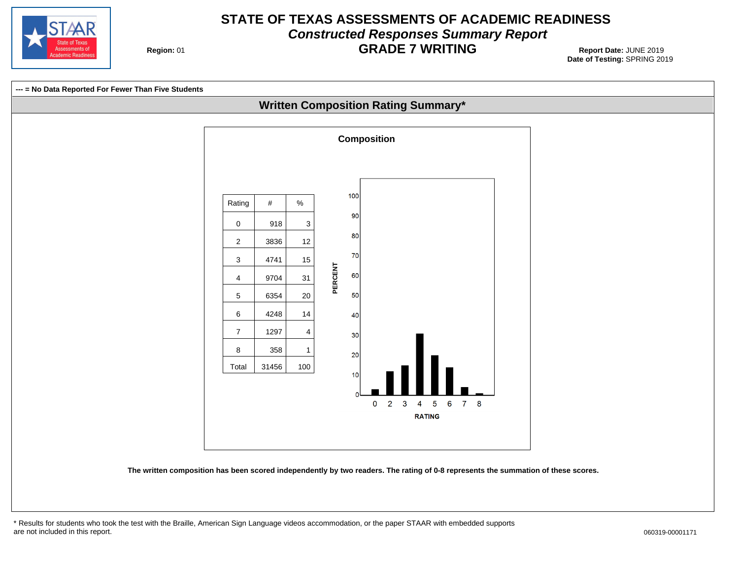# STATE OF TEXAS ASSESSMENTS OF ACADEMIC READINESS

## *Constructed Responses Summary Report*

## GRADE 7 WRITING

**Region:** 01

**Report Date:** JUNE 2019
**Date of Testing:** SPRING 2019

**--- = No Data Reported For Fewer Than Five Students**

## Written Composition Rating Summary*

### Composition

| Rating | # | % |
|---|---|---|
| 0 | 918 | 3 |
| 2 | 3836 | 12 |
| 3 | 4741 | 15 |
| 4 | 9704 | 31 |
| 5 | 6354 | 20 |
| 6 | 4248 | 14 |
| 7 | 1297 | 4 |
| 8 | 358 | 1 |
| Total | 31456 | 100 |

**The written composition has been scored independently by two readers. The rating of 0-8 represents the summation of these scores.**

\* Results for students who took the test with the Braille, American Sign Language videos accommodation, or the paper STAAR with embedded supports are not included in this report.

060319-00001171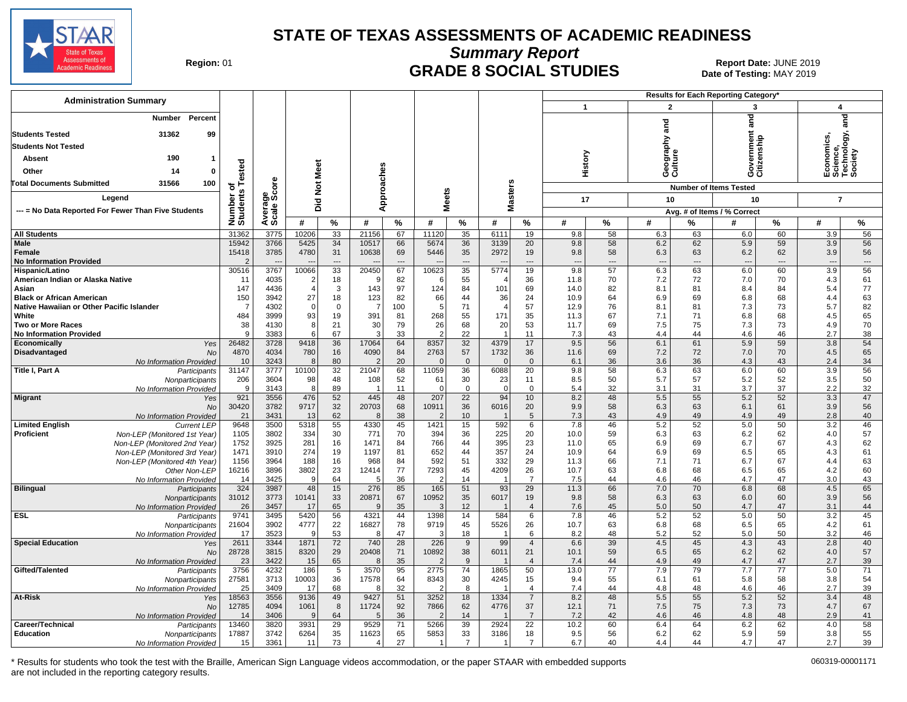# STATE OF TEXAS ASSESSMENTS OF ACADEMIC READINESS

## Summary Report

## GRADE 8 SOCIAL STUDIES

Region: 01

Report Date: JUNE 2019
Date of Testing: MAY 2019

| Administration Summary | Number | Percent |
|---|---|---|
| Students Tested | 31362 | 99 |
| Students Not Tested | | |
| Absent | 190 | 1 |
| Other | 14 | 0 |
| Total Documents Submitted | 31566 | 100 |

Legend: --- = No Data Reported For Fewer Than Five Students

Results for Each Reporting Category*: 1 = History (17 items); 2 = Geography and Culture (10 items); 3 = Government and Citizenship (10 items); 4 = Economics, Science, Technology, and Society (7 items). Reporting category values are Avg. # of Items / % Correct.

| Group | | Number of Students Tested | Average Scale Score | Did Not Meet # | Did Not Meet % | Approaches # | Approaches % | Meets # | Meets % | Masters # | Masters % | 1 History # | 1 History % | 2 Geography and Culture # | 2 Geography and Culture % | 3 Government and Citizenship # | 3 Government and Citizenship % | 4 Economics, Science, Technology, and Society # | 4 Economics, Science, Technology, and Society % |
|---|---|---|---|---|---|---|---|---|---|---|---|---|---|---|---|---|---|---|---|
| All Students | | 31362 | 3775 | 10206 | 33 | 21156 | 67 | 11120 | 35 | 6111 | 19 | 9.8 | 58 | 6.3 | 63 | 6.0 | 60 | 3.9 | 56 |
| Male | | 15942 | 3766 | 5425 | 34 | 10517 | 66 | 5674 | 36 | 3139 | 20 | 9.8 | 58 | 6.2 | 62 | 5.9 | 59 | 3.9 | 56 |
| Female | | 15418 | 3785 | 4780 | 31 | 10638 | 69 | 5446 | 35 | 2972 | 19 | 9.8 | 58 | 6.3 | 63 | 6.2 | 62 | 3.9 | 56 |
| No Information Provided | | 2 | --- | --- | --- | --- | --- | --- | --- | --- | --- | --- | --- | --- | --- | --- | --- | --- | --- |
| Hispanic/Latino | | 30516 | 3767 | 10066 | 33 | 20450 | 67 | 10623 | 35 | 5774 | 19 | 9.8 | 57 | 6.3 | 63 | 6.0 | 60 | 3.9 | 56 |
| American Indian or Alaska Native | | 11 | 4035 | 2 | 18 | 9 | 82 | 6 | 55 | 4 | 36 | 11.8 | 70 | 7.2 | 72 | 7.0 | 70 | 4.3 | 61 |
| Asian | | 147 | 4436 | 4 | 3 | 143 | 97 | 124 | 84 | 101 | 69 | 14.0 | 82 | 8.1 | 81 | 8.4 | 84 | 5.4 | 77 |
| Black or African American | | 150 | 3942 | 27 | 18 | 123 | 82 | 66 | 44 | 36 | 24 | 10.9 | 64 | 6.9 | 69 | 6.8 | 68 | 4.4 | 63 |
| Native Hawaiian or Other Pacific Islander | | 7 | 4302 | 0 | 0 | 7 | 100 | 5 | 71 | 4 | 57 | 12.9 | 76 | 8.1 | 81 | 7.3 | 73 | 5.7 | 82 |
| White | | 484 | 3999 | 93 | 19 | 391 | 81 | 268 | 55 | 171 | 35 | 11.3 | 67 | 7.1 | 71 | 6.8 | 68 | 4.5 | 65 |
| Two or More Races | | 38 | 4130 | 8 | 21 | 30 | 79 | 26 | 68 | 20 | 53 | 11.7 | 69 | 7.5 | 75 | 7.3 | 73 | 4.9 | 70 |
| No Information Provided | | 9 | 3383 | 6 | 67 | 3 | 33 | 2 | 22 | 1 | 11 | 7.3 | 43 | 4.4 | 44 | 4.6 | 46 | 2.7 | 38 |
| Economically Disadvantaged | Yes | 26482 | 3728 | 9418 | 36 | 17064 | 64 | 8357 | 32 | 4379 | 17 | 9.5 | 56 | 6.1 | 61 | 5.9 | 59 | 3.8 | 54 |
| | No | 4870 | 4034 | 780 | 16 | 4090 | 84 | 2763 | 57 | 1732 | 36 | 11.6 | 69 | 7.2 | 72 | 7.0 | 70 | 4.5 | 65 |
| | No Information Provided | 10 | 3243 | 8 | 80 | 2 | 20 | 0 | 0 | 0 | 0 | 6.1 | 36 | 3.6 | 36 | 4.3 | 43 | 2.4 | 34 |
| Title I, Part A | Participants | 31147 | 3777 | 10100 | 32 | 21047 | 68 | 11059 | 36 | 6088 | 20 | 9.8 | 58 | 6.3 | 63 | 6.0 | 60 | 3.9 | 56 |
| | Nonparticipants | 206 | 3604 | 98 | 48 | 108 | 52 | 61 | 30 | 23 | 11 | 8.5 | 50 | 5.7 | 57 | 5.2 | 52 | 3.5 | 50 |
| | No Information Provided | 9 | 3143 | 8 | 89 | 1 | 11 | 0 | 0 | 0 | 0 | 5.4 | 32 | 3.1 | 31 | 3.7 | 37 | 2.2 | 32 |
| Migrant | Yes | 921 | 3556 | 476 | 52 | 445 | 48 | 207 | 22 | 94 | 10 | 8.2 | 48 | 5.5 | 55 | 5.2 | 52 | 3.3 | 47 |
| | No | 30420 | 3782 | 9717 | 32 | 20703 | 68 | 10911 | 36 | 6016 | 20 | 9.9 | 58 | 6.3 | 63 | 6.1 | 61 | 3.9 | 56 |
| | No Information Provided | 21 | 3431 | 13 | 62 | 8 | 38 | 2 | 10 | 1 | 5 | 7.3 | 43 | 4.9 | 49 | 4.9 | 49 | 2.8 | 40 |
| Limited English Proficient | Current LEP | 9648 | 3500 | 5318 | 55 | 4330 | 45 | 1421 | 15 | 592 | 6 | 7.8 | 46 | 5.2 | 52 | 5.0 | 50 | 3.2 | 46 |
| | Non-LEP (Monitored 1st Year) | 1105 | 3802 | 334 | 30 | 771 | 70 | 394 | 36 | 225 | 20 | 10.0 | 59 | 6.3 | 63 | 6.2 | 62 | 4.0 | 57 |
| | Non-LEP (Monitored 2nd Year) | 1752 | 3925 | 281 | 16 | 1471 | 84 | 766 | 44 | 395 | 23 | 11.0 | 65 | 6.9 | 69 | 6.7 | 67 | 4.3 | 62 |
| | Non-LEP (Monitored 3rd Year) | 1471 | 3910 | 274 | 19 | 1197 | 81 | 652 | 44 | 357 | 24 | 10.9 | 64 | 6.9 | 69 | 6.5 | 65 | 4.3 | 61 |
| | Non-LEP (Monitored 4th Year) | 1156 | 3964 | 188 | 16 | 968 | 84 | 592 | 51 | 332 | 29 | 11.3 | 66 | 7.1 | 71 | 6.7 | 67 | 4.4 | 63 |
| | Other Non-LEP | 16216 | 3896 | 3802 | 23 | 12414 | 77 | 7293 | 45 | 4209 | 26 | 10.7 | 63 | 6.8 | 68 | 6.5 | 65 | 4.2 | 60 |
| | No Information Provided | 14 | 3425 | 9 | 64 | 5 | 36 | 2 | 14 | 1 | 7 | 7.5 | 44 | 4.6 | 46 | 4.7 | 47 | 3.0 | 43 |
| Bilingual | Participants | 324 | 3987 | 48 | 15 | 276 | 85 | 165 | 51 | 93 | 29 | 11.3 | 66 | 7.0 | 70 | 6.8 | 68 | 4.5 | 65 |
| | Nonparticipants | 31012 | 3773 | 10141 | 33 | 20871 | 67 | 10952 | 35 | 6017 | 19 | 9.8 | 58 | 6.3 | 63 | 6.0 | 60 | 3.9 | 56 |
| | No Information Provided | 26 | 3457 | 17 | 65 | 9 | 35 | 3 | 12 | 1 | 4 | 7.6 | 45 | 5.0 | 50 | 4.7 | 47 | 3.1 | 44 |
| ESL | Participants | 9741 | 3495 | 5420 | 56 | 4321 | 44 | 1398 | 14 | 584 | 6 | 7.8 | 46 | 5.2 | 52 | 5.0 | 50 | 3.2 | 45 |
| | Nonparticipants | 21604 | 3902 | 4777 | 22 | 16827 | 78 | 9719 | 45 | 5526 | 26 | 10.7 | 63 | 6.8 | 68 | 6.5 | 65 | 4.2 | 61 |
| | No Information Provided | 17 | 3523 | 9 | 53 | 8 | 47 | 3 | 18 | 1 | 6 | 8.2 | 48 | 5.2 | 52 | 5.0 | 50 | 3.2 | 46 |
| Special Education | Yes | 2611 | 3344 | 1871 | 72 | 740 | 28 | 226 | 9 | 99 | 4 | 6.6 | 39 | 4.5 | 45 | 4.3 | 43 | 2.8 | 40 |
| | No | 28728 | 3815 | 8320 | 29 | 20408 | 71 | 10892 | 38 | 6011 | 21 | 10.1 | 59 | 6.5 | 65 | 6.2 | 62 | 4.0 | 57 |
| | No Information Provided | 23 | 3422 | 15 | 65 | 8 | 35 | 2 | 9 | 1 | 4 | 7.4 | 44 | 4.9 | 49 | 4.7 | 47 | 2.7 | 39 |
| Gifted/Talented | Participants | 3756 | 4232 | 186 | 5 | 3570 | 95 | 2775 | 74 | 1865 | 50 | 13.0 | 77 | 7.9 | 79 | 7.7 | 77 | 5.0 | 71 |
| | Nonparticipants | 27581 | 3713 | 10003 | 36 | 17578 | 64 | 8343 | 30 | 4245 | 15 | 9.4 | 55 | 6.1 | 61 | 5.8 | 58 | 3.8 | 54 |
| | No Information Provided | 25 | 3409 | 17 | 68 | 8 | 32 | 2 | 8 | 1 | 4 | 7.4 | 44 | 4.8 | 48 | 4.6 | 46 | 2.7 | 39 |
| At-Risk | Yes | 18563 | 3556 | 9136 | 49 | 9427 | 51 | 3252 | 18 | 1334 | 7 | 8.2 | 48 | 5.5 | 55 | 5.2 | 52 | 3.4 | 48 |
| | No | 12785 | 4094 | 1061 | 8 | 11724 | 92 | 7866 | 62 | 4776 | 37 | 12.1 | 71 | 7.5 | 75 | 7.3 | 73 | 4.7 | 67 |
| | No Information Provided | 14 | 3406 | 9 | 64 | 5 | 36 | 2 | 14 | 1 | 7 | 7.2 | 42 | 4.6 | 46 | 4.8 | 48 | 2.9 | 41 |
| Career/Technical Education | Participants | 13460 | 3820 | 3931 | 29 | 9529 | 71 | 5266 | 39 | 2924 | 22 | 10.2 | 60 | 6.4 | 64 | 6.2 | 62 | 4.0 | 58 |
| | Nonparticipants | 17887 | 3742 | 6264 | 35 | 11623 | 65 | 5853 | 33 | 3186 | 18 | 9.5 | 56 | 6.2 | 62 | 5.9 | 59 | 3.8 | 55 |
| | No Information Provided | 15 | 3361 | 11 | 73 | 4 | 27 | 1 | 7 | 1 | 7 | 6.7 | 40 | 4.4 | 44 | 4.7 | 47 | 2.7 | 39 |

\* Results for students who took the test with the Braille, American Sign Language videos accommodation, or the paper STAAR with embedded supports are not included in the reporting category results.

060319-00001171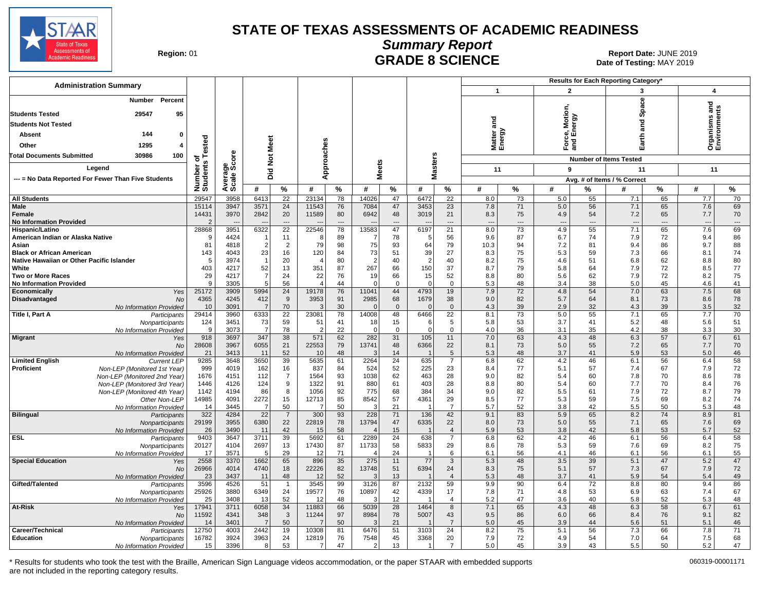# STATE OF TEXAS ASSESSMENTS OF ACADEMIC READINESS

## Summary Report

## GRADE 8 SCIENCE

Region: 01

Report Date: JUNE 2019
Date of Testing: MAY 2019

### Administration Summary

| | Number | Percent |
|---|---|---|
| Students Tested | 29547 | 95 |
| Students Not Tested | | |
| Absent | 144 | 0 |
| Other | 1295 | 4 |
| Total Documents Submitted | 30986 | 100 |

Legend

--- = No Data Reported For Fewer Than Five Students

Results for Each Reporting Category*: 1 = Matter and Energy (Number of Items Tested: 11); 2 = Force, Motion, and Energy (Number of Items Tested: 9); 3 = Earth and Space (Number of Items Tested: 11); 4 = Organisms and Environments (Number of Items Tested: 11). Values shown as Avg. # of Items / % Correct.

| Group | | Number of Students Tested | Average Scale Score | Did Not Meet # | Did Not Meet % | Approaches # | Approaches % | Meets # | Meets % | Masters # | Masters % | Cat 1 # | Cat 1 % | Cat 2 # | Cat 2 % | Cat 3 # | Cat 3 % | Cat 4 # | Cat 4 % |
|---|---|---|---|---|---|---|---|---|---|---|---|---|---|---|---|---|---|---|---|
| All Students | | 29547 | 3958 | 6413 | 22 | 23134 | 78 | 14026 | 47 | 6472 | 22 | 8.0 | 73 | 5.0 | 55 | 7.1 | 65 | 7.7 | 70 |
| Male | | 15114 | 3947 | 3571 | 24 | 11543 | 76 | 7084 | 47 | 3453 | 23 | 7.8 | 71 | 5.0 | 56 | 7.1 | 65 | 7.6 | 69 |
| Female | | 14431 | 3970 | 2842 | 20 | 11589 | 80 | 6942 | 48 | 3019 | 21 | 8.3 | 75 | 4.9 | 54 | 7.2 | 65 | 7.7 | 70 |
| No Information Provided | | 2 | --- | --- | --- | --- | --- | --- | --- | --- | --- | --- | --- | --- | --- | --- | --- | --- | --- |
| Hispanic/Latino | | 28868 | 3951 | 6322 | 22 | 22546 | 78 | 13583 | 47 | 6197 | 21 | 8.0 | 73 | 4.9 | 55 | 7.1 | 65 | 7.6 | 69 |
| American Indian or Alaska Native | | 9 | 4424 | 1 | 11 | 8 | 89 | 7 | 78 | 5 | 56 | 9.6 | 87 | 6.7 | 74 | 7.9 | 72 | 9.4 | 86 |
| Asian | | 81 | 4818 | 2 | 2 | 79 | 98 | 75 | 93 | 64 | 79 | 10.3 | 94 | 7.2 | 81 | 9.4 | 86 | 9.7 | 88 |
| Black or African American | | 143 | 4043 | 23 | 16 | 120 | 84 | 73 | 51 | 39 | 27 | 8.3 | 75 | 5.3 | 59 | 7.3 | 66 | 8.1 | 74 |
| Native Hawaiian or Other Pacific Islander | | 5 | 3974 | 1 | 20 | 4 | 80 | 2 | 40 | 2 | 40 | 8.2 | 75 | 4.6 | 51 | 6.8 | 62 | 8.8 | 80 |
| White | | 403 | 4217 | 52 | 13 | 351 | 87 | 267 | 66 | 150 | 37 | 8.7 | 79 | 5.8 | 64 | 7.9 | 72 | 8.5 | 77 |
| Two or More Races | | 29 | 4217 | 7 | 24 | 22 | 76 | 19 | 66 | 15 | 52 | 8.8 | 80 | 5.6 | 62 | 7.9 | 72 | 8.2 | 75 |
| No Information Provided | | 9 | 3305 | 5 | 56 | 4 | 44 | 0 | 0 | 0 | 0 | 5.3 | 48 | 3.4 | 38 | 5.0 | 45 | 4.6 | 41 |
| Economically Disadvantaged | Yes | 25172 | 3909 | 5994 | 24 | 19178 | 76 | 11041 | 44 | 4793 | 19 | 7.9 | 72 | 4.8 | 54 | 7.0 | 63 | 7.5 | 68 |
| | No | 4365 | 4245 | 412 | 9 | 3953 | 91 | 2985 | 68 | 1679 | 38 | 9.0 | 82 | 5.7 | 64 | 8.1 | 73 | 8.6 | 78 |
| | No Information Provided | 10 | 3091 | 7 | 70 | 3 | 30 | 0 | 0 | 0 | 0 | 4.3 | 39 | 2.9 | 32 | 4.3 | 39 | 3.5 | 32 |
| Title I, Part A | Participants | 29414 | 3960 | 6333 | 22 | 23081 | 78 | 14008 | 48 | 6466 | 22 | 8.1 | 73 | 5.0 | 55 | 7.1 | 65 | 7.7 | 70 |
| | Nonparticipants | 124 | 3451 | 73 | 59 | 51 | 41 | 18 | 15 | 6 | 5 | 5.8 | 53 | 3.7 | 41 | 5.2 | 48 | 5.6 | 51 |
| | No Information Provided | 9 | 3073 | 7 | 78 | 2 | 22 | 0 | 0 | 0 | 0 | 4.0 | 36 | 3.1 | 35 | 4.2 | 38 | 3.3 | 30 |
| Migrant | Yes | 918 | 3697 | 347 | 38 | 571 | 62 | 282 | 31 | 105 | 11 | 7.0 | 63 | 4.3 | 48 | 6.3 | 57 | 6.7 | 61 |
| | No | 28608 | 3967 | 6055 | 21 | 22553 | 79 | 13741 | 48 | 6366 | 22 | 8.1 | 73 | 5.0 | 55 | 7.2 | 65 | 7.7 | 70 |
| | No Information Provided | 21 | 3413 | 11 | 52 | 10 | 48 | 3 | 14 | 1 | 5 | 5.3 | 48 | 3.7 | 41 | 5.9 | 53 | 5.0 | 46 |
| Limited English Proficient | Current LEP | 9285 | 3648 | 3650 | 39 | 5635 | 61 | 2264 | 24 | 635 | 7 | 6.8 | 62 | 4.2 | 46 | 6.1 | 56 | 6.4 | 58 |
| | Non-LEP (Monitored 1st Year) | 999 | 4019 | 162 | 16 | 837 | 84 | 524 | 52 | 225 | 23 | 8.4 | 77 | 5.1 | 57 | 7.4 | 67 | 7.9 | 72 |
| | Non-LEP (Monitored 2nd Year) | 1676 | 4151 | 112 | 7 | 1564 | 93 | 1038 | 62 | 463 | 28 | 9.0 | 82 | 5.4 | 60 | 7.8 | 70 | 8.6 | 78 |
| | Non-LEP (Monitored 3rd Year) | 1446 | 4126 | 124 | 9 | 1322 | 91 | 880 | 61 | 403 | 28 | 8.8 | 80 | 5.4 | 60 | 7.7 | 70 | 8.4 | 76 |
| | Non-LEP (Monitored 4th Year) | 1142 | 4194 | 86 | 8 | 1056 | 92 | 775 | 68 | 384 | 34 | 9.0 | 82 | 5.5 | 61 | 7.9 | 72 | 8.7 | 79 |
| | Other Non-LEP | 14985 | 4091 | 2272 | 15 | 12713 | 85 | 8542 | 57 | 4361 | 29 | 8.5 | 77 | 5.3 | 59 | 7.5 | 69 | 8.2 | 74 |
| | No Information Provided | 14 | 3445 | 7 | 50 | 7 | 50 | 3 | 21 | 1 | 7 | 5.7 | 52 | 3.8 | 42 | 5.5 | 50 | 5.3 | 48 |
| Bilingual | Participants | 322 | 4284 | 22 | 7 | 300 | 93 | 228 | 71 | 136 | 42 | 9.1 | 83 | 5.9 | 65 | 8.2 | 74 | 8.9 | 81 |
| | Nonparticipants | 29199 | 3955 | 6380 | 22 | 22819 | 78 | 13794 | 47 | 6335 | 22 | 8.0 | 73 | 5.0 | 55 | 7.1 | 65 | 7.6 | 69 |
| | No Information Provided | 26 | 3490 | 11 | 42 | 15 | 58 | 4 | 15 | 1 | 4 | 5.9 | 53 | 3.8 | 42 | 5.8 | 53 | 5.7 | 52 |
| ESL | Participants | 9403 | 3647 | 3711 | 39 | 5692 | 61 | 2289 | 24 | 638 | 7 | 6.8 | 62 | 4.2 | 46 | 6.1 | 56 | 6.4 | 58 |
| | Nonparticipants | 20127 | 4104 | 2697 | 13 | 17430 | 87 | 11733 | 58 | 5833 | 29 | 8.6 | 78 | 5.3 | 59 | 7.6 | 69 | 8.2 | 75 |
| | No Information Provided | 17 | 3571 | 5 | 29 | 12 | 71 | 4 | 24 | 1 | 6 | 6.1 | 56 | 4.1 | 46 | 6.1 | 56 | 6.1 | 55 |
| Special Education | Yes | 2558 | 3370 | 1662 | 65 | 896 | 35 | 275 | 11 | 77 | 3 | 5.3 | 48 | 3.5 | 39 | 5.1 | 47 | 5.2 | 47 |
| | No | 26966 | 4014 | 4740 | 18 | 22226 | 82 | 13748 | 51 | 6394 | 24 | 8.3 | 75 | 5.1 | 57 | 7.3 | 67 | 7.9 | 72 |
| | No Information Provided | 23 | 3437 | 11 | 48 | 12 | 52 | 3 | 13 | 1 | 4 | 5.3 | 48 | 3.7 | 41 | 5.9 | 54 | 5.4 | 49 |
| Gifted/Talented | Participants | 3596 | 4526 | 51 | 1 | 3545 | 99 | 3126 | 87 | 2132 | 59 | 9.9 | 90 | 6.4 | 72 | 8.8 | 80 | 9.4 | 86 |
| | Nonparticipants | 25926 | 3880 | 6349 | 24 | 19577 | 76 | 10897 | 42 | 4339 | 17 | 7.8 | 71 | 4.8 | 53 | 6.9 | 63 | 7.4 | 67 |
| | No Information Provided | 25 | 3408 | 13 | 52 | 12 | 48 | 3 | 12 | 1 | 4 | 5.2 | 47 | 3.6 | 40 | 5.8 | 52 | 5.3 | 48 |
| At-Risk | Yes | 17941 | 3711 | 6058 | 34 | 11883 | 66 | 5039 | 28 | 1464 | 8 | 7.1 | 65 | 4.3 | 48 | 6.3 | 58 | 6.7 | 61 |
| | No | 11592 | 4341 | 348 | 3 | 11244 | 97 | 8984 | 78 | 5007 | 43 | 9.5 | 86 | 6.0 | 66 | 8.4 | 76 | 9.1 | 82 |
| | No Information Provided | 14 | 3401 | 7 | 50 | 7 | 50 | 3 | 21 | 1 | 7 | 5.0 | 45 | 3.9 | 44 | 5.6 | 51 | 5.1 | 46 |
| Career/Technical Education | Participants | 12750 | 4003 | 2442 | 19 | 10308 | 81 | 6476 | 51 | 3103 | 24 | 8.2 | 75 | 5.1 | 56 | 7.3 | 66 | 7.8 | 71 |
| | Nonparticipants | 16782 | 3924 | 3963 | 24 | 12819 | 76 | 7548 | 45 | 3368 | 20 | 7.9 | 72 | 4.9 | 54 | 7.0 | 64 | 7.5 | 68 |
| | No Information Provided | 15 | 3396 | 8 | 53 | 7 | 47 | 2 | 13 | 1 | 7 | 5.0 | 45 | 3.9 | 43 | 5.5 | 50 | 5.2 | 47 |

* Results for students who took the test with the Braille, American Sign Language videos accommodation, or the paper STAAR with embedded supports are not included in the reporting category results.

060319-00001171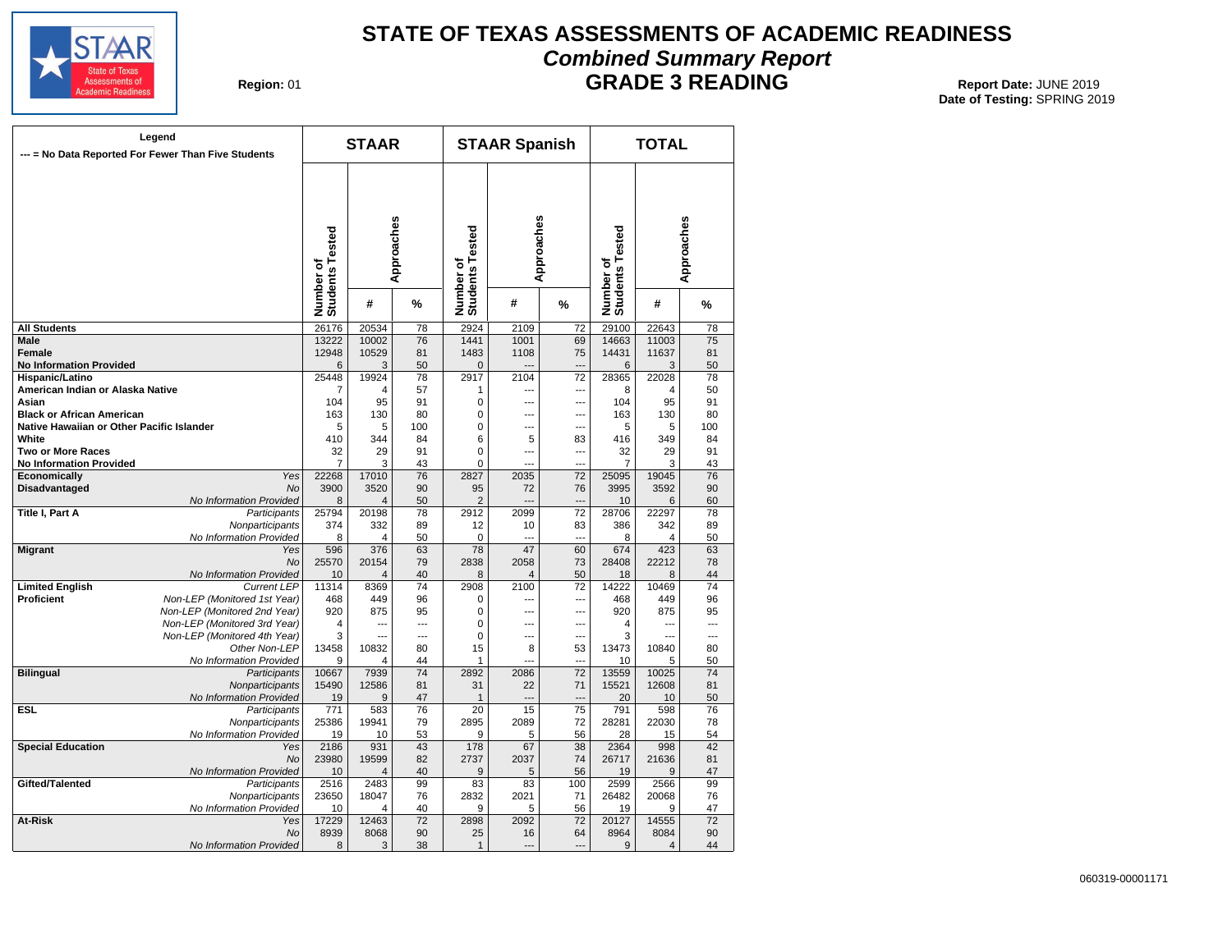# STATE OF TEXAS ASSESSMENTS OF ACADEMIC READINESS

## *Combined Summary Report*

## GRADE 3 READING

**Region:** 01

**Report Date:** JUNE 2019
**Date of Testing:** SPRING 2019

**Legend**
**--- = No Data Reported For Fewer Than Five Students**

| | | STAAR | | | STAAR Spanish | | | TOTAL | | |
|---|---|---|---|---|---|---|---|---|---|---|
| | | Number of Students Tested | Approaches | | Number of Students Tested | Approaches | | Number of Students Tested | Approaches | |
| | | | # | % | | # | % | | # | % |
| **All Students** | | 26176 | 20534 | 78 | 2924 | 2109 | 72 | 29100 | 22643 | 78 |
| **Male** | | 13222 | 10002 | 76 | 1441 | 1001 | 69 | 14663 | 11003 | 75 |
| **Female** | | 12948 | 10529 | 81 | 1483 | 1108 | 75 | 14431 | 11637 | 81 |
| **No Information Provided** | | 6 | 3 | 50 | 0 | --- | --- | 6 | 3 | 50 |
| **Hispanic/Latino** | | 25448 | 19924 | 78 | 2917 | 2104 | 72 | 28365 | 22028 | 78 |
| **American Indian or Alaska Native** | | 7 | 4 | 57 | 1 | --- | --- | 8 | 4 | 50 |
| **Asian** | | 104 | 95 | 91 | 0 | --- | --- | 104 | 95 | 91 |
| **Black or African American** | | 163 | 130 | 80 | 0 | --- | --- | 163 | 130 | 80 |
| **Native Hawaiian or Other Pacific Islander** | | 5 | 5 | 100 | 0 | --- | --- | 5 | 5 | 100 |
| **White** | | 410 | 344 | 84 | 6 | 5 | 83 | 416 | 349 | 84 |
| **Two or More Races** | | 32 | 29 | 91 | 0 | --- | --- | 32 | 29 | 91 |
| **No Information Provided** | | 7 | 3 | 43 | 0 | --- | --- | 7 | 3 | 43 |
| **Economically Disadvantaged** | *Yes* | 22268 | 17010 | 76 | 2827 | 2035 | 72 | 25095 | 19045 | 76 |
| | *No* | 3900 | 3520 | 90 | 95 | 72 | 76 | 3995 | 3592 | 90 |
| | *No Information Provided* | 8 | 4 | 50 | 2 | --- | --- | 10 | 6 | 60 |
| **Title I, Part A** | *Participants* | 25794 | 20198 | 78 | 2912 | 2099 | 72 | 28706 | 22297 | 78 |
| | *Nonparticipants* | 374 | 332 | 89 | 12 | 10 | 83 | 386 | 342 | 89 |
| | *No Information Provided* | 8 | 4 | 50 | 0 | --- | --- | 8 | 4 | 50 |
| **Migrant** | *Yes* | 596 | 376 | 63 | 78 | 47 | 60 | 674 | 423 | 63 |
| | *No* | 25570 | 20154 | 79 | 2838 | 2058 | 73 | 28408 | 22212 | 78 |
| | *No Information Provided* | 10 | 4 | 40 | 8 | 4 | 50 | 18 | 8 | 44 |
| **Limited English Proficient** | *Current LEP* | 11314 | 8369 | 74 | 2908 | 2100 | 72 | 14222 | 10469 | 74 |
| | *Non-LEP (Monitored 1st Year)* | 468 | 449 | 96 | 0 | --- | --- | 468 | 449 | 96 |
| | *Non-LEP (Monitored 2nd Year)* | 920 | 875 | 95 | 0 | --- | --- | 920 | 875 | 95 |
| | *Non-LEP (Monitored 3rd Year)* | 4 | --- | --- | 0 | --- | --- | 4 | --- | --- |
| | *Non-LEP (Monitored 4th Year)* | 3 | --- | --- | 0 | --- | --- | 3 | --- | --- |
| | *Other Non-LEP* | 13458 | 10832 | 80 | 15 | 8 | 53 | 13473 | 10840 | 80 |
| | *No Information Provided* | 9 | 4 | 44 | 1 | --- | --- | 10 | 5 | 50 |
| **Bilingual** | *Participants* | 10667 | 7939 | 74 | 2892 | 2086 | 72 | 13559 | 10025 | 74 |
| | *Nonparticipants* | 15490 | 12586 | 81 | 31 | 22 | 71 | 15521 | 12608 | 81 |
| | *No Information Provided* | 19 | 9 | 47 | 1 | --- | --- | 20 | 10 | 50 |
| **ESL** | *Participants* | 771 | 583 | 76 | 20 | 15 | 75 | 791 | 598 | 76 |
| | *Nonparticipants* | 25386 | 19941 | 79 | 2895 | 2089 | 72 | 28281 | 22030 | 78 |
| | *No Information Provided* | 19 | 10 | 53 | 9 | 5 | 56 | 28 | 15 | 54 |
| **Special Education** | *Yes* | 2186 | 931 | 43 | 178 | 67 | 38 | 2364 | 998 | 42 |
| | *No* | 23980 | 19599 | 82 | 2737 | 2037 | 74 | 26717 | 21636 | 81 |
| | *No Information Provided* | 10 | 4 | 40 | 9 | 5 | 56 | 19 | 9 | 47 |
| **Gifted/Talented** | *Participants* | 2516 | 2483 | 99 | 83 | 83 | 100 | 2599 | 2566 | 99 |
| | *Nonparticipants* | 23650 | 18047 | 76 | 2832 | 2021 | 71 | 26482 | 20068 | 76 |
| | *No Information Provided* | 10 | 4 | 40 | 9 | 5 | 56 | 19 | 9 | 47 |
| **At-Risk** | *Yes* | 17229 | 12463 | 72 | 2898 | 2092 | 72 | 20127 | 14555 | 72 |
| | *No* | 8939 | 8068 | 90 | 25 | 16 | 64 | 8964 | 8084 | 90 |
| | *No Information Provided* | 8 | 3 | 38 | 1 | --- | --- | 9 | 4 | 44 |

060319-00001171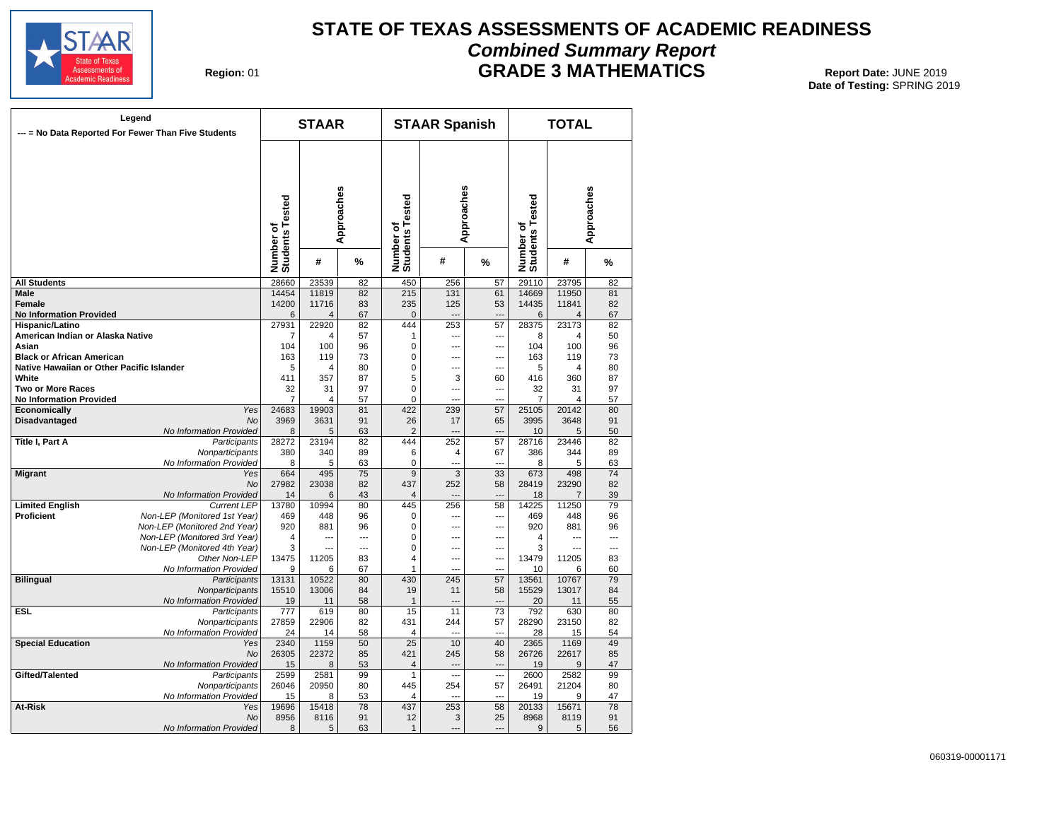# STATE OF TEXAS ASSESSMENTS OF ACADEMIC READINESS

## *Combined Summary Report*

## GRADE 3 MATHEMATICS

**Region:** 01

**Report Date:** JUNE 2019
**Date of Testing:** SPRING 2019

**Legend**
**--- = No Data Reported For Fewer Than Five Students**

| | | STAAR | | | STAAR Spanish | | | TOTAL | | |
|---|---|---|---|---|---|---|---|---|---|---|
| | | Number of Students Tested | Approaches | | Number of Students Tested | Approaches | | Number of Students Tested | Approaches | |
| | | | # | % | | # | % | | # | % |
| **All Students** | | 28660 | 23539 | 82 | 450 | 256 | 57 | 29110 | 23795 | 82 |
| **Male** | | 14454 | 11819 | 82 | 215 | 131 | 61 | 14669 | 11950 | 81 |
| **Female** | | 14200 | 11716 | 83 | 235 | 125 | 53 | 14435 | 11841 | 82 |
| **No Information Provided** | | 6 | 4 | 67 | 0 | --- | --- | 6 | 4 | 67 |
| **Hispanic/Latino** | | 27931 | 22920 | 82 | 444 | 253 | 57 | 28375 | 23173 | 82 |
| **American Indian or Alaska Native** | | 7 | 4 | 57 | 1 | --- | --- | 8 | 4 | 50 |
| **Asian** | | 104 | 100 | 96 | 0 | --- | --- | 104 | 100 | 96 |
| **Black or African American** | | 163 | 119 | 73 | 0 | --- | --- | 163 | 119 | 73 |
| **Native Hawaiian or Other Pacific Islander** | | 5 | 4 | 80 | 0 | --- | --- | 5 | 4 | 80 |
| **White** | | 411 | 357 | 87 | 5 | 3 | 60 | 416 | 360 | 87 |
| **Two or More Races** | | 32 | 31 | 97 | 0 | --- | --- | 32 | 31 | 97 |
| **No Information Provided** | | 7 | 4 | 57 | 0 | --- | --- | 7 | 4 | 57 |
| **Economically Disadvantaged** | *Yes* | 24683 | 19903 | 81 | 422 | 239 | 57 | 25105 | 20142 | 80 |
| | *No* | 3969 | 3631 | 91 | 26 | 17 | 65 | 3995 | 3648 | 91 |
| | *No Information Provided* | 8 | 5 | 63 | 2 | --- | --- | 10 | 5 | 50 |
| **Title I, Part A** | *Participants* | 28272 | 23194 | 82 | 444 | 252 | 57 | 28716 | 23446 | 82 |
| | *Nonparticipants* | 380 | 340 | 89 | 6 | 4 | 67 | 386 | 344 | 89 |
| | *No Information Provided* | 8 | 5 | 63 | 0 | --- | --- | 8 | 5 | 63 |
| **Migrant** | *Yes* | 664 | 495 | 75 | 9 | 3 | 33 | 673 | 498 | 74 |
| | *No* | 27982 | 23038 | 82 | 437 | 252 | 58 | 28419 | 23290 | 82 |
| | *No Information Provided* | 14 | 6 | 43 | 4 | --- | --- | 18 | 7 | 39 |
| **Limited English Proficient** | *Current LEP* | 13780 | 10994 | 80 | 445 | 256 | 58 | 14225 | 11250 | 79 |
| | *Non-LEP (Monitored 1st Year)* | 469 | 448 | 96 | 0 | --- | --- | 469 | 448 | 96 |
| | *Non-LEP (Monitored 2nd Year)* | 920 | 881 | 96 | 0 | --- | --- | 920 | 881 | 96 |
| | *Non-LEP (Monitored 3rd Year)* | 4 | --- | --- | 0 | --- | --- | 4 | --- | --- |
| | *Non-LEP (Monitored 4th Year)* | 3 | --- | --- | 0 | --- | --- | 3 | --- | --- |
| | *Other Non-LEP* | 13475 | 11205 | 83 | 4 | --- | --- | 13479 | 11205 | 83 |
| | *No Information Provided* | 9 | 6 | 67 | 1 | --- | --- | 10 | 6 | 60 |
| **Bilingual** | *Participants* | 13131 | 10522 | 80 | 430 | 245 | 57 | 13561 | 10767 | 79 |
| | *Nonparticipants* | 15510 | 13006 | 84 | 19 | 11 | 58 | 15529 | 13017 | 84 |
| | *No Information Provided* | 19 | 11 | 58 | 1 | --- | --- | 20 | 11 | 55 |
| **ESL** | *Participants* | 777 | 619 | 80 | 15 | 11 | 73 | 792 | 630 | 80 |
| | *Nonparticipants* | 27859 | 22906 | 82 | 431 | 244 | 57 | 28290 | 23150 | 82 |
| | *No Information Provided* | 24 | 14 | 58 | 4 | --- | --- | 28 | 15 | 54 |
| **Special Education** | *Yes* | 2340 | 1159 | 50 | 25 | 10 | 40 | 2365 | 1169 | 49 |
| | *No* | 26305 | 22372 | 85 | 421 | 245 | 58 | 26726 | 22617 | 85 |
| | *No Information Provided* | 15 | 8 | 53 | 4 | --- | --- | 19 | 9 | 47 |
| **Gifted/Talented** | *Participants* | 2599 | 2581 | 99 | 1 | --- | --- | 2600 | 2582 | 99 |
| | *Nonparticipants* | 26046 | 20950 | 80 | 445 | 254 | 57 | 26491 | 21204 | 80 |
| | *No Information Provided* | 15 | 8 | 53 | 4 | --- | --- | 19 | 9 | 47 |
| **At-Risk** | *Yes* | 19696 | 15418 | 78 | 437 | 253 | 58 | 20133 | 15671 | 78 |
| | *No* | 8956 | 8116 | 91 | 12 | 3 | 25 | 8968 | 8119 | 91 |
| | *No Information Provided* | 8 | 5 | 63 | 1 | --- | --- | 9 | 5 | 56 |

060319-00001171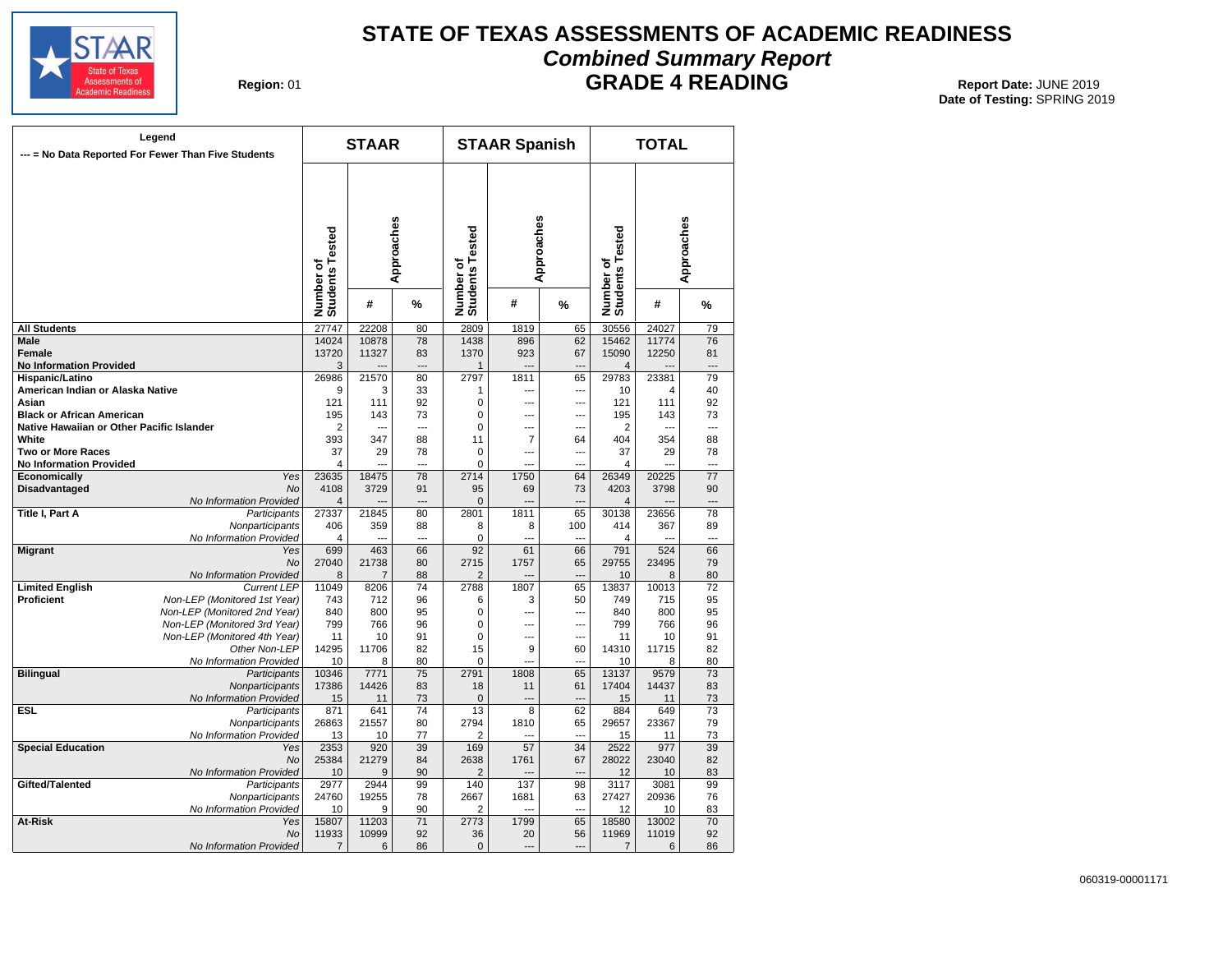# STATE OF TEXAS ASSESSMENTS OF ACADEMIC READINESS

## *Combined Summary Report*

## GRADE 4 READING

**Region:** 01

**Report Date:** JUNE 2019
**Date of Testing:** SPRING 2019

**Legend**
**--- = No Data Reported For Fewer Than Five Students**

| | | STAAR | | | STAAR Spanish | | | TOTAL | | |
|---|---|---|---|---|---|---|---|---|---|---|
| | | Number of Students Tested | Approaches | | Number of Students Tested | Approaches | | Number of Students Tested | Approaches | |
| | | | # | % | | # | % | | # | % |
| **All Students** | | 27747 | 22208 | 80 | 2809 | 1819 | 65 | 30556 | 24027 | 79 |
| **Male** | | 14024 | 10878 | 78 | 1438 | 896 | 62 | 15462 | 11774 | 76 |
| **Female** | | 13720 | 11327 | 83 | 1370 | 923 | 67 | 15090 | 12250 | 81 |
| **No Information Provided** | | 3 | --- | --- | 1 | --- | --- | 4 | --- | --- |
| **Hispanic/Latino** | | 26986 | 21570 | 80 | 2797 | 1811 | 65 | 29783 | 23381 | 79 |
| **American Indian or Alaska Native** | | 9 | 3 | 33 | 1 | --- | --- | 10 | 4 | 40 |
| **Asian** | | 121 | 111 | 92 | 0 | --- | --- | 121 | 111 | 92 |
| **Black or African American** | | 195 | 143 | 73 | 0 | --- | --- | 195 | 143 | 73 |
| **Native Hawaiian or Other Pacific Islander** | | 2 | --- | --- | 0 | --- | --- | 2 | --- | --- |
| **White** | | 393 | 347 | 88 | 11 | 7 | 64 | 404 | 354 | 88 |
| **Two or More Races** | | 37 | 29 | 78 | 0 | --- | --- | 37 | 29 | 78 |
| **No Information Provided** | | 4 | --- | --- | 0 | --- | --- | 4 | --- | --- |
| **Economically Disadvantaged** | *Yes* | 23635 | 18475 | 78 | 2714 | 1750 | 64 | 26349 | 20225 | 77 |
| | *No* | 4108 | 3729 | 91 | 95 | 69 | 73 | 4203 | 3798 | 90 |
| | *No Information Provided* | 4 | --- | --- | 0 | --- | --- | 4 | --- | --- |
| **Title I, Part A** | *Participants* | 27337 | 21845 | 80 | 2801 | 1811 | 65 | 30138 | 23656 | 78 |
| | *Nonparticipants* | 406 | 359 | 88 | 8 | 8 | 100 | 414 | 367 | 89 |
| | *No Information Provided* | 4 | --- | --- | 0 | --- | --- | 4 | --- | --- |
| **Migrant** | *Yes* | 699 | 463 | 66 | 92 | 61 | 66 | 791 | 524 | 66 |
| | *No* | 27040 | 21738 | 80 | 2715 | 1757 | 65 | 29755 | 23495 | 79 |
| | *No Information Provided* | 8 | 7 | 88 | 2 | --- | --- | 10 | 8 | 80 |
| **Limited English Proficient** | *Current LEP* | 11049 | 8206 | 74 | 2788 | 1807 | 65 | 13837 | 10013 | 72 |
| | *Non-LEP (Monitored 1st Year)* | 743 | 712 | 96 | 6 | 3 | 50 | 749 | 715 | 95 |
| | *Non-LEP (Monitored 2nd Year)* | 840 | 800 | 95 | 0 | --- | --- | 840 | 800 | 95 |
| | *Non-LEP (Monitored 3rd Year)* | 799 | 766 | 96 | 0 | --- | --- | 799 | 766 | 96 |
| | *Non-LEP (Monitored 4th Year)* | 11 | 10 | 91 | 0 | --- | --- | 11 | 10 | 91 |
| | *Other Non-LEP* | 14295 | 11706 | 82 | 15 | 9 | 60 | 14310 | 11715 | 82 |
| | *No Information Provided* | 10 | 8 | 80 | 0 | --- | --- | 10 | 8 | 80 |
| **Bilingual** | *Participants* | 10346 | 7771 | 75 | 2791 | 1808 | 65 | 13137 | 9579 | 73 |
| | *Nonparticipants* | 17386 | 14426 | 83 | 18 | 11 | 61 | 17404 | 14437 | 83 |
| | *No Information Provided* | 15 | 11 | 73 | 0 | --- | --- | 15 | 11 | 73 |
| **ESL** | *Participants* | 871 | 641 | 74 | 13 | 8 | 62 | 884 | 649 | 73 |
| | *Nonparticipants* | 26863 | 21557 | 80 | 2794 | 1810 | 65 | 29657 | 23367 | 79 |
| | *No Information Provided* | 13 | 10 | 77 | 2 | --- | --- | 15 | 11 | 73 |
| **Special Education** | *Yes* | 2353 | 920 | 39 | 169 | 57 | 34 | 2522 | 977 | 39 |
| | *No* | 25384 | 21279 | 84 | 2638 | 1761 | 67 | 28022 | 23040 | 82 |
| | *No Information Provided* | 10 | 9 | 90 | 2 | --- | --- | 12 | 10 | 83 |
| **Gifted/Talented** | *Participants* | 2977 | 2944 | 99 | 140 | 137 | 98 | 3117 | 3081 | 99 |
| | *Nonparticipants* | 24760 | 19255 | 78 | 2667 | 1681 | 63 | 27427 | 20936 | 76 |
| | *No Information Provided* | 10 | 9 | 90 | 2 | --- | --- | 12 | 10 | 83 |
| **At-Risk** | *Yes* | 15807 | 11203 | 71 | 2773 | 1799 | 65 | 18580 | 13002 | 70 |
| | *No* | 11933 | 10999 | 92 | 36 | 20 | 56 | 11969 | 11019 | 92 |
| | *No Information Provided* | 7 | 6 | 86 | 0 | --- | --- | 7 | 6 | 86 |

060319-00001171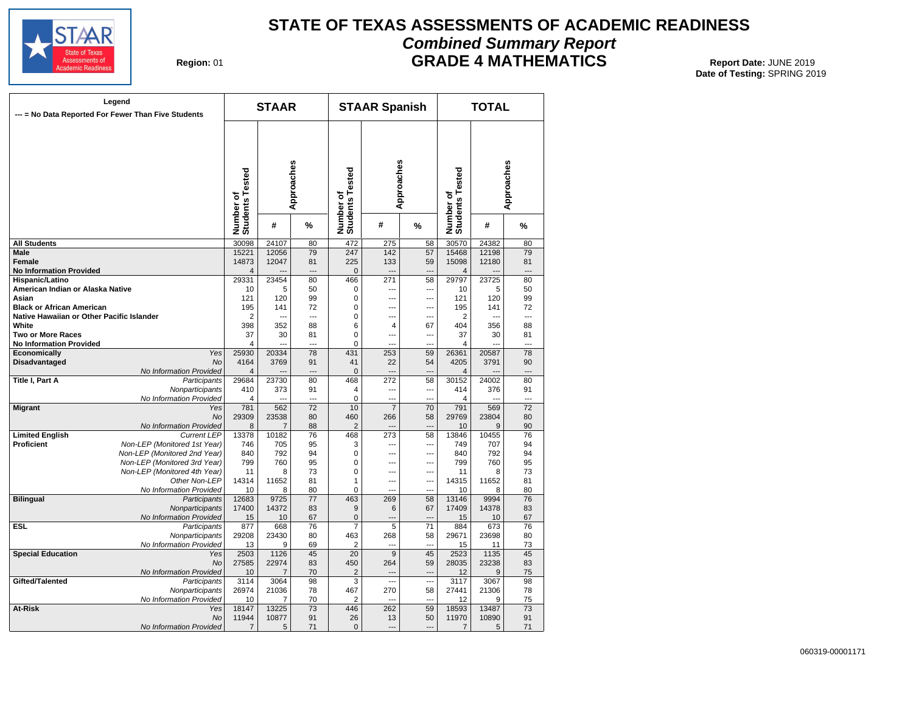# STATE OF TEXAS ASSESSMENTS OF ACADEMIC READINESS

## *Combined Summary Report*

## GRADE 4 MATHEMATICS

**Region:** 01

**Report Date:** JUNE 2019
**Date of Testing:** SPRING 2019

**Legend**
**--- = No Data Reported For Fewer Than Five Students**

| | | STAAR | | | STAAR Spanish | | | TOTAL | | |
|---|---|---|---|---|---|---|---|---|---|---|
| | | Number of Students Tested | Approaches | | Number of Students Tested | Approaches | | Number of Students Tested | Approaches | |
| | | | # | % | | # | % | | # | % |
| **All Students** | | 30098 | 24107 | 80 | 472 | 275 | 58 | 30570 | 24382 | 80 |
| **Male** | | 15221 | 12056 | 79 | 247 | 142 | 57 | 15468 | 12198 | 79 |
| **Female** | | 14873 | 12047 | 81 | 225 | 133 | 59 | 15098 | 12180 | 81 |
| **No Information Provided** | | 4 | --- | --- | 0 | --- | --- | 4 | --- | --- |
| **Hispanic/Latino** | | 29331 | 23454 | 80 | 466 | 271 | 58 | 29797 | 23725 | 80 |
| **American Indian or Alaska Native** | | 10 | 5 | 50 | 0 | --- | --- | 10 | 5 | 50 |
| **Asian** | | 121 | 120 | 99 | 0 | --- | --- | 121 | 120 | 99 |
| **Black or African American** | | 195 | 141 | 72 | 0 | --- | --- | 195 | 141 | 72 |
| **Native Hawaiian or Other Pacific Islander** | | 2 | --- | --- | 0 | --- | --- | 2 | --- | --- |
| **White** | | 398 | 352 | 88 | 6 | 4 | 67 | 404 | 356 | 88 |
| **Two or More Races** | | 37 | 30 | 81 | 0 | --- | --- | 37 | 30 | 81 |
| **No Information Provided** | | 4 | --- | --- | 0 | --- | --- | 4 | --- | --- |
| **Economically Disadvantaged** | *Yes* | 25930 | 20334 | 78 | 431 | 253 | 59 | 26361 | 20587 | 78 |
| | *No* | 4164 | 3769 | 91 | 41 | 22 | 54 | 4205 | 3791 | 90 |
| | *No Information Provided* | 4 | --- | --- | 0 | --- | --- | 4 | --- | --- |
| **Title I, Part A** | *Participants* | 29684 | 23730 | 80 | 468 | 272 | 58 | 30152 | 24002 | 80 |
| | *Nonparticipants* | 410 | 373 | 91 | 4 | --- | --- | 414 | 376 | 91 |
| | *No Information Provided* | 4 | --- | --- | 0 | --- | --- | 4 | --- | --- |
| **Migrant** | *Yes* | 781 | 562 | 72 | 10 | 7 | 70 | 791 | 569 | 72 |
| | *No* | 29309 | 23538 | 80 | 460 | 266 | 58 | 29769 | 23804 | 80 |
| | *No Information Provided* | 8 | 7 | 88 | 2 | --- | --- | 10 | 9 | 90 |
| **Limited English Proficient** | *Current LEP* | 13378 | 10182 | 76 | 468 | 273 | 58 | 13846 | 10455 | 76 |
| | *Non-LEP (Monitored 1st Year)* | 746 | 705 | 95 | 3 | --- | --- | 749 | 707 | 94 |
| | *Non-LEP (Monitored 2nd Year)* | 840 | 792 | 94 | 0 | --- | --- | 840 | 792 | 94 |
| | *Non-LEP (Monitored 3rd Year)* | 799 | 760 | 95 | 0 | --- | --- | 799 | 760 | 95 |
| | *Non-LEP (Monitored 4th Year)* | 11 | 8 | 73 | 0 | --- | --- | 11 | 8 | 73 |
| | *Other Non-LEP* | 14314 | 11652 | 81 | 1 | --- | --- | 14315 | 11652 | 81 |
| | *No Information Provided* | 10 | 8 | 80 | 0 | --- | --- | 10 | 8 | 80 |
| **Bilingual** | *Participants* | 12683 | 9725 | 77 | 463 | 269 | 58 | 13146 | 9994 | 76 |
| | *Nonparticipants* | 17400 | 14372 | 83 | 9 | 6 | 67 | 17409 | 14378 | 83 |
| | *No Information Provided* | 15 | 10 | 67 | 0 | --- | --- | 15 | 10 | 67 |
| **ESL** | *Participants* | 877 | 668 | 76 | 7 | 5 | 71 | 884 | 673 | 76 |
| | *Nonparticipants* | 29208 | 23430 | 80 | 463 | 268 | 58 | 29671 | 23698 | 80 |
| | *No Information Provided* | 13 | 9 | 69 | 2 | --- | --- | 15 | 11 | 73 |
| **Special Education** | *Yes* | 2503 | 1126 | 45 | 20 | 9 | 45 | 2523 | 1135 | 45 |
| | *No* | 27585 | 22974 | 83 | 450 | 264 | 59 | 28035 | 23238 | 83 |
| | *No Information Provided* | 10 | 7 | 70 | 2 | --- | --- | 12 | 9 | 75 |
| **Gifted/Talented** | *Participants* | 3114 | 3064 | 98 | 3 | --- | --- | 3117 | 3067 | 98 |
| | *Nonparticipants* | 26974 | 21036 | 78 | 467 | 270 | 58 | 27441 | 21306 | 78 |
| | *No Information Provided* | 10 | 7 | 70 | 2 | --- | --- | 12 | 9 | 75 |
| **At-Risk** | *Yes* | 18147 | 13225 | 73 | 446 | 262 | 59 | 18593 | 13487 | 73 |
| | *No* | 11944 | 10877 | 91 | 26 | 13 | 50 | 11970 | 10890 | 91 |
| | *No Information Provided* | 7 | 5 | 71 | 0 | --- | --- | 7 | 5 | 71 |

060319-00001171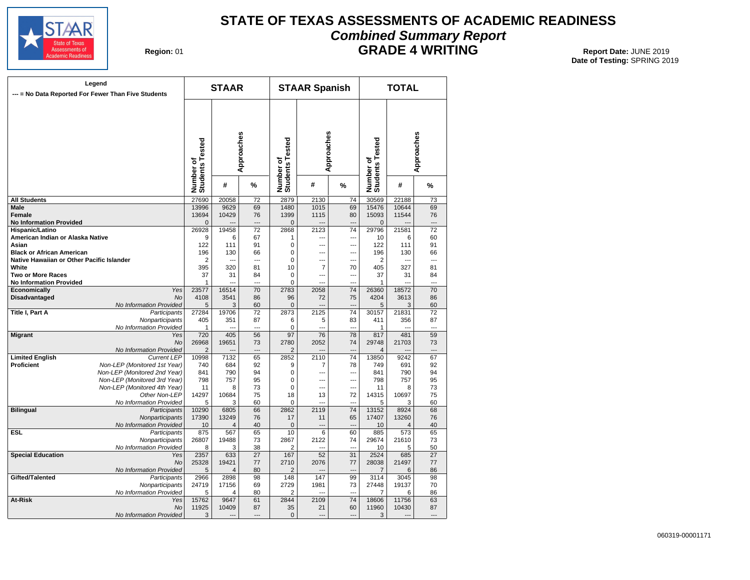# STATE OF TEXAS ASSESSMENTS OF ACADEMIC READINESS

## *Combined Summary Report*

## GRADE 4 WRITING

**Region:** 01

**Report Date:** JUNE 2019
**Date of Testing:** SPRING 2019

Legend: --- = No Data Reported For Fewer Than Five Students

| | | STAAR | | | STAAR Spanish | | | TOTAL | | |
|---|---|---|---|---|---|---|---|---|---|---|
| | | Number of Students Tested | Approaches # | Approaches % | Number of Students Tested | Approaches # | Approaches % | Number of Students Tested | Approaches # | Approaches % |
| **All Students** | | 27690 | 20058 | 72 | 2879 | 2130 | 74 | 30569 | 22188 | 73 |
| **Male** | | 13996 | 9629 | 69 | 1480 | 1015 | 69 | 15476 | 10644 | 69 |
| **Female** | | 13694 | 10429 | 76 | 1399 | 1115 | 80 | 15093 | 11544 | 76 |
| **No Information Provided** | | 0 | --- | --- | 0 | --- | --- | 0 | --- | --- |
| **Hispanic/Latino** | | 26928 | 19458 | 72 | 2868 | 2123 | 74 | 29796 | 21581 | 72 |
| **American Indian or Alaska Native** | | 9 | 6 | 67 | 1 | --- | --- | 10 | 6 | 60 |
| **Asian** | | 122 | 111 | 91 | 0 | --- | --- | 122 | 111 | 91 |
| **Black or African American** | | 196 | 130 | 66 | 0 | --- | --- | 196 | 130 | 66 |
| **Native Hawaiian or Other Pacific Islander** | | 2 | --- | --- | 0 | --- | --- | 2 | --- | --- |
| **White** | | 395 | 320 | 81 | 10 | 7 | 70 | 405 | 327 | 81 |
| **Two or More Races** | | 37 | 31 | 84 | 0 | --- | --- | 37 | 31 | 84 |
| **No Information Provided** | | 1 | --- | --- | 0 | --- | --- | 1 | --- | --- |
| **Economically Disadvantaged** | *Yes* | 23577 | 16514 | 70 | 2783 | 2058 | 74 | 26360 | 18572 | 70 |
| | *No* | 4108 | 3541 | 86 | 96 | 72 | 75 | 4204 | 3613 | 86 |
| | *No Information Provided* | 5 | 3 | 60 | 0 | --- | --- | 5 | 3 | 60 |
| **Title I, Part A** | *Participants* | 27284 | 19706 | 72 | 2873 | 2125 | 74 | 30157 | 21831 | 72 |
| | *Nonparticipants* | 405 | 351 | 87 | 6 | 5 | 83 | 411 | 356 | 87 |
| | *No Information Provided* | 1 | --- | --- | 0 | --- | --- | 1 | --- | --- |
| **Migrant** | *Yes* | 720 | 405 | 56 | 97 | 76 | 78 | 817 | 481 | 59 |
| | *No* | 26968 | 19651 | 73 | 2780 | 2052 | 74 | 29748 | 21703 | 73 |
| | *No Information Provided* | 2 | --- | --- | 2 | --- | --- | 4 | --- | --- |
| **Limited English Proficient** | *Current LEP* | 10998 | 7132 | 65 | 2852 | 2110 | 74 | 13850 | 9242 | 67 |
| | *Non-LEP (Monitored 1st Year)* | 740 | 684 | 92 | 9 | 7 | 78 | 749 | 691 | 92 |
| | *Non-LEP (Monitored 2nd Year)* | 841 | 790 | 94 | 0 | --- | --- | 841 | 790 | 94 |
| | *Non-LEP (Monitored 3rd Year)* | 798 | 757 | 95 | 0 | --- | --- | 798 | 757 | 95 |
| | *Non-LEP (Monitored 4th Year)* | 11 | 8 | 73 | 0 | --- | --- | 11 | 8 | 73 |
| | *Other Non-LEP* | 14297 | 10684 | 75 | 18 | 13 | 72 | 14315 | 10697 | 75 |
| | *No Information Provided* | 5 | 3 | 60 | 0 | --- | --- | 5 | 3 | 60 |
| **Bilingual** | *Participants* | 10290 | 6805 | 66 | 2862 | 2119 | 74 | 13152 | 8924 | 68 |
| | *Nonparticipants* | 17390 | 13249 | 76 | 17 | 11 | 65 | 17407 | 13260 | 76 |
| | *No Information Provided* | 10 | 4 | 40 | 0 | --- | --- | 10 | 4 | 40 |
| **ESL** | *Participants* | 875 | 567 | 65 | 10 | 6 | 60 | 885 | 573 | 65 |
| | *Nonparticipants* | 26807 | 19488 | 73 | 2867 | 2122 | 74 | 29674 | 21610 | 73 |
| | *No Information Provided* | 8 | 3 | 38 | 2 | --- | --- | 10 | 5 | 50 |
| **Special Education** | *Yes* | 2357 | 633 | 27 | 167 | 52 | 31 | 2524 | 685 | 27 |
| | *No* | 25328 | 19421 | 77 | 2710 | 2076 | 77 | 28038 | 21497 | 77 |
| | *No Information Provided* | 5 | 4 | 80 | 2 | --- | --- | 7 | 6 | 86 |
| **Gifted/Talented** | *Participants* | 2966 | 2898 | 98 | 148 | 147 | 99 | 3114 | 3045 | 98 |
| | *Nonparticipants* | 24719 | 17156 | 69 | 2729 | 1981 | 73 | 27448 | 19137 | 70 |
| | *No Information Provided* | 5 | 4 | 80 | 2 | --- | --- | 7 | 6 | 86 |
| **At-Risk** | *Yes* | 15762 | 9647 | 61 | 2844 | 2109 | 74 | 18606 | 11756 | 63 |
| | *No* | 11925 | 10409 | 87 | 35 | 21 | 60 | 11960 | 10430 | 87 |
| | *No Information Provided* | 3 | --- | --- | 0 | --- | --- | 3 | --- | --- |

060319-00001171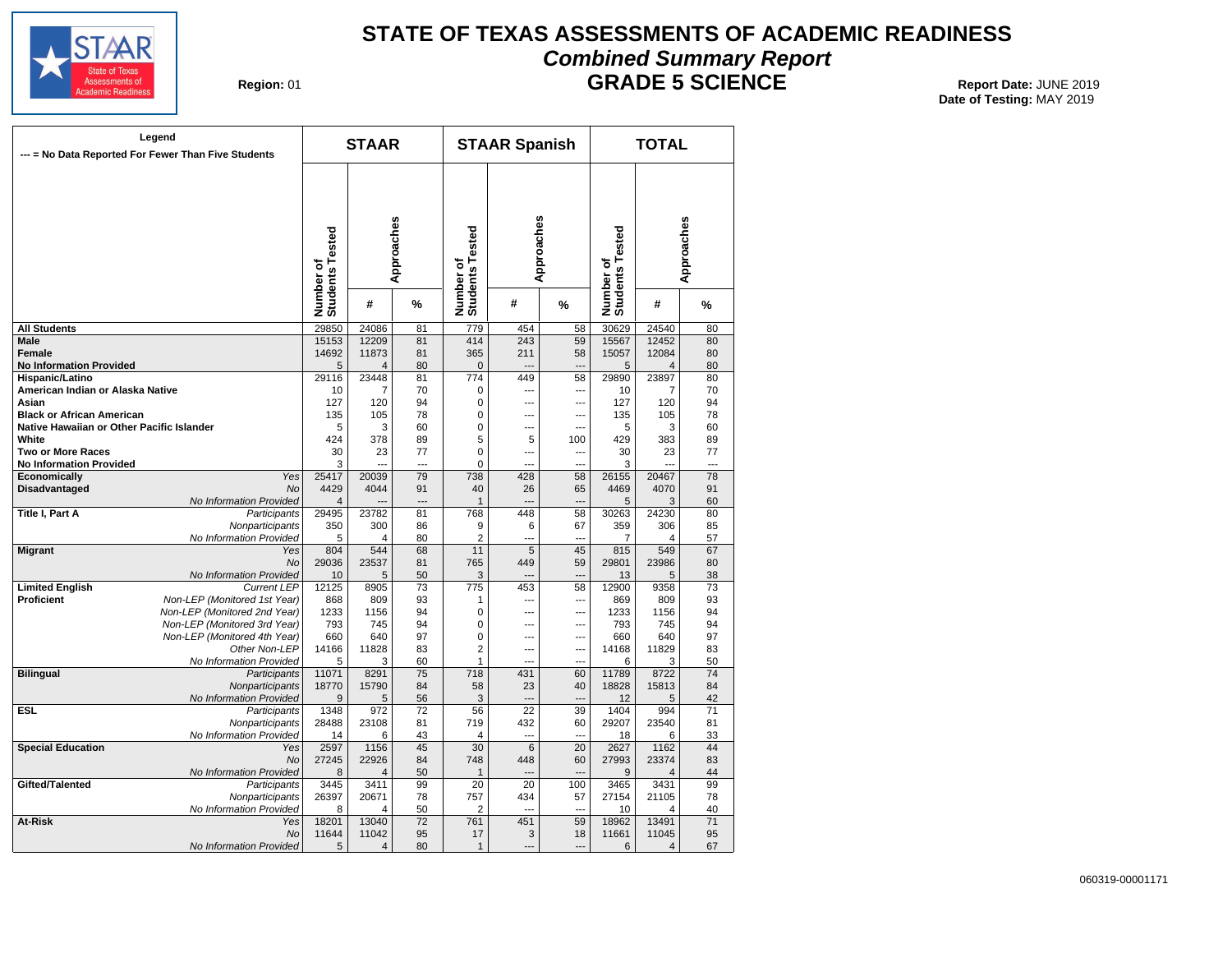# STATE OF TEXAS ASSESSMENTS OF ACADEMIC READINESS

## *Combined Summary Report*

## GRADE 5 SCIENCE

**Region:** 01

**Report Date:** JUNE 2019
**Date of Testing:** MAY 2019

Legend
--- = No Data Reported For Fewer Than Five Students

| | | STAAR | | | STAAR Spanish | | | TOTAL | | |
|---|---|---|---|---|---|---|---|---|---|---|
| | | Number of Students Tested | Approaches | | Number of Students Tested | Approaches | | Number of Students Tested | Approaches | |
| | | | # | % | | # | % | | # | % |
| **All Students** | | 29850 | 24086 | 81 | 779 | 454 | 58 | 30629 | 24540 | 80 |
| **Male** | | 15153 | 12209 | 81 | 414 | 243 | 59 | 15567 | 12452 | 80 |
| **Female** | | 14692 | 11873 | 81 | 365 | 211 | 58 | 15057 | 12084 | 80 |
| **No Information Provided** | | 5 | 4 | 80 | 0 | --- | --- | 5 | 4 | 80 |
| **Hispanic/Latino** | | 29116 | 23448 | 81 | 774 | 449 | 58 | 29890 | 23897 | 80 |
| **American Indian or Alaska Native** | | 10 | 7 | 70 | 0 | --- | --- | 10 | 7 | 70 |
| **Asian** | | 127 | 120 | 94 | 0 | --- | --- | 127 | 120 | 94 |
| **Black or African American** | | 135 | 105 | 78 | 0 | --- | --- | 135 | 105 | 78 |
| **Native Hawaiian or Other Pacific Islander** | | 5 | 3 | 60 | 0 | --- | --- | 5 | 3 | 60 |
| **White** | | 424 | 378 | 89 | 5 | 5 | 100 | 429 | 383 | 89 |
| **Two or More Races** | | 30 | 23 | 77 | 0 | --- | --- | 30 | 23 | 77 |
| **No Information Provided** | | 3 | --- | --- | 0 | --- | --- | 3 | --- | --- |
| **Economically Disadvantaged** | *Yes* | 25417 | 20039 | 79 | 738 | 428 | 58 | 26155 | 20467 | 78 |
| | *No* | 4429 | 4044 | 91 | 40 | 26 | 65 | 4469 | 4070 | 91 |
| | *No Information Provided* | 4 | --- | --- | 1 | --- | --- | 5 | 3 | 60 |
| **Title I, Part A** | *Participants* | 29495 | 23782 | 81 | 768 | 448 | 58 | 30263 | 24230 | 80 |
| | *Nonparticipants* | 350 | 300 | 86 | 9 | 6 | 67 | 359 | 306 | 85 |
| | *No Information Provided* | 5 | 4 | 80 | 2 | --- | --- | 7 | 4 | 57 |
| **Migrant** | *Yes* | 804 | 544 | 68 | 11 | 5 | 45 | 815 | 549 | 67 |
| | *No* | 29036 | 23537 | 81 | 765 | 449 | 59 | 29801 | 23986 | 80 |
| | *No Information Provided* | 10 | 5 | 50 | 3 | --- | --- | 13 | 5 | 38 |
| **Limited English Proficient** | *Current LEP* | 12125 | 8905 | 73 | 775 | 453 | 58 | 12900 | 9358 | 73 |
| | *Non-LEP (Monitored 1st Year)* | 868 | 809 | 93 | 1 | --- | --- | 869 | 809 | 93 |
| | *Non-LEP (Monitored 2nd Year)* | 1233 | 1156 | 94 | 0 | --- | --- | 1233 | 1156 | 94 |
| | *Non-LEP (Monitored 3rd Year)* | 793 | 745 | 94 | 0 | --- | --- | 793 | 745 | 94 |
| | *Non-LEP (Monitored 4th Year)* | 660 | 640 | 97 | 0 | --- | --- | 660 | 640 | 97 |
| | *Other Non-LEP* | 14166 | 11828 | 83 | 2 | --- | --- | 14168 | 11829 | 83 |
| | *No Information Provided* | 5 | 3 | 60 | 1 | --- | --- | 6 | 3 | 50 |
| **Bilingual** | *Participants* | 11071 | 8291 | 75 | 718 | 431 | 60 | 11789 | 8722 | 74 |
| | *Nonparticipants* | 18770 | 15790 | 84 | 58 | 23 | 40 | 18828 | 15813 | 84 |
| | *No Information Provided* | 9 | 5 | 56 | 3 | --- | --- | 12 | 5 | 42 |
| **ESL** | *Participants* | 1348 | 972 | 72 | 56 | 22 | 39 | 1404 | 994 | 71 |
| | *Nonparticipants* | 28488 | 23108 | 81 | 719 | 432 | 60 | 29207 | 23540 | 81 |
| | *No Information Provided* | 14 | 6 | 43 | 4 | --- | --- | 18 | 6 | 33 |
| **Special Education** | *Yes* | 2597 | 1156 | 45 | 30 | 6 | 20 | 2627 | 1162 | 44 |
| | *No* | 27245 | 22926 | 84 | 748 | 448 | 60 | 27993 | 23374 | 83 |
| | *No Information Provided* | 8 | 4 | 50 | 1 | --- | --- | 9 | 4 | 44 |
| **Gifted/Talented** | *Participants* | 3445 | 3411 | 99 | 20 | 20 | 100 | 3465 | 3431 | 99 |
| | *Nonparticipants* | 26397 | 20671 | 78 | 757 | 434 | 57 | 27154 | 21105 | 78 |
| | *No Information Provided* | 8 | 4 | 50 | 2 | --- | --- | 10 | 4 | 40 |
| **At-Risk** | *Yes* | 18201 | 13040 | 72 | 761 | 451 | 59 | 18962 | 13491 | 71 |
| | *No* | 11644 | 11042 | 95 | 17 | 3 | 18 | 11661 | 11045 | 95 |
| | *No Information Provided* | 5 | 4 | 80 | 1 | --- | --- | 6 | 4 | 67 |

060319-00001171